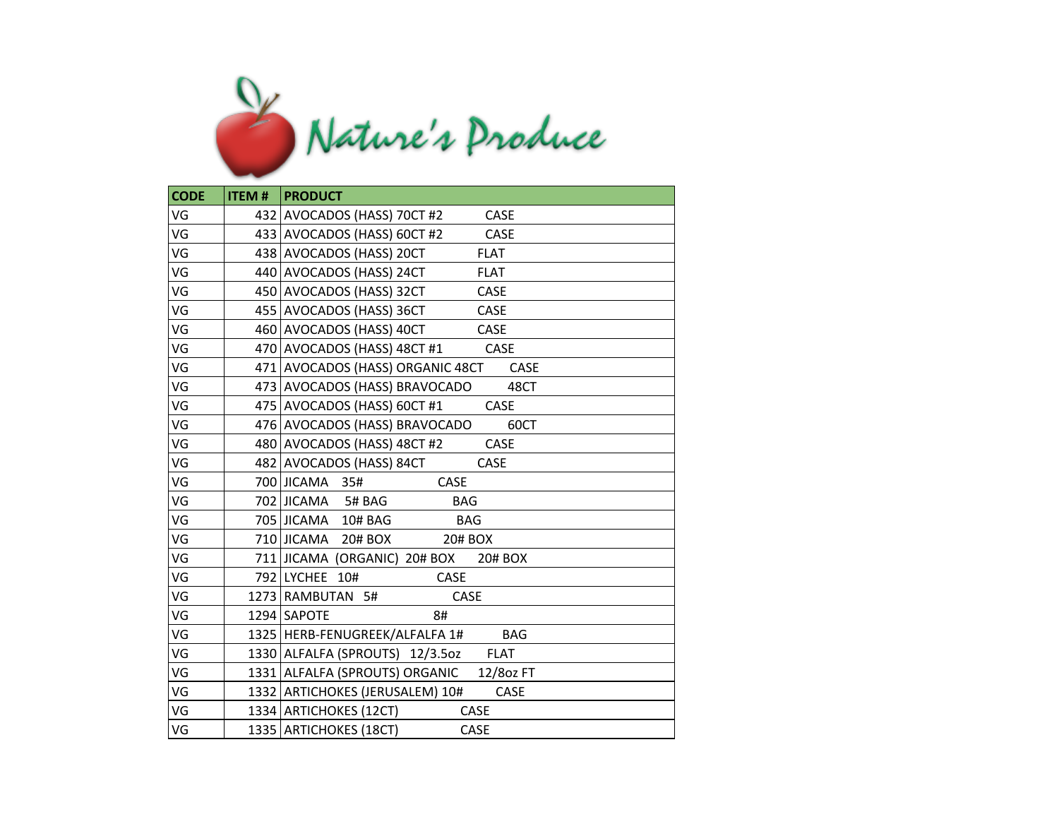# Nature's Produce

| CODE | ITEM # | PRODUCT |
|---|---|---|
| VG | 432 | AVOCADOS (HASS) 70CT #2 CASE |
| VG | 433 | AVOCADOS (HASS) 60CT #2 CASE |
| VG | 438 | AVOCADOS (HASS) 20CT FLAT |
| VG | 440 | AVOCADOS (HASS) 24CT FLAT |
| VG | 450 | AVOCADOS (HASS) 32CT CASE |
| VG | 455 | AVOCADOS (HASS) 36CT CASE |
| VG | 460 | AVOCADOS (HASS) 40CT CASE |
| VG | 470 | AVOCADOS (HASS) 48CT #1 CASE |
| VG | 471 | AVOCADOS (HASS) ORGANIC 48CT CASE |
| VG | 473 | AVOCADOS (HASS) BRAVOCADO 48CT |
| VG | 475 | AVOCADOS (HASS) 60CT #1 CASE |
| VG | 476 | AVOCADOS (HASS) BRAVOCADO 60CT |
| VG | 480 | AVOCADOS (HASS) 48CT #2 CASE |
| VG | 482 | AVOCADOS (HASS) 84CT CASE |
| VG | 700 | JICAMA 35# CASE |
| VG | 702 | JICAMA 5# BAG BAG |
| VG | 705 | JICAMA 10# BAG BAG |
| VG | 710 | JICAMA 20# BOX 20# BOX |
| VG | 711 | JICAMA (ORGANIC) 20# BOX 20# BOX |
| VG | 792 | LYCHEE 10# CASE |
| VG | 1273 | RAMBUTAN 5# CASE |
| VG | 1294 | SAPOTE 8# |
| VG | 1325 | HERB-FENUGREEK/ALFALFA 1# BAG |
| VG | 1330 | ALFALFA (SPROUTS) 12/3.5oz FLAT |
| VG | 1331 | ALFALFA (SPROUTS) ORGANIC 12/8oz FT |
| VG | 1332 | ARTICHOKES (JERUSALEM) 10# CASE |
| VG | 1334 | ARTICHOKES (12CT) CASE |
| VG | 1335 | ARTICHOKES (18CT) CASE |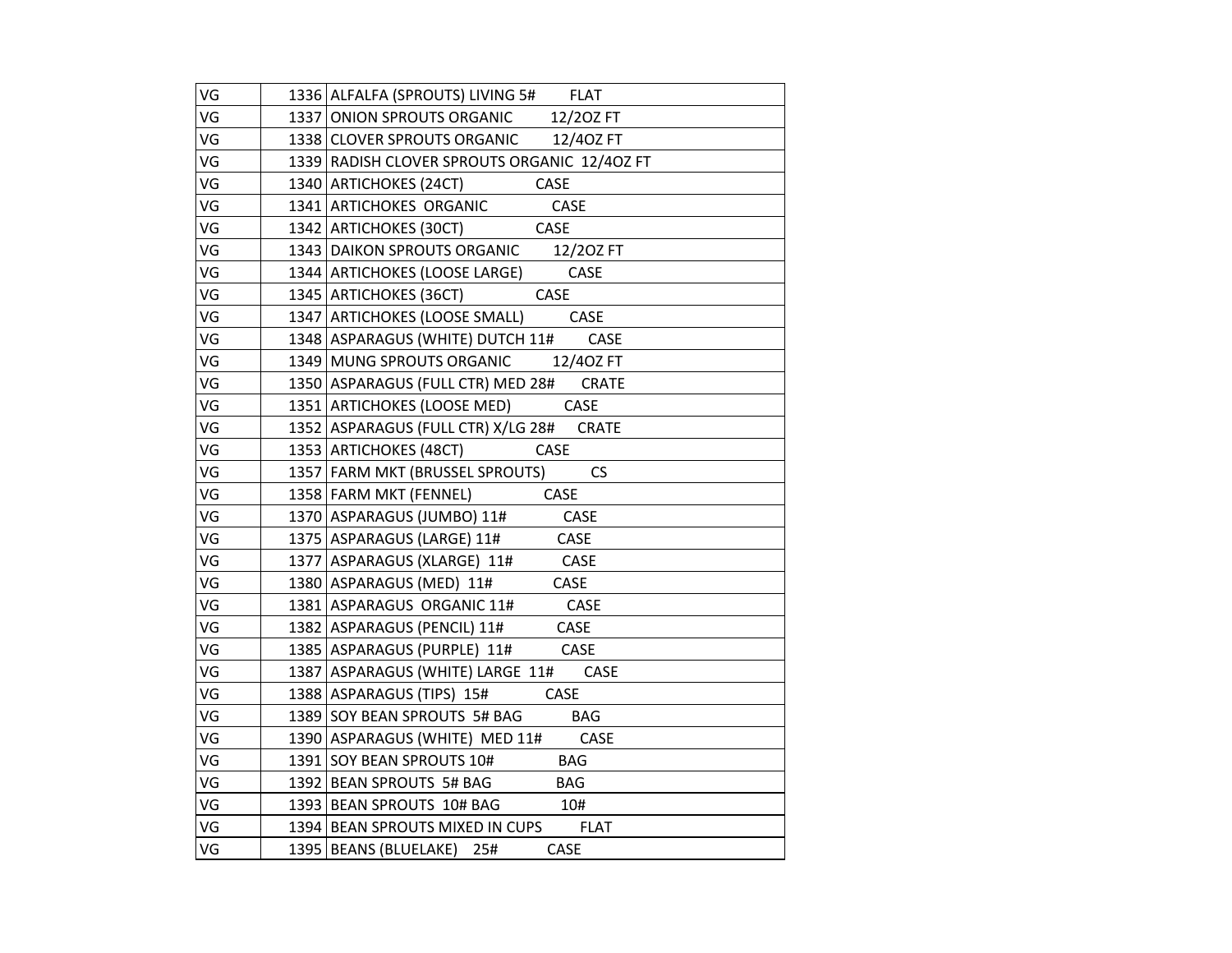| | | |
|---|---|---|
| VG | 1336 | ALFALFA (SPROUTS) LIVING 5# FLAT |
| VG | 1337 | ONION SPROUTS ORGANIC 12/2OZ FT |
| VG | 1338 | CLOVER SPROUTS ORGANIC 12/4OZ FT |
| VG | 1339 | RADISH CLOVER SPROUTS ORGANIC 12/4OZ FT |
| VG | 1340 | ARTICHOKES (24CT) CASE |
| VG | 1341 | ARTICHOKES ORGANIC CASE |
| VG | 1342 | ARTICHOKES (30CT) CASE |
| VG | 1343 | DAIKON SPROUTS ORGANIC 12/2OZ FT |
| VG | 1344 | ARTICHOKES (LOOSE LARGE) CASE |
| VG | 1345 | ARTICHOKES (36CT) CASE |
| VG | 1347 | ARTICHOKES (LOOSE SMALL) CASE |
| VG | 1348 | ASPARAGUS (WHITE) DUTCH 11# CASE |
| VG | 1349 | MUNG SPROUTS ORGANIC 12/4OZ FT |
| VG | 1350 | ASPARAGUS (FULL CTR) MED 28# CRATE |
| VG | 1351 | ARTICHOKES (LOOSE MED) CASE |
| VG | 1352 | ASPARAGUS (FULL CTR) X/LG 28# CRATE |
| VG | 1353 | ARTICHOKES (48CT) CASE |
| VG | 1357 | FARM MKT (BRUSSEL SPROUTS) CS |
| VG | 1358 | FARM MKT (FENNEL) CASE |
| VG | 1370 | ASPARAGUS (JUMBO) 11# CASE |
| VG | 1375 | ASPARAGUS (LARGE) 11# CASE |
| VG | 1377 | ASPARAGUS (XLARGE) 11# CASE |
| VG | 1380 | ASPARAGUS (MED) 11# CASE |
| VG | 1381 | ASPARAGUS ORGANIC 11# CASE |
| VG | 1382 | ASPARAGUS (PENCIL) 11# CASE |
| VG | 1385 | ASPARAGUS (PURPLE) 11# CASE |
| VG | 1387 | ASPARAGUS (WHITE) LARGE 11# CASE |
| VG | 1388 | ASPARAGUS (TIPS) 15# CASE |
| VG | 1389 | SOY BEAN SPROUTS 5# BAG BAG |
| VG | 1390 | ASPARAGUS (WHITE) MED 11# CASE |
| VG | 1391 | SOY BEAN SPROUTS 10# BAG |
| VG | 1392 | BEAN SPROUTS 5# BAG BAG |
| VG | 1393 | BEAN SPROUTS 10# BAG 10# |
| VG | 1394 | BEAN SPROUTS MIXED IN CUPS FLAT |
| VG | 1395 | BEANS (BLUELAKE) 25# CASE |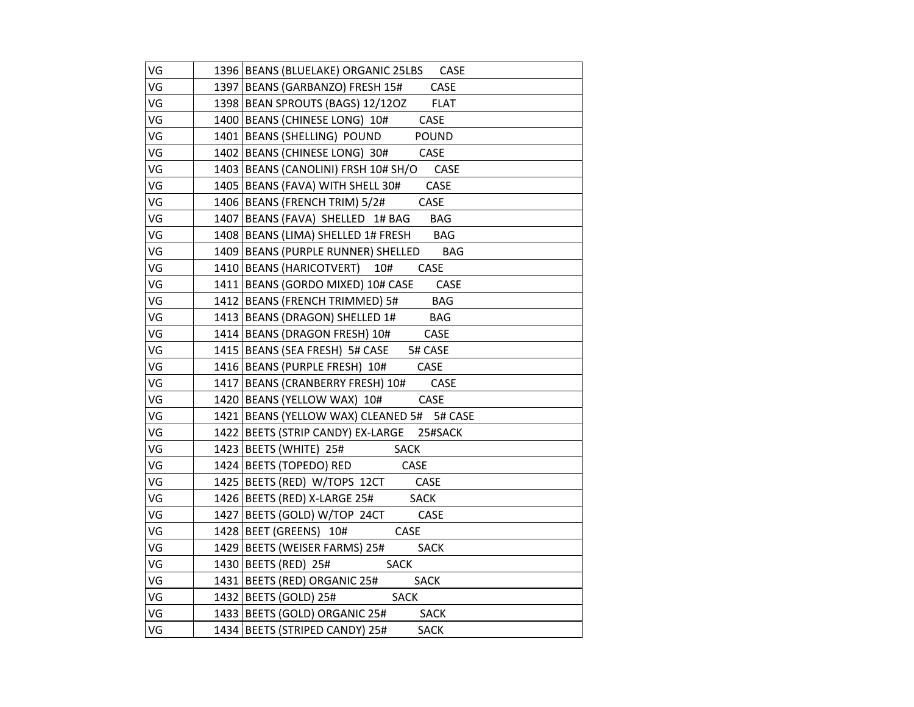| VG | 1396 | BEANS (BLUELAKE) ORGANIC 25LBS CASE |
|---|---|---|
| VG | 1397 | BEANS (GARBANZO) FRESH 15# CASE |
| VG | 1398 | BEAN SPROUTS (BAGS) 12/12OZ FLAT |
| VG | 1400 | BEANS (CHINESE LONG) 10# CASE |
| VG | 1401 | BEANS (SHELLING) POUND POUND |
| VG | 1402 | BEANS (CHINESE LONG) 30# CASE |
| VG | 1403 | BEANS (CANOLINI) FRSH 10# SH/O CASE |
| VG | 1405 | BEANS (FAVA) WITH SHELL 30# CASE |
| VG | 1406 | BEANS (FRENCH TRIM) 5/2# CASE |
| VG | 1407 | BEANS (FAVA) SHELLED 1# BAG BAG |
| VG | 1408 | BEANS (LIMA) SHELLED 1# FRESH BAG |
| VG | 1409 | BEANS (PURPLE RUNNER) SHELLED BAG |
| VG | 1410 | BEANS (HARICOTVERT) 10# CASE |
| VG | 1411 | BEANS (GORDO MIXED) 10# CASE CASE |
| VG | 1412 | BEANS (FRENCH TRIMMED) 5# BAG |
| VG | 1413 | BEANS (DRAGON) SHELLED 1# BAG |
| VG | 1414 | BEANS (DRAGON FRESH) 10# CASE |
| VG | 1415 | BEANS (SEA FRESH) 5# CASE 5# CASE |
| VG | 1416 | BEANS (PURPLE FRESH) 10# CASE |
| VG | 1417 | BEANS (CRANBERRY FRESH) 10# CASE |
| VG | 1420 | BEANS (YELLOW WAX) 10# CASE |
| VG | 1421 | BEANS (YELLOW WAX) CLEANED 5# 5# CASE |
| VG | 1422 | BEETS (STRIP CANDY) EX-LARGE 25#SACK |
| VG | 1423 | BEETS (WHITE) 25# SACK |
| VG | 1424 | BEETS (TOPEDO) RED CASE |
| VG | 1425 | BEETS (RED) W/TOPS 12CT CASE |
| VG | 1426 | BEETS (RED) X-LARGE 25# SACK |
| VG | 1427 | BEETS (GOLD) W/TOP 24CT CASE |
| VG | 1428 | BEET (GREENS) 10# CASE |
| VG | 1429 | BEETS (WEISER FARMS) 25# SACK |
| VG | 1430 | BEETS (RED) 25# SACK |
| VG | 1431 | BEETS (RED) ORGANIC 25# SACK |
| VG | 1432 | BEETS (GOLD) 25# SACK |
| VG | 1433 | BEETS (GOLD) ORGANIC 25# SACK |
| VG | 1434 | BEETS (STRIPED CANDY) 25# SACK |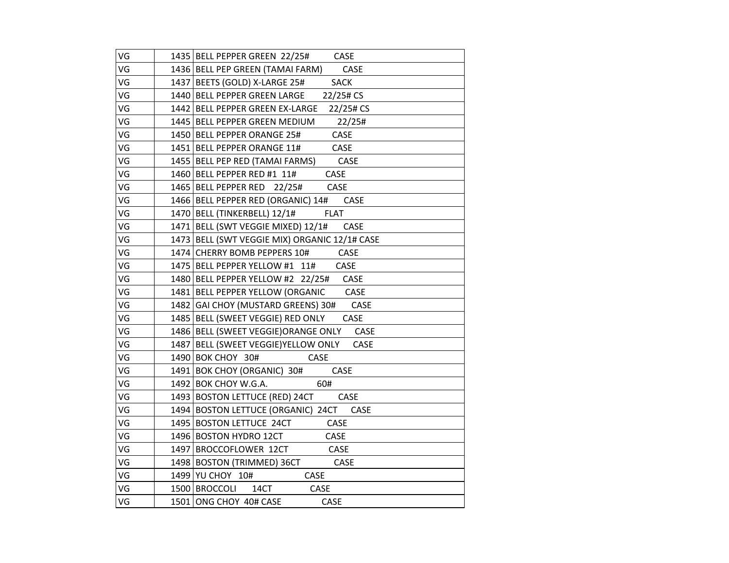| | | |
|---|---|---|
| VG | 1435 | BELL PEPPER GREEN 22/25# CASE |
| VG | 1436 | BELL PEP GREEN (TAMAI FARM) CASE |
| VG | 1437 | BEETS (GOLD) X-LARGE 25# SACK |
| VG | 1440 | BELL PEPPER GREEN LARGE 22/25# CS |
| VG | 1442 | BELL PEPPER GREEN EX-LARGE 22/25# CS |
| VG | 1445 | BELL PEPPER GREEN MEDIUM 22/25# |
| VG | 1450 | BELL PEPPER ORANGE 25# CASE |
| VG | 1451 | BELL PEPPER ORANGE 11# CASE |
| VG | 1455 | BELL PEP RED (TAMAI FARMS) CASE |
| VG | 1460 | BELL PEPPER RED #1 11# CASE |
| VG | 1465 | BELL PEPPER RED 22/25# CASE |
| VG | 1466 | BELL PEPPER RED (ORGANIC) 14# CASE |
| VG | 1470 | BELL (TINKERBELL) 12/1# FLAT |
| VG | 1471 | BELL (SWT VEGGIE MIXED) 12/1# CASE |
| VG | 1473 | BELL (SWT VEGGIE MIX) ORGANIC 12/1# CASE |
| VG | 1474 | CHERRY BOMB PEPPERS 10# CASE |
| VG | 1475 | BELL PEPPER YELLOW #1 11# CASE |
| VG | 1480 | BELL PEPPER YELLOW #2 22/25# CASE |
| VG | 1481 | BELL PEPPER YELLOW (ORGANIC CASE |
| VG | 1482 | GAI CHOY (MUSTARD GREENS) 30# CASE |
| VG | 1485 | BELL (SWEET VEGGIE) RED ONLY CASE |
| VG | 1486 | BELL (SWEET VEGGIE)ORANGE ONLY CASE |
| VG | 1487 | BELL (SWEET VEGGIE)YELLOW ONLY CASE |
| VG | 1490 | BOK CHOY 30# CASE |
| VG | 1491 | BOK CHOY (ORGANIC) 30# CASE |
| VG | 1492 | BOK CHOY W.G.A. 60# |
| VG | 1493 | BOSTON LETTUCE (RED) 24CT CASE |
| VG | 1494 | BOSTON LETTUCE (ORGANIC) 24CT CASE |
| VG | 1495 | BOSTON LETTUCE 24CT CASE |
| VG | 1496 | BOSTON HYDRO 12CT CASE |
| VG | 1497 | BROCCOFLOWER 12CT CASE |
| VG | 1498 | BOSTON (TRIMMED) 36CT CASE |
| VG | 1499 | YU CHOY 10# CASE |
| VG | 1500 | BROCCOLI 14CT CASE |
| VG | 1501 | ONG CHOY 40# CASE CASE |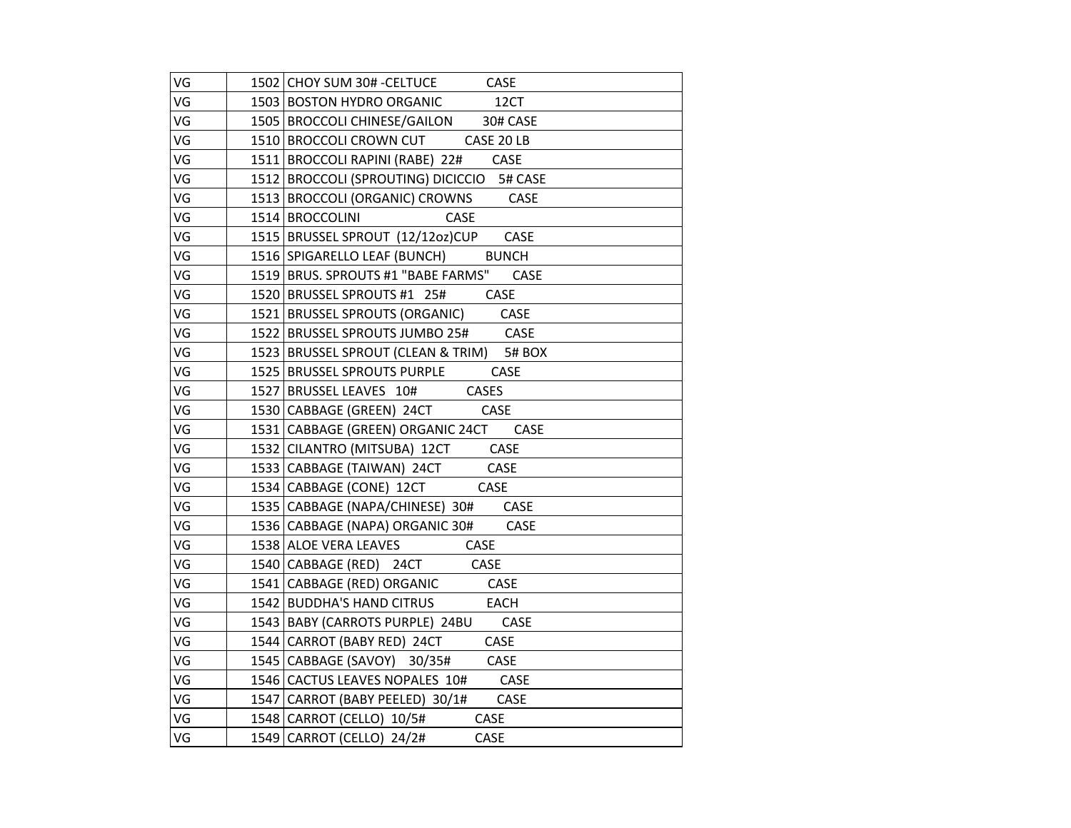| | | |
|---|---|---|
| VG | 1502 | CHOY SUM 30# -CELTUCE CASE |
| VG | 1503 | BOSTON HYDRO ORGANIC 12CT |
| VG | 1505 | BROCCOLI CHINESE/GAILON 30# CASE |
| VG | 1510 | BROCCOLI CROWN CUT CASE 20 LB |
| VG | 1511 | BROCCOLI RAPINI (RABE) 22# CASE |
| VG | 1512 | BROCCOLI (SPROUTING) DICICCIO 5# CASE |
| VG | 1513 | BROCCOLI (ORGANIC) CROWNS CASE |
| VG | 1514 | BROCCOLINI CASE |
| VG | 1515 | BRUSSEL SPROUT (12/12oz)CUP CASE |
| VG | 1516 | SPIGARELLO LEAF (BUNCH) BUNCH |
| VG | 1519 | BRUS. SPROUTS #1 "BABE FARMS" CASE |
| VG | 1520 | BRUSSEL SPROUTS #1 25# CASE |
| VG | 1521 | BRUSSEL SPROUTS (ORGANIC) CASE |
| VG | 1522 | BRUSSEL SPROUTS JUMBO 25# CASE |
| VG | 1523 | BRUSSEL SPROUT (CLEAN & TRIM) 5# BOX |
| VG | 1525 | BRUSSEL SPROUTS PURPLE CASE |
| VG | 1527 | BRUSSEL LEAVES 10# CASES |
| VG | 1530 | CABBAGE (GREEN) 24CT CASE |
| VG | 1531 | CABBAGE (GREEN) ORGANIC 24CT CASE |
| VG | 1532 | CILANTRO (MITSUBA) 12CT CASE |
| VG | 1533 | CABBAGE (TAIWAN) 24CT CASE |
| VG | 1534 | CABBAGE (CONE) 12CT CASE |
| VG | 1535 | CABBAGE (NAPA/CHINESE) 30# CASE |
| VG | 1536 | CABBAGE (NAPA) ORGANIC 30# CASE |
| VG | 1538 | ALOE VERA LEAVES CASE |
| VG | 1540 | CABBAGE (RED) 24CT CASE |
| VG | 1541 | CABBAGE (RED) ORGANIC CASE |
| VG | 1542 | BUDDHA'S HAND CITRUS EACH |
| VG | 1543 | BABY (CARROTS PURPLE) 24BU CASE |
| VG | 1544 | CARROT (BABY RED) 24CT CASE |
| VG | 1545 | CABBAGE (SAVOY) 30/35# CASE |
| VG | 1546 | CACTUS LEAVES NOPALES 10# CASE |
| VG | 1547 | CARROT (BABY PEELED) 30/1# CASE |
| VG | 1548 | CARROT (CELLO) 10/5# CASE |
| VG | 1549 | CARROT (CELLO) 24/2# CASE |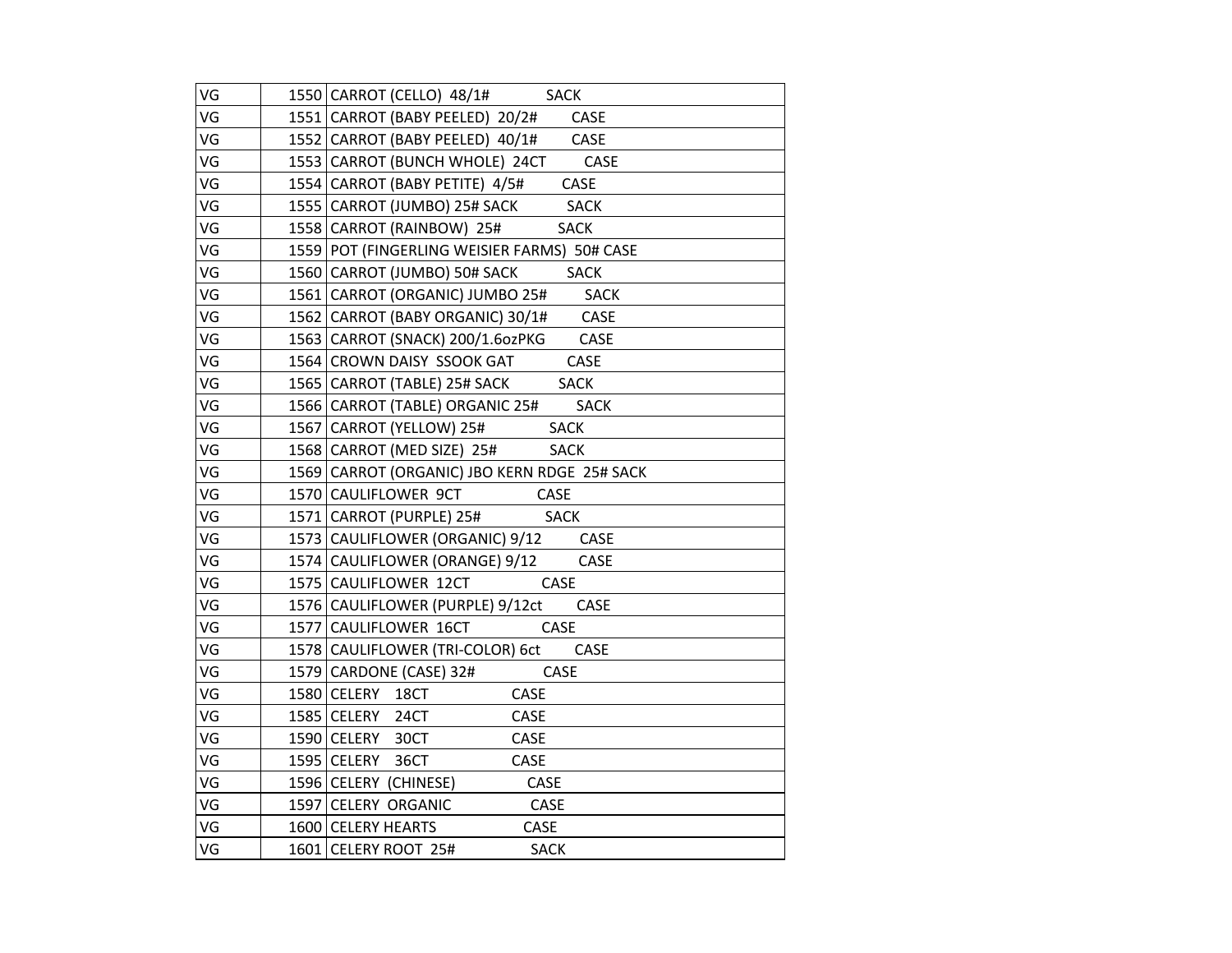| VG | 1550 | CARROT (CELLO) 48/1# SACK |
|---|---|---|
| VG | 1551 | CARROT (BABY PEELED) 20/2# CASE |
| VG | 1552 | CARROT (BABY PEELED) 40/1# CASE |
| VG | 1553 | CARROT (BUNCH WHOLE) 24CT CASE |
| VG | 1554 | CARROT (BABY PETITE) 4/5# CASE |
| VG | 1555 | CARROT (JUMBO) 25# SACK SACK |
| VG | 1558 | CARROT (RAINBOW) 25# SACK |
| VG | 1559 | POT (FINGERLING WEISIER FARMS) 50# CASE |
| VG | 1560 | CARROT (JUMBO) 50# SACK SACK |
| VG | 1561 | CARROT (ORGANIC) JUMBO 25# SACK |
| VG | 1562 | CARROT (BABY ORGANIC) 30/1# CASE |
| VG | 1563 | CARROT (SNACK) 200/1.6ozPKG CASE |
| VG | 1564 | CROWN DAISY SSOOK GAT CASE |
| VG | 1565 | CARROT (TABLE) 25# SACK SACK |
| VG | 1566 | CARROT (TABLE) ORGANIC 25# SACK |
| VG | 1567 | CARROT (YELLOW) 25# SACK |
| VG | 1568 | CARROT (MED SIZE) 25# SACK |
| VG | 1569 | CARROT (ORGANIC) JBO KERN RDGE 25# SACK |
| VG | 1570 | CAULIFLOWER 9CT CASE |
| VG | 1571 | CARROT (PURPLE) 25# SACK |
| VG | 1573 | CAULIFLOWER (ORGANIC) 9/12 CASE |
| VG | 1574 | CAULIFLOWER (ORANGE) 9/12 CASE |
| VG | 1575 | CAULIFLOWER 12CT CASE |
| VG | 1576 | CAULIFLOWER (PURPLE) 9/12ct CASE |
| VG | 1577 | CAULIFLOWER 16CT CASE |
| VG | 1578 | CAULIFLOWER (TRI-COLOR) 6ct CASE |
| VG | 1579 | CARDONE (CASE) 32# CASE |
| VG | 1580 | CELERY 18CT CASE |
| VG | 1585 | CELERY 24CT CASE |
| VG | 1590 | CELERY 30CT CASE |
| VG | 1595 | CELERY 36CT CASE |
| VG | 1596 | CELERY (CHINESE) CASE |
| VG | 1597 | CELERY ORGANIC CASE |
| VG | 1600 | CELERY HEARTS CASE |
| VG | 1601 | CELERY ROOT 25# SACK |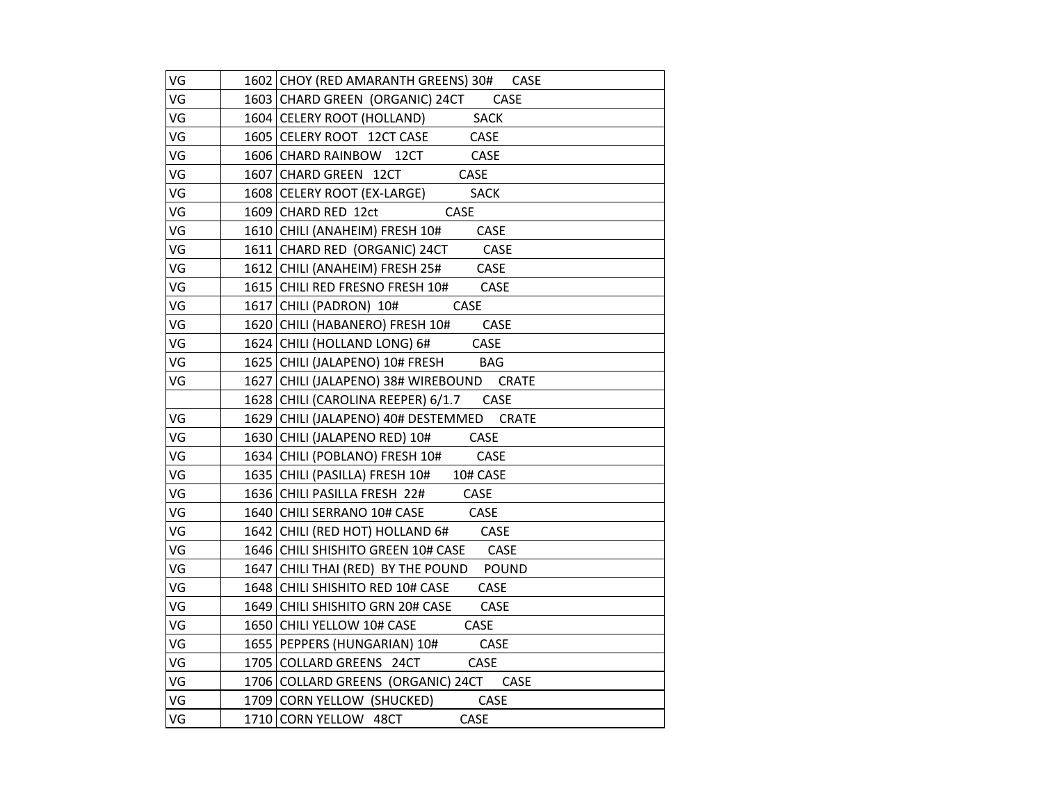| | | |
|---|---|---|
| VG | 1602 | CHOY (RED AMARANTH GREENS) 30#      CASE |
| VG | 1603 | CHARD GREEN  (ORGANIC) 24CT        CASE |
| VG | 1604 | CELERY ROOT (HOLLAND)             SACK |
| VG | 1605 | CELERY ROOT   12CT CASE           CASE |
| VG | 1606 | CHARD RAINBOW    12CT             CASE |
| VG | 1607 | CHARD GREEN   12CT               CASE |
| VG | 1608 | CELERY ROOT (EX-LARGE)            SACK |
| VG | 1609 | CHARD RED  12ct                   CASE |
| VG | 1610 | CHILI (ANAHEIM) FRESH 10#          CASE |
| VG | 1611 | CHARD RED  (ORGANIC) 24CT          CASE |
| VG | 1612 | CHILI (ANAHEIM) FRESH 25#          CASE |
| VG | 1615 | CHILI RED FRESNO FRESH 10#         CASE |
| VG | 1617 | CHILI (PADRON)  10#               CASE |
| VG | 1620 | CHILI (HABANERO) FRESH 10#         CASE |
| VG | 1624 | CHILI (HOLLAND LONG) 6#           CASE |
| VG | 1625 | CHILI (JALAPENO) 10# FRESH          BAG |
| VG | 1627 | CHILI (JALAPENO) 38# WIREBOUND     CRATE |
| | 1628 | CHILI (CAROLINA REEPER) 6/1.7      CASE |
| VG | 1629 | CHILI (JALAPENO) 40# DESTEMMED     CRATE |
| VG | 1630 | CHILI (JALAPENO RED) 10#           CASE |
| VG | 1634 | CHILI (POBLANO) FRESH 10#          CASE |
| VG | 1635 | CHILI (PASILLA) FRESH 10#       10# CASE |
| VG | 1636 | CHILI PASILLA FRESH  22#           CASE |
| VG | 1640 | CHILI SERRANO 10# CASE             CASE |
| VG | 1642 | CHILI (RED HOT) HOLLAND 6#         CASE |
| VG | 1646 | CHILI SHISHITO GREEN 10# CASE       CASE |
| VG | 1647 | CHILI THAI (RED)  BY THE POUND     POUND |
| VG | 1648 | CHILI SHISHITO RED 10# CASE         CASE |
| VG | 1649 | CHILI SHISHITO GRN 20# CASE         CASE |
| VG | 1650 | CHILI YELLOW 10# CASE             CASE |
| VG | 1655 | PEPPERS (HUNGARIAN) 10#            CASE |
| VG | 1705 | COLLARD GREENS   24CT             CASE |
| VG | 1706 | COLLARD GREENS  (ORGANIC) 24CT      CASE |
| VG | 1709 | CORN YELLOW  (SHUCKED)            CASE |
| VG | 1710 | CORN YELLOW   48CT                CASE |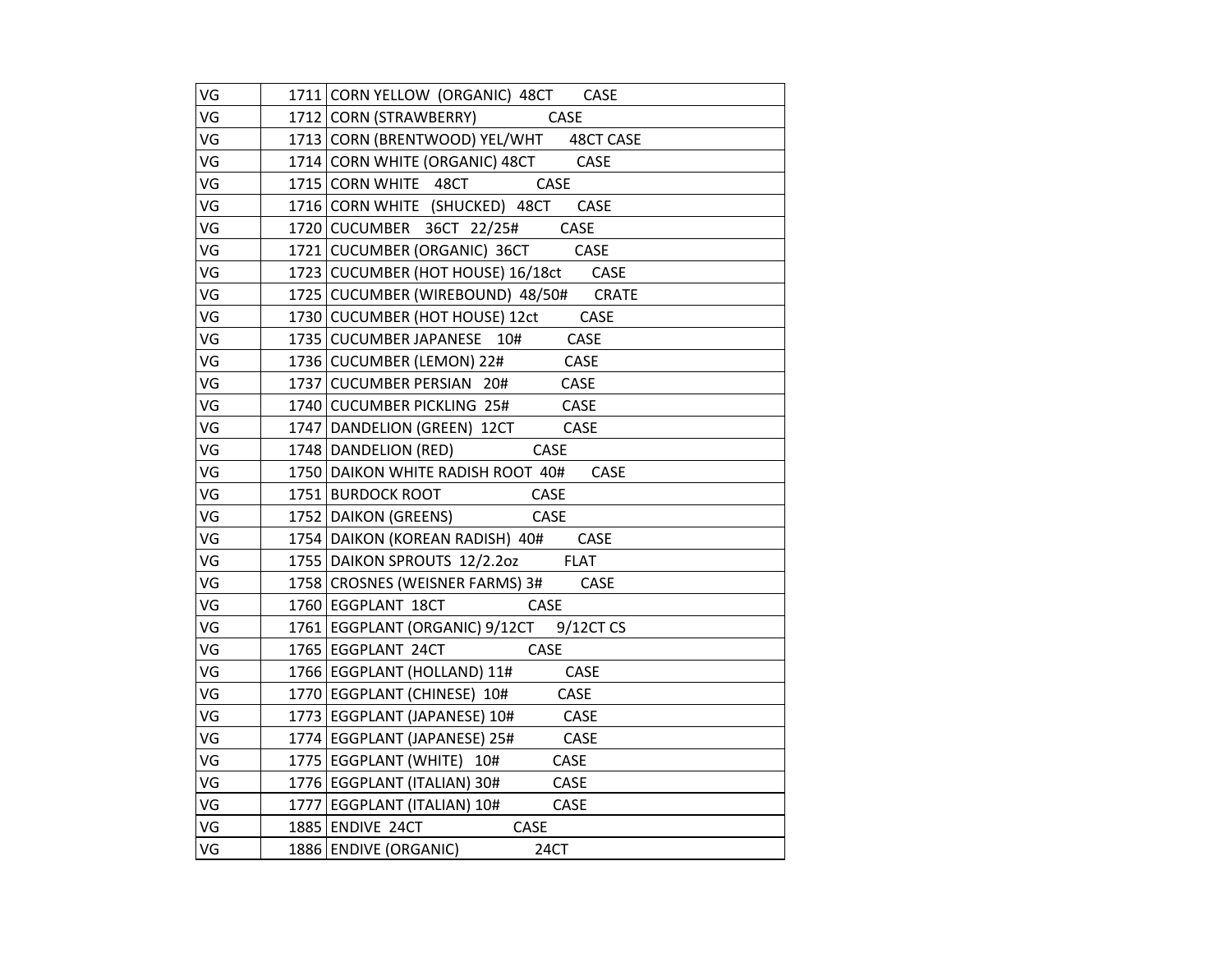| | | |
|---|---|---|
| VG | 1711 | CORN YELLOW (ORGANIC) 48CT CASE |
| VG | 1712 | CORN (STRAWBERRY) CASE |
| VG | 1713 | CORN (BRENTWOOD) YEL/WHT 48CT CASE |
| VG | 1714 | CORN WHITE (ORGANIC) 48CT CASE |
| VG | 1715 | CORN WHITE 48CT CASE |
| VG | 1716 | CORN WHITE (SHUCKED) 48CT CASE |
| VG | 1720 | CUCUMBER 36CT 22/25# CASE |
| VG | 1721 | CUCUMBER (ORGANIC) 36CT CASE |
| VG | 1723 | CUCUMBER (HOT HOUSE) 16/18ct CASE |
| VG | 1725 | CUCUMBER (WIREBOUND) 48/50# CRATE |
| VG | 1730 | CUCUMBER (HOT HOUSE) 12ct CASE |
| VG | 1735 | CUCUMBER JAPANESE 10# CASE |
| VG | 1736 | CUCUMBER (LEMON) 22# CASE |
| VG | 1737 | CUCUMBER PERSIAN 20# CASE |
| VG | 1740 | CUCUMBER PICKLING 25# CASE |
| VG | 1747 | DANDELION (GREEN) 12CT CASE |
| VG | 1748 | DANDELION (RED) CASE |
| VG | 1750 | DAIKON WHITE RADISH ROOT 40# CASE |
| VG | 1751 | BURDOCK ROOT CASE |
| VG | 1752 | DAIKON (GREENS) CASE |
| VG | 1754 | DAIKON (KOREAN RADISH) 40# CASE |
| VG | 1755 | DAIKON SPROUTS 12/2.2oz FLAT |
| VG | 1758 | CROSNES (WEISNER FARMS) 3# CASE |
| VG | 1760 | EGGPLANT 18CT CASE |
| VG | 1761 | EGGPLANT (ORGANIC) 9/12CT 9/12CT CS |
| VG | 1765 | EGGPLANT 24CT CASE |
| VG | 1766 | EGGPLANT (HOLLAND) 11# CASE |
| VG | 1770 | EGGPLANT (CHINESE) 10# CASE |
| VG | 1773 | EGGPLANT (JAPANESE) 10# CASE |
| VG | 1774 | EGGPLANT (JAPANESE) 25# CASE |
| VG | 1775 | EGGPLANT (WHITE) 10# CASE |
| VG | 1776 | EGGPLANT (ITALIAN) 30# CASE |
| VG | 1777 | EGGPLANT (ITALIAN) 10# CASE |
| VG | 1885 | ENDIVE 24CT CASE |
| VG | 1886 | ENDIVE (ORGANIC) 24CT |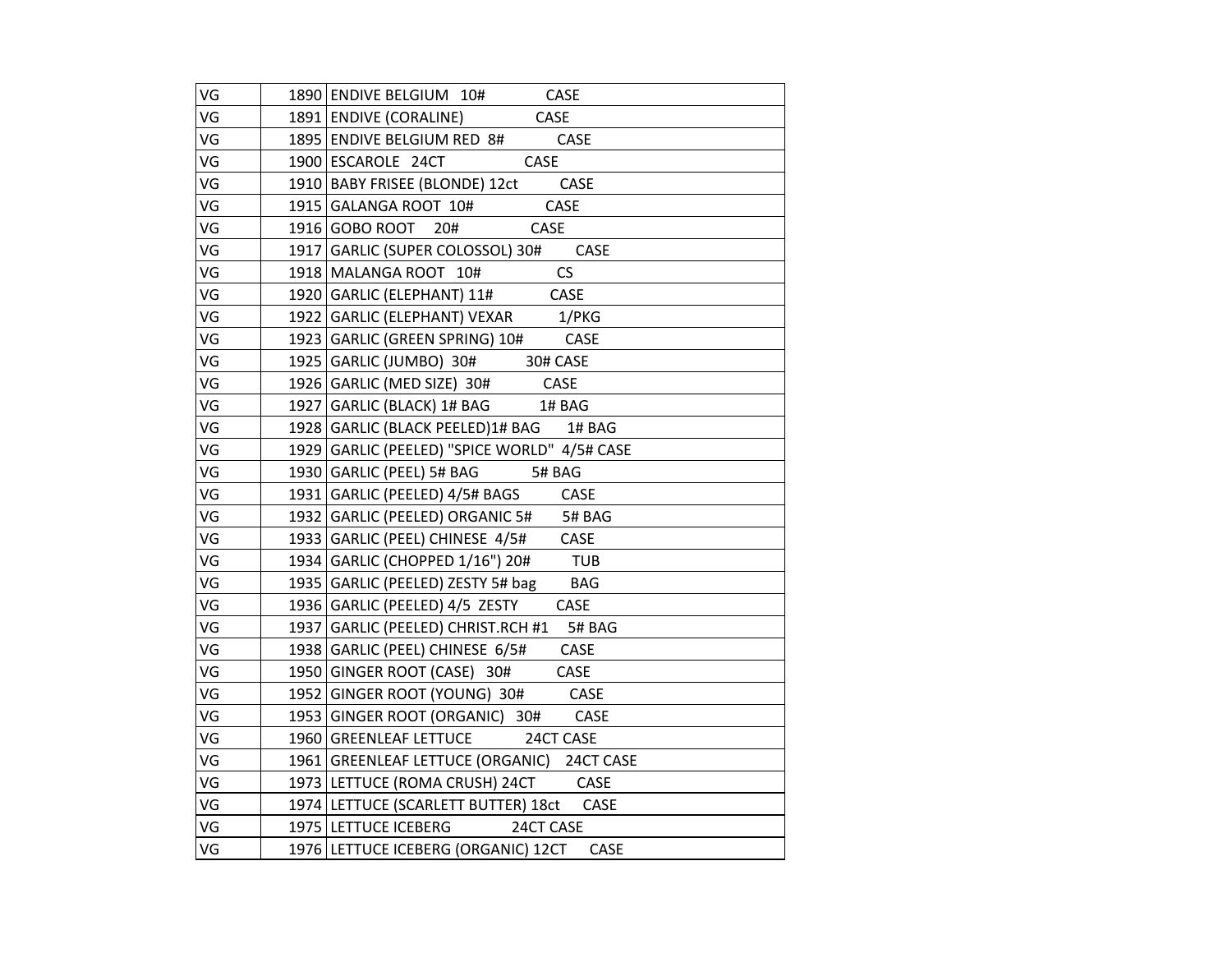| | | |
|---|---|---|
| VG | 1890 | ENDIVE BELGIUM 10# CASE |
| VG | 1891 | ENDIVE (CORALINE) CASE |
| VG | 1895 | ENDIVE BELGIUM RED 8# CASE |
| VG | 1900 | ESCAROLE 24CT CASE |
| VG | 1910 | BABY FRISEE (BLONDE) 12ct CASE |
| VG | 1915 | GALANGA ROOT 10# CASE |
| VG | 1916 | GOBO ROOT 20# CASE |
| VG | 1917 | GARLIC (SUPER COLOSSOL) 30# CASE |
| VG | 1918 | MALANGA ROOT 10# CS |
| VG | 1920 | GARLIC (ELEPHANT) 11# CASE |
| VG | 1922 | GARLIC (ELEPHANT) VEXAR 1/PKG |
| VG | 1923 | GARLIC (GREEN SPRING) 10# CASE |
| VG | 1925 | GARLIC (JUMBO) 30# 30# CASE |
| VG | 1926 | GARLIC (MED SIZE) 30# CASE |
| VG | 1927 | GARLIC (BLACK) 1# BAG 1# BAG |
| VG | 1928 | GARLIC (BLACK PEELED)1# BAG 1# BAG |
| VG | 1929 | GARLIC (PEELED) "SPICE WORLD" 4/5# CASE |
| VG | 1930 | GARLIC (PEEL) 5# BAG 5# BAG |
| VG | 1931 | GARLIC (PEELED) 4/5# BAGS CASE |
| VG | 1932 | GARLIC (PEELED) ORGANIC 5# 5# BAG |
| VG | 1933 | GARLIC (PEEL) CHINESE 4/5# CASE |
| VG | 1934 | GARLIC (CHOPPED 1/16") 20# TUB |
| VG | 1935 | GARLIC (PEELED) ZESTY 5# bag BAG |
| VG | 1936 | GARLIC (PEELED) 4/5 ZESTY CASE |
| VG | 1937 | GARLIC (PEELED) CHRIST.RCH #1 5# BAG |
| VG | 1938 | GARLIC (PEEL) CHINESE 6/5# CASE |
| VG | 1950 | GINGER ROOT (CASE) 30# CASE |
| VG | 1952 | GINGER ROOT (YOUNG) 30# CASE |
| VG | 1953 | GINGER ROOT (ORGANIC) 30# CASE |
| VG | 1960 | GREENLEAF LETTUCE 24CT CASE |
| VG | 1961 | GREENLEAF LETTUCE (ORGANIC) 24CT CASE |
| VG | 1973 | LETTUCE (ROMA CRUSH) 24CT CASE |
| VG | 1974 | LETTUCE (SCARLETT BUTTER) 18ct CASE |
| VG | 1975 | LETTUCE ICEBERG 24CT CASE |
| VG | 1976 | LETTUCE ICEBERG (ORGANIC) 12CT CASE |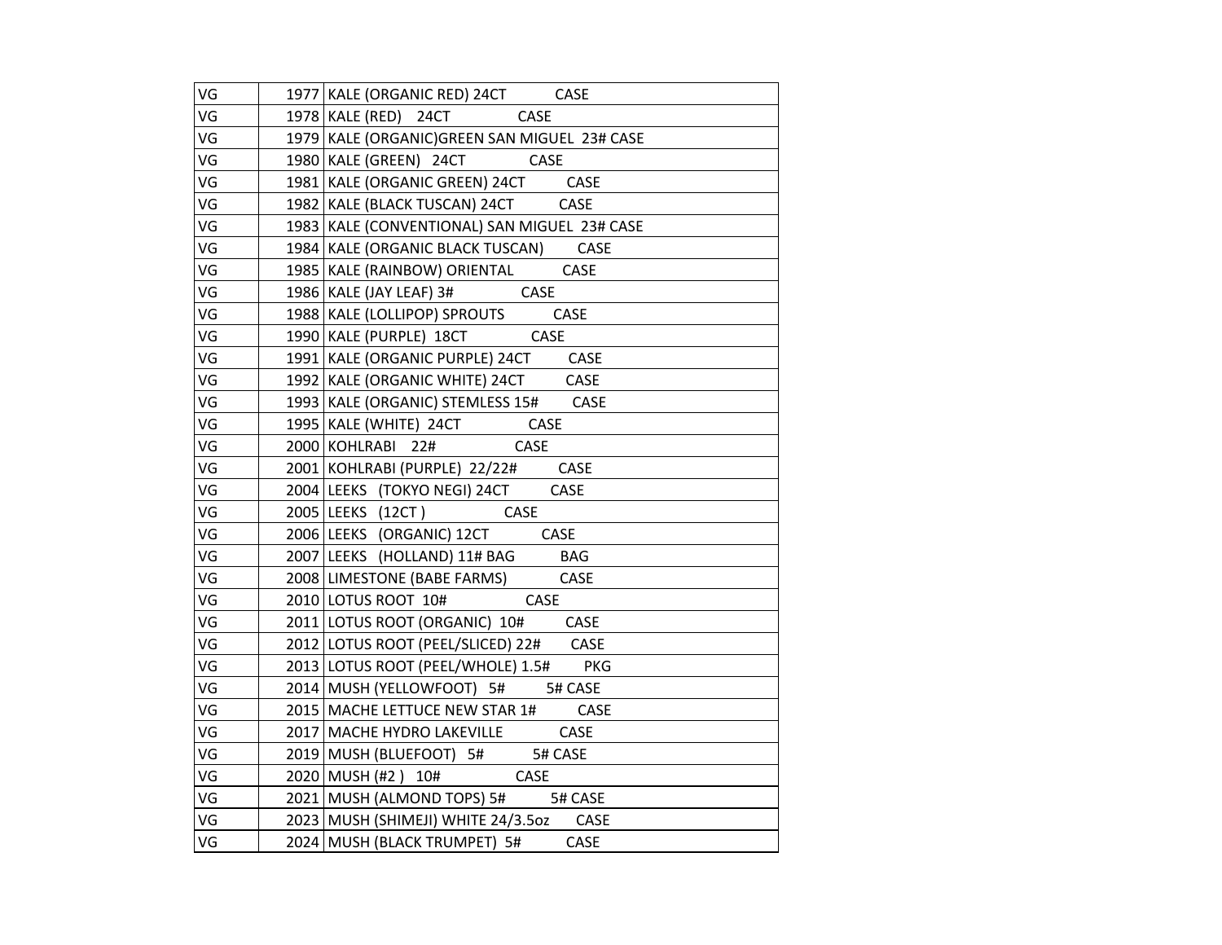| | | |
|---|---|---|
| VG | 1977 | KALE (ORGANIC RED) 24CT CASE |
| VG | 1978 | KALE (RED) 24CT CASE |
| VG | 1979 | KALE (ORGANIC)GREEN SAN MIGUEL 23# CASE |
| VG | 1980 | KALE (GREEN) 24CT CASE |
| VG | 1981 | KALE (ORGANIC GREEN) 24CT CASE |
| VG | 1982 | KALE (BLACK TUSCAN) 24CT CASE |
| VG | 1983 | KALE (CONVENTIONAL) SAN MIGUEL 23# CASE |
| VG | 1984 | KALE (ORGANIC BLACK TUSCAN) CASE |
| VG | 1985 | KALE (RAINBOW) ORIENTAL CASE |
| VG | 1986 | KALE (JAY LEAF) 3# CASE |
| VG | 1988 | KALE (LOLLIPOP) SPROUTS CASE |
| VG | 1990 | KALE (PURPLE) 18CT CASE |
| VG | 1991 | KALE (ORGANIC PURPLE) 24CT CASE |
| VG | 1992 | KALE (ORGANIC WHITE) 24CT CASE |
| VG | 1993 | KALE (ORGANIC) STEMLESS 15# CASE |
| VG | 1995 | KALE (WHITE) 24CT CASE |
| VG | 2000 | KOHLRABI 22# CASE |
| VG | 2001 | KOHLRABI (PURPLE) 22/22# CASE |
| VG | 2004 | LEEKS (TOKYO NEGI) 24CT CASE |
| VG | 2005 | LEEKS (12CT ) CASE |
| VG | 2006 | LEEKS (ORGANIC) 12CT CASE |
| VG | 2007 | LEEKS (HOLLAND) 11# BAG BAG |
| VG | 2008 | LIMESTONE (BABE FARMS) CASE |
| VG | 2010 | LOTUS ROOT 10# CASE |
| VG | 2011 | LOTUS ROOT (ORGANIC) 10# CASE |
| VG | 2012 | LOTUS ROOT (PEEL/SLICED) 22# CASE |
| VG | 2013 | LOTUS ROOT (PEEL/WHOLE) 1.5# PKG |
| VG | 2014 | MUSH (YELLOWFOOT) 5# 5# CASE |
| VG | 2015 | MACHE LETTUCE NEW STAR 1# CASE |
| VG | 2017 | MACHE HYDRO LAKEVILLE CASE |
| VG | 2019 | MUSH (BLUEFOOT) 5# 5# CASE |
| VG | 2020 | MUSH (#2 ) 10# CASE |
| VG | 2021 | MUSH (ALMOND TOPS) 5# 5# CASE |
| VG | 2023 | MUSH (SHIMEJI) WHITE 24/3.5oz CASE |
| VG | 2024 | MUSH (BLACK TRUMPET) 5# CASE |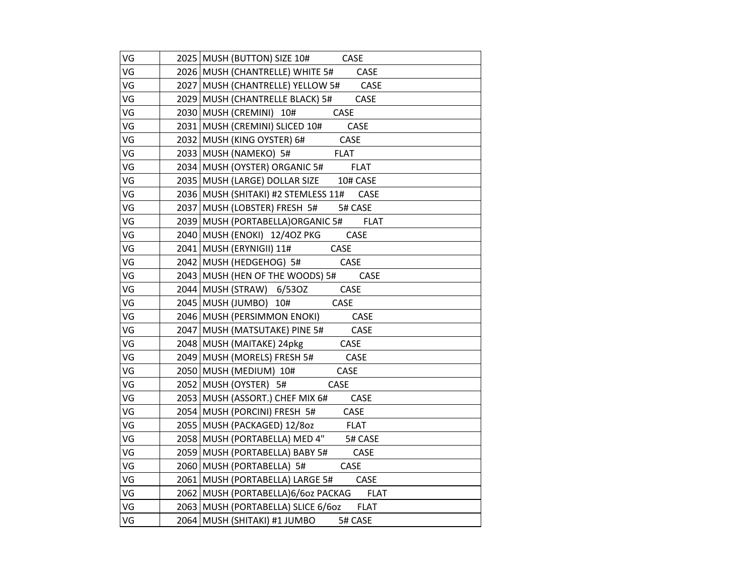| | | |
|---|---|---|
| VG | 2025 | MUSH (BUTTON) SIZE 10# CASE |
| VG | 2026 | MUSH (CHANTRELLE) WHITE 5# CASE |
| VG | 2027 | MUSH (CHANTRELLE) YELLOW 5# CASE |
| VG | 2029 | MUSH (CHANTRELLE BLACK) 5# CASE |
| VG | 2030 | MUSH (CREMINI) 10# CASE |
| VG | 2031 | MUSH (CREMINI) SLICED 10# CASE |
| VG | 2032 | MUSH (KING OYSTER) 6# CASE |
| VG | 2033 | MUSH (NAMEKO) 5# FLAT |
| VG | 2034 | MUSH (OYSTER) ORGANIC 5# FLAT |
| VG | 2035 | MUSH (LARGE) DOLLAR SIZE 10# CASE |
| VG | 2036 | MUSH (SHITAKI) #2 STEMLESS 11# CASE |
| VG | 2037 | MUSH (LOBSTER) FRESH 5# 5# CASE |
| VG | 2039 | MUSH (PORTABELLA)ORGANIC 5# FLAT |
| VG | 2040 | MUSH (ENOKI) 12/4OZ PKG CASE |
| VG | 2041 | MUSH (ERYNIGII) 11# CASE |
| VG | 2042 | MUSH (HEDGEHOG) 5# CASE |
| VG | 2043 | MUSH (HEN OF THE WOODS) 5# CASE |
| VG | 2044 | MUSH (STRAW) 6/53OZ CASE |
| VG | 2045 | MUSH (JUMBO) 10# CASE |
| VG | 2046 | MUSH (PERSIMMON ENOKI) CASE |
| VG | 2047 | MUSH (MATSUTAKE) PINE 5# CASE |
| VG | 2048 | MUSH (MAITAKE) 24pkg CASE |
| VG | 2049 | MUSH (MORELS) FRESH 5# CASE |
| VG | 2050 | MUSH (MEDIUM) 10# CASE |
| VG | 2052 | MUSH (OYSTER) 5# CASE |
| VG | 2053 | MUSH (ASSORT.) CHEF MIX 6# CASE |
| VG | 2054 | MUSH (PORCINI) FRESH 5# CASE |
| VG | 2055 | MUSH (PACKAGED) 12/8oz FLAT |
| VG | 2058 | MUSH (PORTABELLA) MED 4" 5# CASE |
| VG | 2059 | MUSH (PORTABELLA) BABY 5# CASE |
| VG | 2060 | MUSH (PORTABELLA) 5# CASE |
| VG | 2061 | MUSH (PORTABELLA) LARGE 5# CASE |
| VG | 2062 | MUSH (PORTABELLA)6/6oz PACKAG FLAT |
| VG | 2063 | MUSH (PORTABELLA) SLICE 6/6oz FLAT |
| VG | 2064 | MUSH (SHITAKI) #1 JUMBO 5# CASE |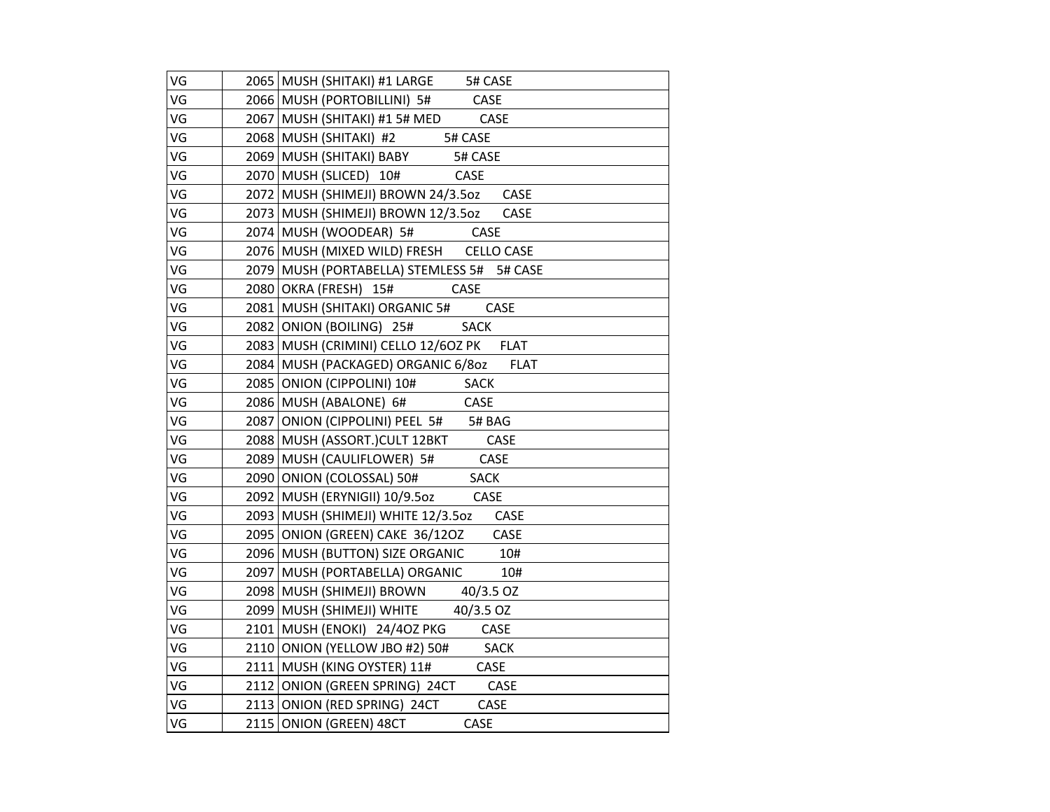| | | |
|---|---|---|
| VG | 2065 | MUSH (SHITAKI) #1 LARGE 5# CASE |
| VG | 2066 | MUSH (PORTOBILLINI) 5# CASE |
| VG | 2067 | MUSH (SHITAKI) #1 5# MED CASE |
| VG | 2068 | MUSH (SHITAKI) #2 5# CASE |
| VG | 2069 | MUSH (SHITAKI) BABY 5# CASE |
| VG | 2070 | MUSH (SLICED) 10# CASE |
| VG | 2072 | MUSH (SHIMEJI) BROWN 24/3.5oz CASE |
| VG | 2073 | MUSH (SHIMEJI) BROWN 12/3.5oz CASE |
| VG | 2074 | MUSH (WOODEAR) 5# CASE |
| VG | 2076 | MUSH (MIXED WILD) FRESH CELLO CASE |
| VG | 2079 | MUSH (PORTABELLA) STEMLESS 5# 5# CASE |
| VG | 2080 | OKRA (FRESH) 15# CASE |
| VG | 2081 | MUSH (SHITAKI) ORGANIC 5# CASE |
| VG | 2082 | ONION (BOILING) 25# SACK |
| VG | 2083 | MUSH (CRIMINI) CELLO 12/6OZ PK FLAT |
| VG | 2084 | MUSH (PACKAGED) ORGANIC 6/8oz FLAT |
| VG | 2085 | ONION (CIPPOLINI) 10# SACK |
| VG | 2086 | MUSH (ABALONE) 6# CASE |
| VG | 2087 | ONION (CIPPOLINI) PEEL 5# 5# BAG |
| VG | 2088 | MUSH (ASSORT.)CULT 12BKT CASE |
| VG | 2089 | MUSH (CAULIFLOWER) 5# CASE |
| VG | 2090 | ONION (COLOSSAL) 50# SACK |
| VG | 2092 | MUSH (ERYNIGII) 10/9.5oz CASE |
| VG | 2093 | MUSH (SHIMEJI) WHITE 12/3.5oz CASE |
| VG | 2095 | ONION (GREEN) CAKE 36/12OZ CASE |
| VG | 2096 | MUSH (BUTTON) SIZE ORGANIC 10# |
| VG | 2097 | MUSH (PORTABELLA) ORGANIC 10# |
| VG | 2098 | MUSH (SHIMEJI) BROWN 40/3.5 OZ |
| VG | 2099 | MUSH (SHIMEJI) WHITE 40/3.5 OZ |
| VG | 2101 | MUSH (ENOKI) 24/4OZ PKG CASE |
| VG | 2110 | ONION (YELLOW JBO #2) 50# SACK |
| VG | 2111 | MUSH (KING OYSTER) 11# CASE |
| VG | 2112 | ONION (GREEN SPRING) 24CT CASE |
| VG | 2113 | ONION (RED SPRING) 24CT CASE |
| VG | 2115 | ONION (GREEN) 48CT CASE |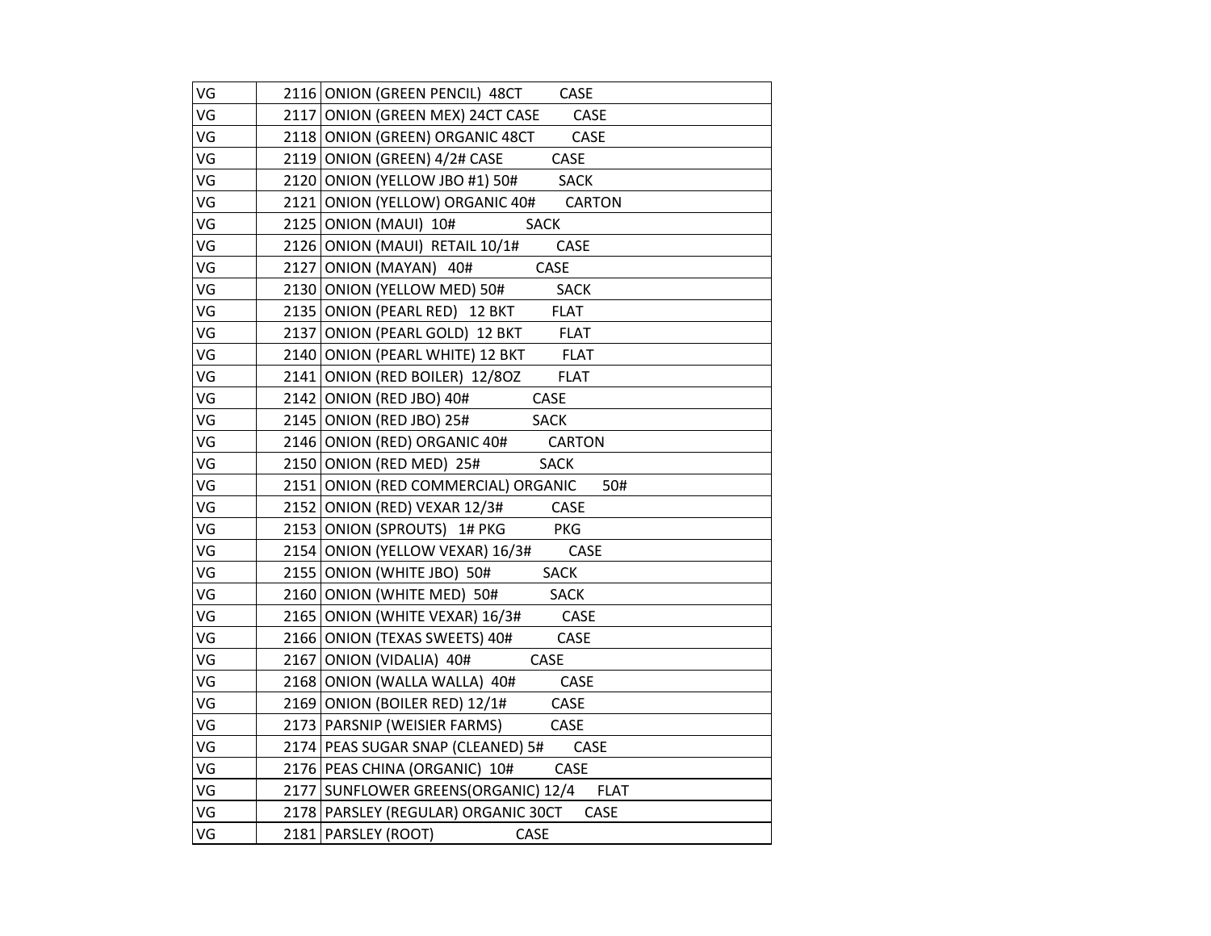| VG | 2116 | ONION (GREEN PENCIL) 48CT CASE |
|---|---|---|
| VG | 2117 | ONION (GREEN MEX) 24CT CASE CASE |
| VG | 2118 | ONION (GREEN) ORGANIC 48CT CASE |
| VG | 2119 | ONION (GREEN) 4/2# CASE CASE |
| VG | 2120 | ONION (YELLOW JBO #1) 50# SACK |
| VG | 2121 | ONION (YELLOW) ORGANIC 40# CARTON |
| VG | 2125 | ONION (MAUI) 10# SACK |
| VG | 2126 | ONION (MAUI) RETAIL 10/1# CASE |
| VG | 2127 | ONION (MAYAN) 40# CASE |
| VG | 2130 | ONION (YELLOW MED) 50# SACK |
| VG | 2135 | ONION (PEARL RED) 12 BKT FLAT |
| VG | 2137 | ONION (PEARL GOLD) 12 BKT FLAT |
| VG | 2140 | ONION (PEARL WHITE) 12 BKT FLAT |
| VG | 2141 | ONION (RED BOILER) 12/8OZ FLAT |
| VG | 2142 | ONION (RED JBO) 40# CASE |
| VG | 2145 | ONION (RED JBO) 25# SACK |
| VG | 2146 | ONION (RED) ORGANIC 40# CARTON |
| VG | 2150 | ONION (RED MED) 25# SACK |
| VG | 2151 | ONION (RED COMMERCIAL) ORGANIC 50# |
| VG | 2152 | ONION (RED) VEXAR 12/3# CASE |
| VG | 2153 | ONION (SPROUTS) 1# PKG PKG |
| VG | 2154 | ONION (YELLOW VEXAR) 16/3# CASE |
| VG | 2155 | ONION (WHITE JBO) 50# SACK |
| VG | 2160 | ONION (WHITE MED) 50# SACK |
| VG | 2165 | ONION (WHITE VEXAR) 16/3# CASE |
| VG | 2166 | ONION (TEXAS SWEETS) 40# CASE |
| VG | 2167 | ONION (VIDALIA) 40# CASE |
| VG | 2168 | ONION (WALLA WALLA) 40# CASE |
| VG | 2169 | ONION (BOILER RED) 12/1# CASE |
| VG | 2173 | PARSNIP (WEISIER FARMS) CASE |
| VG | 2174 | PEAS SUGAR SNAP (CLEANED) 5# CASE |
| VG | 2176 | PEAS CHINA (ORGANIC) 10# CASE |
| VG | 2177 | SUNFLOWER GREENS(ORGANIC) 12/4 FLAT |
| VG | 2178 | PARSLEY (REGULAR) ORGANIC 30CT CASE |
| VG | 2181 | PARSLEY (ROOT) CASE |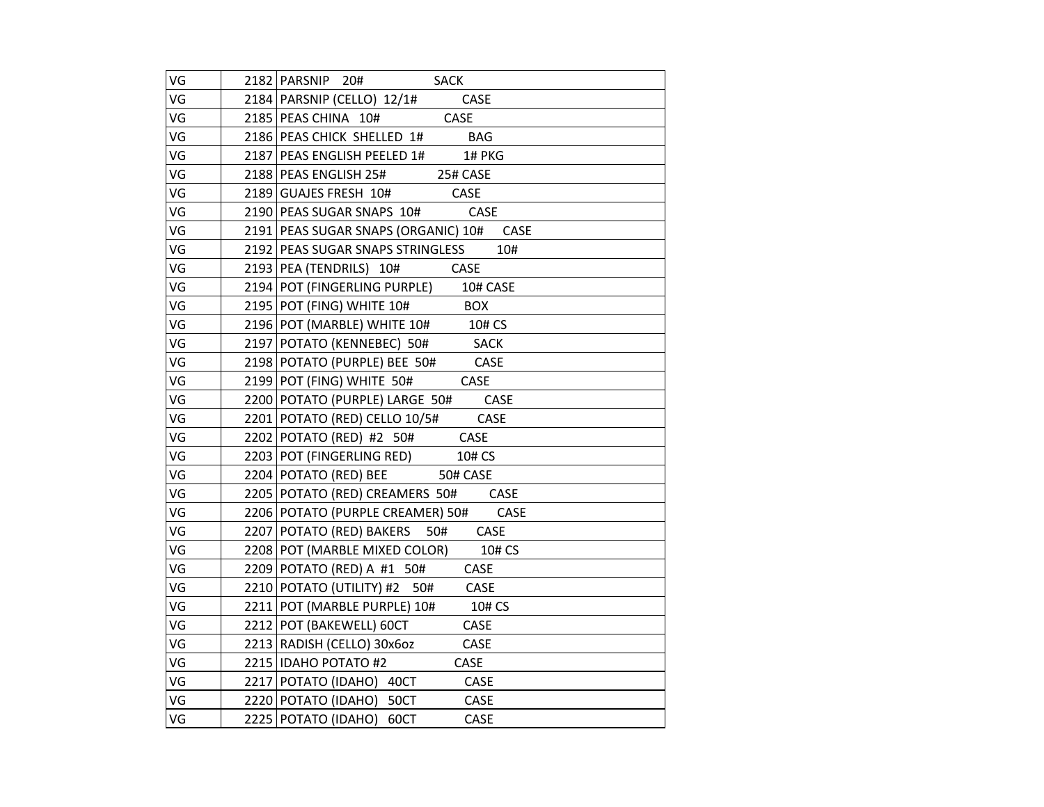| | | |
|---|---|---|
| VG | 2182 | PARSNIP 20# SACK |
| VG | 2184 | PARSNIP (CELLO) 12/1# CASE |
| VG | 2185 | PEAS CHINA 10# CASE |
| VG | 2186 | PEAS CHICK SHELLED 1# BAG |
| VG | 2187 | PEAS ENGLISH PEELED 1# 1# PKG |
| VG | 2188 | PEAS ENGLISH 25# 25# CASE |
| VG | 2189 | GUAJES FRESH 10# CASE |
| VG | 2190 | PEAS SUGAR SNAPS 10# CASE |
| VG | 2191 | PEAS SUGAR SNAPS (ORGANIC) 10# CASE |
| VG | 2192 | PEAS SUGAR SNAPS STRINGLESS 10# |
| VG | 2193 | PEA (TENDRILS) 10# CASE |
| VG | 2194 | POT (FINGERLING PURPLE) 10# CASE |
| VG | 2195 | POT (FING) WHITE 10# BOX |
| VG | 2196 | POT (MARBLE) WHITE 10# 10# CS |
| VG | 2197 | POTATO (KENNEBEC) 50# SACK |
| VG | 2198 | POTATO (PURPLE) BEE 50# CASE |
| VG | 2199 | POT (FING) WHITE 50# CASE |
| VG | 2200 | POTATO (PURPLE) LARGE 50# CASE |
| VG | 2201 | POTATO (RED) CELLO 10/5# CASE |
| VG | 2202 | POTATO (RED) #2 50# CASE |
| VG | 2203 | POT (FINGERLING RED) 10# CS |
| VG | 2204 | POTATO (RED) BEE 50# CASE |
| VG | 2205 | POTATO (RED) CREAMERS 50# CASE |
| VG | 2206 | POTATO (PURPLE CREAMER) 50# CASE |
| VG | 2207 | POTATO (RED) BAKERS 50# CASE |
| VG | 2208 | POT (MARBLE MIXED COLOR) 10# CS |
| VG | 2209 | POTATO (RED) A #1 50# CASE |
| VG | 2210 | POTATO (UTILITY) #2 50# CASE |
| VG | 2211 | POT (MARBLE PURPLE) 10# 10# CS |
| VG | 2212 | POT (BAKEWELL) 60CT CASE |
| VG | 2213 | RADISH (CELLO) 30x6oz CASE |
| VG | 2215 | IDAHO POTATO #2 CASE |
| VG | 2217 | POTATO (IDAHO) 40CT CASE |
| VG | 2220 | POTATO (IDAHO) 50CT CASE |
| VG | 2225 | POTATO (IDAHO) 60CT CASE |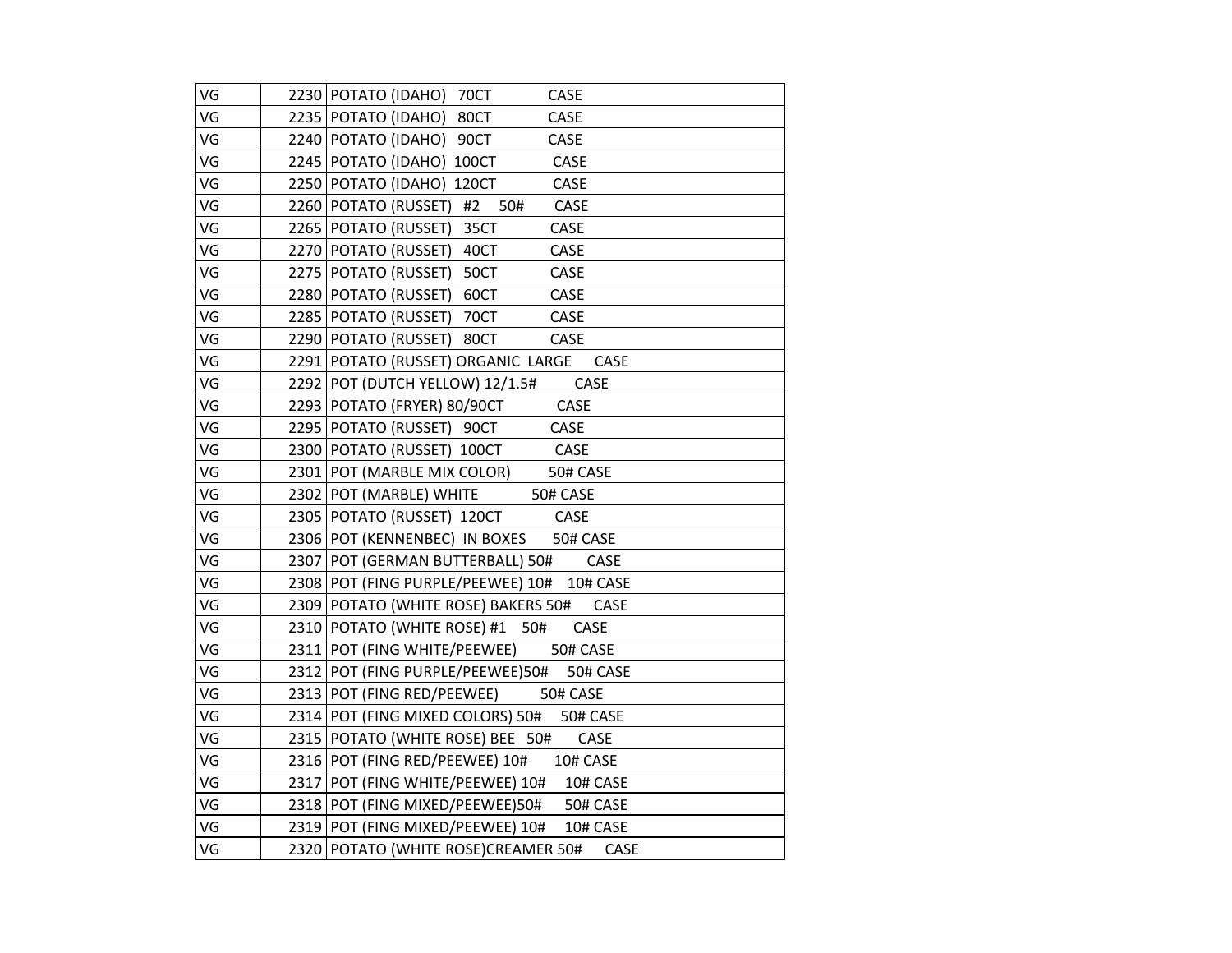| VG | 2230 | POTATO (IDAHO) 70CT CASE |
|---|---|---|
| VG | 2235 | POTATO (IDAHO) 80CT CASE |
| VG | 2240 | POTATO (IDAHO) 90CT CASE |
| VG | 2245 | POTATO (IDAHO) 100CT CASE |
| VG | 2250 | POTATO (IDAHO) 120CT CASE |
| VG | 2260 | POTATO (RUSSET) #2 50# CASE |
| VG | 2265 | POTATO (RUSSET) 35CT CASE |
| VG | 2270 | POTATO (RUSSET) 40CT CASE |
| VG | 2275 | POTATO (RUSSET) 50CT CASE |
| VG | 2280 | POTATO (RUSSET) 60CT CASE |
| VG | 2285 | POTATO (RUSSET) 70CT CASE |
| VG | 2290 | POTATO (RUSSET) 80CT CASE |
| VG | 2291 | POTATO (RUSSET) ORGANIC LARGE CASE |
| VG | 2292 | POT (DUTCH YELLOW) 12/1.5# CASE |
| VG | 2293 | POTATO (FRYER) 80/90CT CASE |
| VG | 2295 | POTATO (RUSSET) 90CT CASE |
| VG | 2300 | POTATO (RUSSET) 100CT CASE |
| VG | 2301 | POT (MARBLE MIX COLOR) 50# CASE |
| VG | 2302 | POT (MARBLE) WHITE 50# CASE |
| VG | 2305 | POTATO (RUSSET) 120CT CASE |
| VG | 2306 | POT (KENNENBEC) IN BOXES 50# CASE |
| VG | 2307 | POT (GERMAN BUTTERBALL) 50# CASE |
| VG | 2308 | POT (FING PURPLE/PEEWEE) 10# 10# CASE |
| VG | 2309 | POTATO (WHITE ROSE) BAKERS 50# CASE |
| VG | 2310 | POTATO (WHITE ROSE) #1 50# CASE |
| VG | 2311 | POT (FING WHITE/PEEWEE) 50# CASE |
| VG | 2312 | POT (FING PURPLE/PEEWEE)50# 50# CASE |
| VG | 2313 | POT (FING RED/PEEWEE) 50# CASE |
| VG | 2314 | POT (FING MIXED COLORS) 50# 50# CASE |
| VG | 2315 | POTATO (WHITE ROSE) BEE 50# CASE |
| VG | 2316 | POT (FING RED/PEEWEE) 10# 10# CASE |
| VG | 2317 | POT (FING WHITE/PEEWEE) 10# 10# CASE |
| VG | 2318 | POT (FING MIXED/PEEWEE)50# 50# CASE |
| VG | 2319 | POT (FING MIXED/PEEWEE) 10# 10# CASE |
| VG | 2320 | POTATO (WHITE ROSE)CREAMER 50# CASE |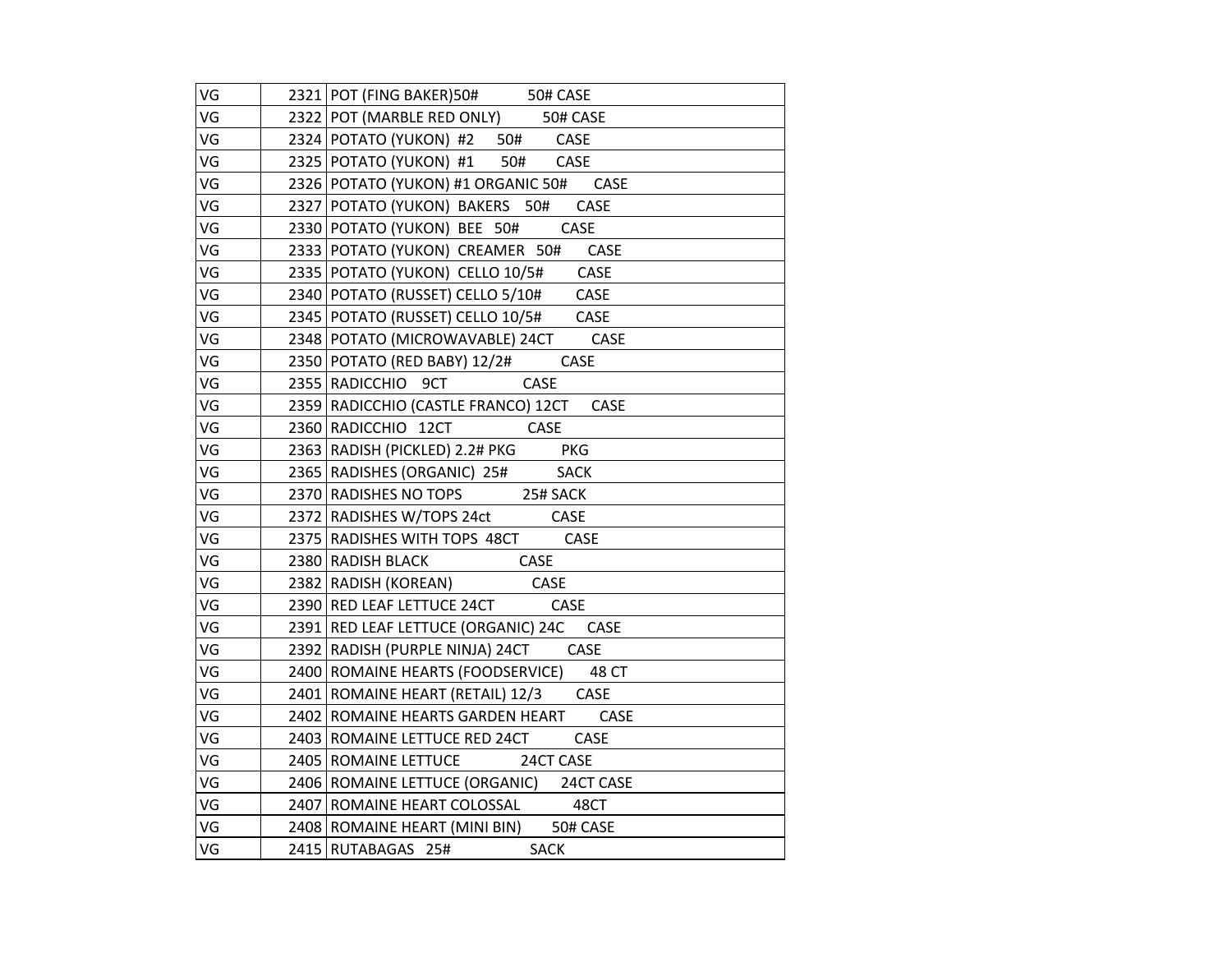| | | |
|---|---|---|
| VG | 2321 | POT (FING BAKER)50#           50# CASE |
| VG | 2322 | POT (MARBLE RED ONLY)          50# CASE |
| VG | 2324 | POTATO (YUKON)  #2      50#        CASE |
| VG | 2325 | POTATO (YUKON)  #1       50#        CASE |
| VG | 2326 | POTATO (YUKON) #1 ORGANIC 50#       CASE |
| VG | 2327 | POTATO (YUKON)  BAKERS    50#       CASE |
| VG | 2330 | POTATO (YUKON)  BEE   50#          CASE |
| VG | 2333 | POTATO (YUKON)  CREAMER   50#       CASE |
| VG | 2335 | POTATO (YUKON)  CELLO 10/5#        CASE |
| VG | 2340 | POTATO (RUSSET) CELLO 5/10#        CASE |
| VG | 2345 | POTATO (RUSSET) CELLO 10/5#        CASE |
| VG | 2348 | POTATO (MICROWAVABLE) 24CT         CASE |
| VG | 2350 | POTATO (RED BABY) 12/2#           CASE |
| VG | 2355 | RADICCHIO    9CT                 CASE |
| VG | 2359 | RADICCHIO (CASTLE FRANCO) 12CT      CASE |
| VG | 2360 | RADICCHIO   12CT                 CASE |
| VG | 2363 | RADISH (PICKLED) 2.2# PKG           PKG |
| VG | 2365 | RADISHES (ORGANIC)  25#           SACK |
| VG | 2370 | RADISHES NO TOPS              25# SACK |
| VG | 2372 | RADISHES W/TOPS 24ct              CASE |
| VG | 2375 | RADISHES WITH TOPS  48CT           CASE |
| VG | 2380 | RADISH BLACK                      CASE |
| VG | 2382 | RADISH (KOREAN)                   CASE |
| VG | 2390 | RED LEAF LETTUCE 24CT             CASE |
| VG | 2391 | RED LEAF LETTUCE (ORGANIC) 24C      CASE |
| VG | 2392 | RADISH (PURPLE NINJA) 24CT         CASE |
| VG | 2400 | ROMAINE HEARTS (FOODSERVICE)       48 CT |
| VG | 2401 | ROMAINE HEART (RETAIL) 12/3        CASE |
| VG | 2402 | ROMAINE HEARTS GARDEN HEART        CASE |
| VG | 2403 | ROMAINE LETTUCE RED 24CT           CASE |
| VG | 2405 | ROMAINE LETTUCE              24CT CASE |
| VG | 2406 | ROMAINE LETTUCE (ORGANIC)      24CT CASE |
| VG | 2407 | ROMAINE HEART COLOSSAL            48CT |
| VG | 2408 | ROMAINE HEART (MINI BIN)        50# CASE |
| VG | 2415 | RUTABAGAS   25#                  SACK |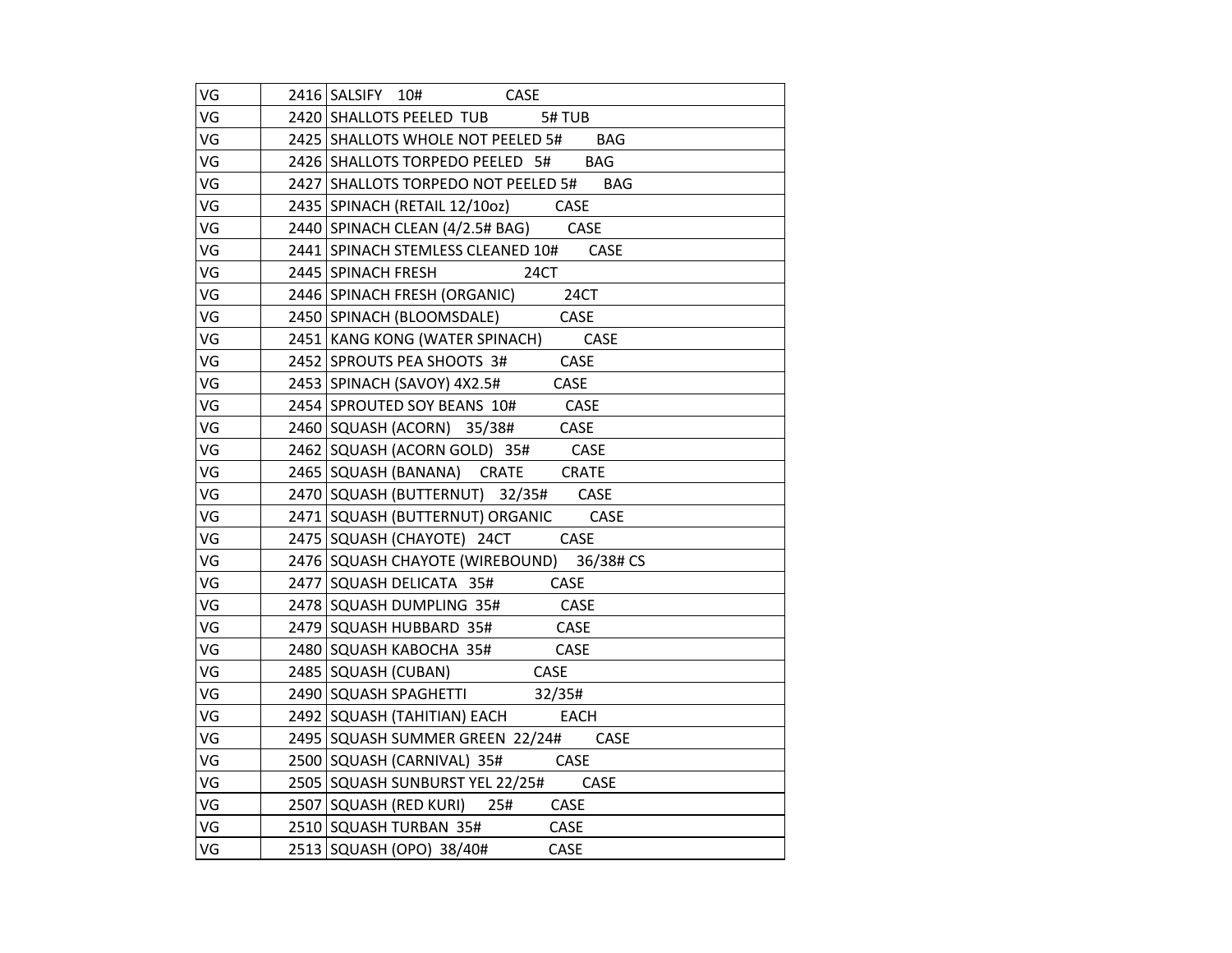| | | |
|---|---|---|
| VG | 2416 | SALSIFY 10# CASE |
| VG | 2420 | SHALLOTS PEELED TUB 5# TUB |
| VG | 2425 | SHALLOTS WHOLE NOT PEELED 5# BAG |
| VG | 2426 | SHALLOTS TORPEDO PEELED 5# BAG |
| VG | 2427 | SHALLOTS TORPEDO NOT PEELED 5# BAG |
| VG | 2435 | SPINACH (RETAIL 12/10oz) CASE |
| VG | 2440 | SPINACH CLEAN (4/2.5# BAG) CASE |
| VG | 2441 | SPINACH STEMLESS CLEANED 10# CASE |
| VG | 2445 | SPINACH FRESH 24CT |
| VG | 2446 | SPINACH FRESH (ORGANIC) 24CT |
| VG | 2450 | SPINACH (BLOOMSDALE) CASE |
| VG | 2451 | KANG KONG (WATER SPINACH) CASE |
| VG | 2452 | SPROUTS PEA SHOOTS 3# CASE |
| VG | 2453 | SPINACH (SAVOY) 4X2.5# CASE |
| VG | 2454 | SPROUTED SOY BEANS 10# CASE |
| VG | 2460 | SQUASH (ACORN) 35/38# CASE |
| VG | 2462 | SQUASH (ACORN GOLD) 35# CASE |
| VG | 2465 | SQUASH (BANANA) CRATE CRATE |
| VG | 2470 | SQUASH (BUTTERNUT) 32/35# CASE |
| VG | 2471 | SQUASH (BUTTERNUT) ORGANIC CASE |
| VG | 2475 | SQUASH (CHAYOTE) 24CT CASE |
| VG | 2476 | SQUASH CHAYOTE (WIREBOUND) 36/38# CS |
| VG | 2477 | SQUASH DELICATA 35# CASE |
| VG | 2478 | SQUASH DUMPLING 35# CASE |
| VG | 2479 | SQUASH HUBBARD 35# CASE |
| VG | 2480 | SQUASH KABOCHA 35# CASE |
| VG | 2485 | SQUASH (CUBAN) CASE |
| VG | 2490 | SQUASH SPAGHETTI 32/35# |
| VG | 2492 | SQUASH (TAHITIAN) EACH EACH |
| VG | 2495 | SQUASH SUMMER GREEN 22/24# CASE |
| VG | 2500 | SQUASH (CARNIVAL) 35# CASE |
| VG | 2505 | SQUASH SUNBURST YEL 22/25# CASE |
| VG | 2507 | SQUASH (RED KURI) 25# CASE |
| VG | 2510 | SQUASH TURBAN 35# CASE |
| VG | 2513 | SQUASH (OPO) 38/40# CASE |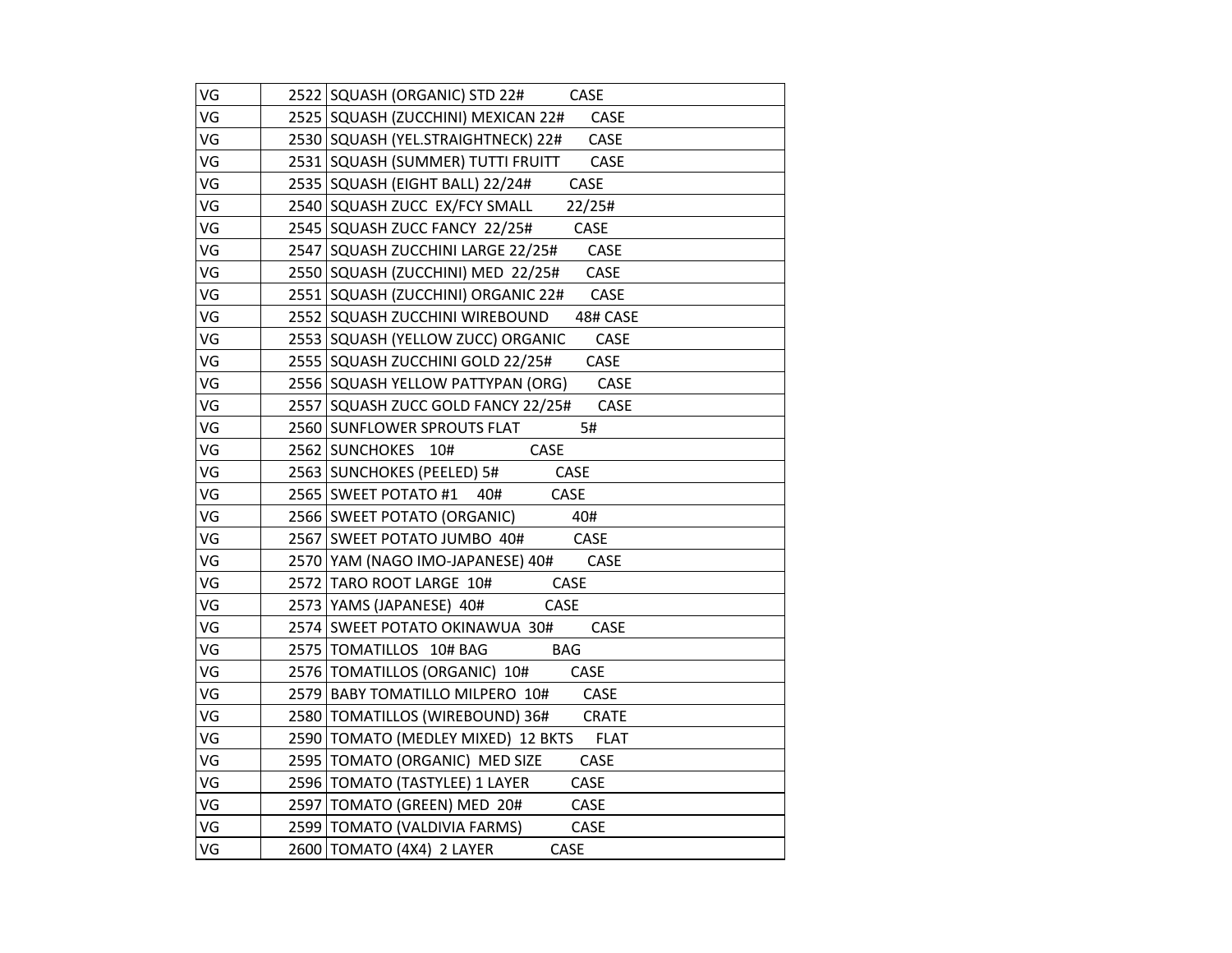| | | |
|---|---|---|
| VG | 2522 | SQUASH (ORGANIC) STD 22# CASE |
| VG | 2525 | SQUASH (ZUCCHINI) MEXICAN 22# CASE |
| VG | 2530 | SQUASH (YEL.STRAIGHTNECK) 22# CASE |
| VG | 2531 | SQUASH (SUMMER) TUTTI FRUITT CASE |
| VG | 2535 | SQUASH (EIGHT BALL) 22/24# CASE |
| VG | 2540 | SQUASH ZUCC EX/FCY SMALL 22/25# |
| VG | 2545 | SQUASH ZUCC FANCY 22/25# CASE |
| VG | 2547 | SQUASH ZUCCHINI LARGE 22/25# CASE |
| VG | 2550 | SQUASH (ZUCCHINI) MED 22/25# CASE |
| VG | 2551 | SQUASH (ZUCCHINI) ORGANIC 22# CASE |
| VG | 2552 | SQUASH ZUCCHINI WIREBOUND 48# CASE |
| VG | 2553 | SQUASH (YELLOW ZUCC) ORGANIC CASE |
| VG | 2555 | SQUASH ZUCCHINI GOLD 22/25# CASE |
| VG | 2556 | SQUASH YELLOW PATTYPAN (ORG) CASE |
| VG | 2557 | SQUASH ZUCC GOLD FANCY 22/25# CASE |
| VG | 2560 | SUNFLOWER SPROUTS FLAT 5# |
| VG | 2562 | SUNCHOKES 10# CASE |
| VG | 2563 | SUNCHOKES (PEELED) 5# CASE |
| VG | 2565 | SWEET POTATO #1 40# CASE |
| VG | 2566 | SWEET POTATO (ORGANIC) 40# |
| VG | 2567 | SWEET POTATO JUMBO 40# CASE |
| VG | 2570 | YAM (NAGO IMO-JAPANESE) 40# CASE |
| VG | 2572 | TARO ROOT LARGE 10# CASE |
| VG | 2573 | YAMS (JAPANESE) 40# CASE |
| VG | 2574 | SWEET POTATO OKINAWUA 30# CASE |
| VG | 2575 | TOMATILLOS 10# BAG BAG |
| VG | 2576 | TOMATILLOS (ORGANIC) 10# CASE |
| VG | 2579 | BABY TOMATILLO MILPERO 10# CASE |
| VG | 2580 | TOMATILLOS (WIREBOUND) 36# CRATE |
| VG | 2590 | TOMATO (MEDLEY MIXED) 12 BKTS FLAT |
| VG | 2595 | TOMATO (ORGANIC) MED SIZE CASE |
| VG | 2596 | TOMATO (TASTYLEE) 1 LAYER CASE |
| VG | 2597 | TOMATO (GREEN) MED 20# CASE |
| VG | 2599 | TOMATO (VALDIVIA FARMS) CASE |
| VG | 2600 | TOMATO (4X4) 2 LAYER CASE |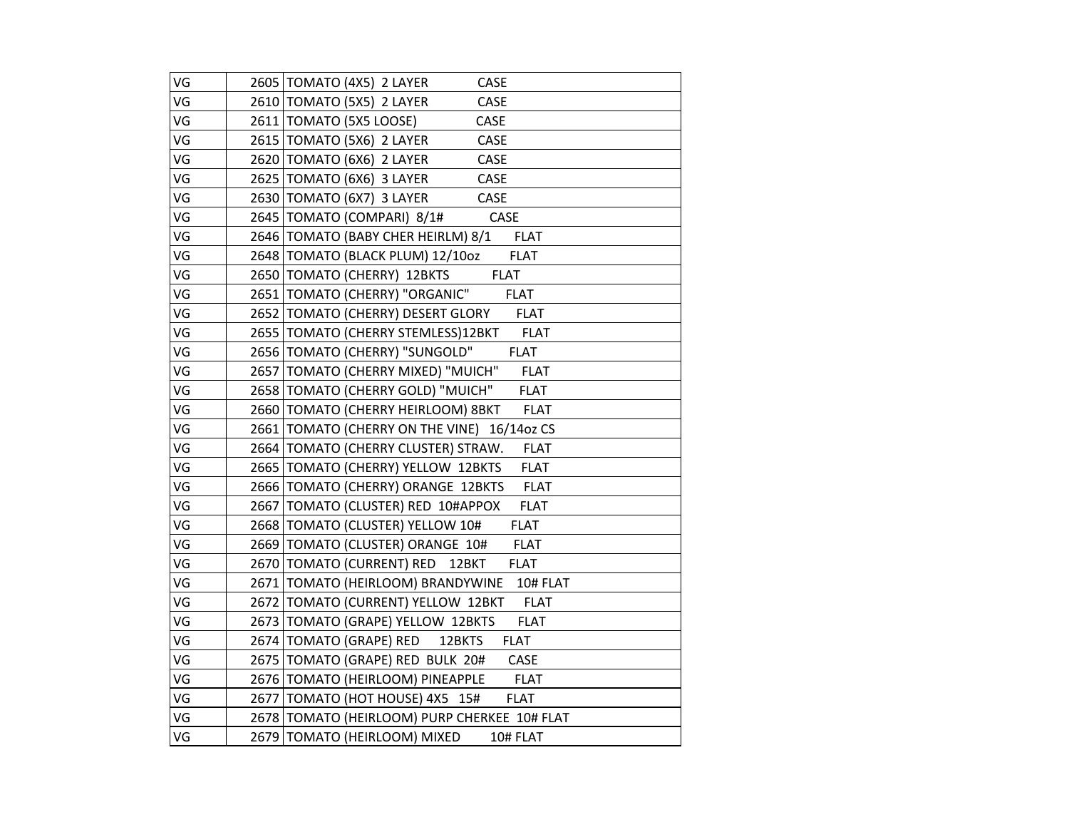| | | | |
|---|---|---|---|
| VG | 2605 | TOMATO (4X5) 2 LAYER CASE | |
| VG | 2610 | TOMATO (5X5) 2 LAYER CASE | |
| VG | 2611 | TOMATO (5X5 LOOSE) CASE | |
| VG | 2615 | TOMATO (5X6) 2 LAYER CASE | |
| VG | 2620 | TOMATO (6X6) 2 LAYER CASE | |
| VG | 2625 | TOMATO (6X6) 3 LAYER CASE | |
| VG | 2630 | TOMATO (6X7) 3 LAYER CASE | |
| VG | 2645 | TOMATO (COMPARI) 8/1# CASE | |
| VG | 2646 | TOMATO (BABY CHER HEIRLM) 8/1 FLAT | |
| VG | 2648 | TOMATO (BLACK PLUM) 12/10oz FLAT | |
| VG | 2650 | TOMATO (CHERRY) 12BKTS FLAT | |
| VG | 2651 | TOMATO (CHERRY) "ORGANIC" FLAT | |
| VG | 2652 | TOMATO (CHERRY) DESERT GLORY FLAT | |
| VG | 2655 | TOMATO (CHERRY STEMLESS)12BKT FLAT | |
| VG | 2656 | TOMATO (CHERRY) "SUNGOLD" FLAT | |
| VG | 2657 | TOMATO (CHERRY MIXED) "MUICH" FLAT | |
| VG | 2658 | TOMATO (CHERRY GOLD) "MUICH" FLAT | |
| VG | 2660 | TOMATO (CHERRY HEIRLOOM) 8BKT FLAT | |
| VG | 2661 | TOMATO (CHERRY ON THE VINE) 16/14oz CS | |
| VG | 2664 | TOMATO (CHERRY CLUSTER) STRAW. FLAT | |
| VG | 2665 | TOMATO (CHERRY) YELLOW 12BKTS FLAT | |
| VG | 2666 | TOMATO (CHERRY) ORANGE 12BKTS FLAT | |
| VG | 2667 | TOMATO (CLUSTER) RED 10#APPOX FLAT | |
| VG | 2668 | TOMATO (CLUSTER) YELLOW 10# FLAT | |
| VG | 2669 | TOMATO (CLUSTER) ORANGE 10# FLAT | |
| VG | 2670 | TOMATO (CURRENT) RED 12BKT FLAT | |
| VG | 2671 | TOMATO (HEIRLOOM) BRANDYWINE 10# FLAT | |
| VG | 2672 | TOMATO (CURRENT) YELLOW 12BKT FLAT | |
| VG | 2673 | TOMATO (GRAPE) YELLOW 12BKTS FLAT | |
| VG | 2674 | TOMATO (GRAPE) RED 12BKTS FLAT | |
| VG | 2675 | TOMATO (GRAPE) RED BULK 20# CASE | |
| VG | 2676 | TOMATO (HEIRLOOM) PINEAPPLE FLAT | |
| VG | 2677 | TOMATO (HOT HOUSE) 4X5 15# FLAT | |
| VG | 2678 | TOMATO (HEIRLOOM) PURP CHERKEE 10# FLAT | |
| VG | 2679 | TOMATO (HEIRLOOM) MIXED 10# FLAT | |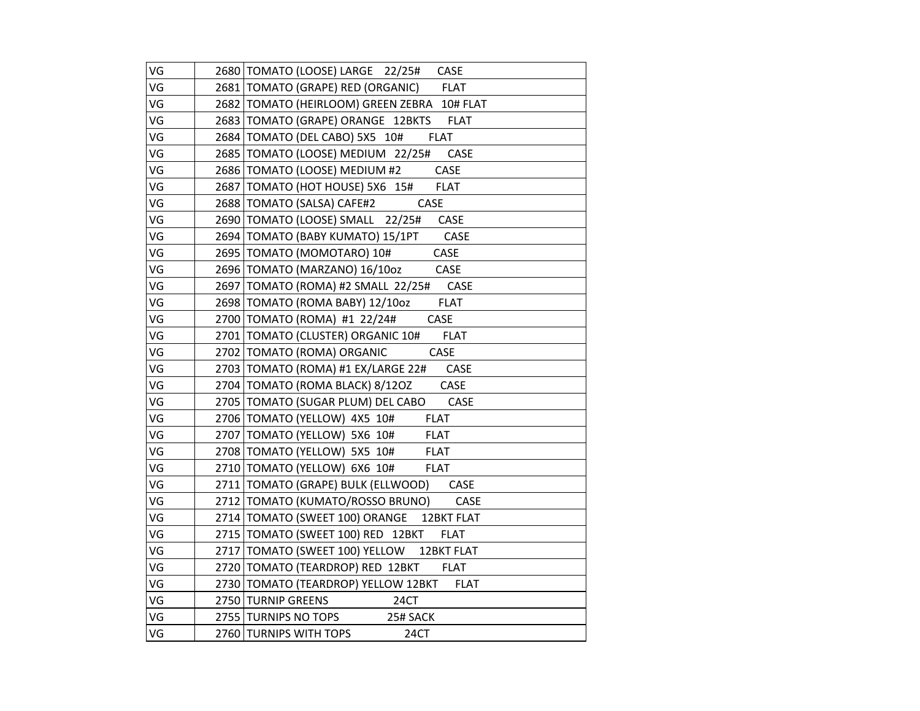| | | |
|---|---|---|
| VG | 2680 | TOMATO (LOOSE) LARGE 22/25# CASE |
| VG | 2681 | TOMATO (GRAPE) RED (ORGANIC) FLAT |
| VG | 2682 | TOMATO (HEIRLOOM) GREEN ZEBRA 10# FLAT |
| VG | 2683 | TOMATO (GRAPE) ORANGE 12BKTS FLAT |
| VG | 2684 | TOMATO (DEL CABO) 5X5 10# FLAT |
| VG | 2685 | TOMATO (LOOSE) MEDIUM 22/25# CASE |
| VG | 2686 | TOMATO (LOOSE) MEDIUM #2 CASE |
| VG | 2687 | TOMATO (HOT HOUSE) 5X6 15# FLAT |
| VG | 2688 | TOMATO (SALSA) CAFE#2 CASE |
| VG | 2690 | TOMATO (LOOSE) SMALL 22/25# CASE |
| VG | 2694 | TOMATO (BABY KUMATO) 15/1PT CASE |
| VG | 2695 | TOMATO (MOMOTARO) 10# CASE |
| VG | 2696 | TOMATO (MARZANO) 16/10oz CASE |
| VG | 2697 | TOMATO (ROMA) #2 SMALL 22/25# CASE |
| VG | 2698 | TOMATO (ROMA BABY) 12/10oz FLAT |
| VG | 2700 | TOMATO (ROMA) #1 22/24# CASE |
| VG | 2701 | TOMATO (CLUSTER) ORGANIC 10# FLAT |
| VG | 2702 | TOMATO (ROMA) ORGANIC CASE |
| VG | 2703 | TOMATO (ROMA) #1 EX/LARGE 22# CASE |
| VG | 2704 | TOMATO (ROMA BLACK) 8/12OZ CASE |
| VG | 2705 | TOMATO (SUGAR PLUM) DEL CABO CASE |
| VG | 2706 | TOMATO (YELLOW) 4X5 10# FLAT |
| VG | 2707 | TOMATO (YELLOW) 5X6 10# FLAT |
| VG | 2708 | TOMATO (YELLOW) 5X5 10# FLAT |
| VG | 2710 | TOMATO (YELLOW) 6X6 10# FLAT |
| VG | 2711 | TOMATO (GRAPE) BULK (ELLWOOD) CASE |
| VG | 2712 | TOMATO (KUMATO/ROSSO BRUNO) CASE |
| VG | 2714 | TOMATO (SWEET 100) ORANGE 12BKT FLAT |
| VG | 2715 | TOMATO (SWEET 100) RED 12BKT FLAT |
| VG | 2717 | TOMATO (SWEET 100) YELLOW 12BKT FLAT |
| VG | 2720 | TOMATO (TEARDROP) RED 12BKT FLAT |
| VG | 2730 | TOMATO (TEARDROP) YELLOW 12BKT FLAT |
| VG | 2750 | TURNIP GREENS 24CT |
| VG | 2755 | TURNIPS NO TOPS 25# SACK |
| VG | 2760 | TURNIPS WITH TOPS 24CT |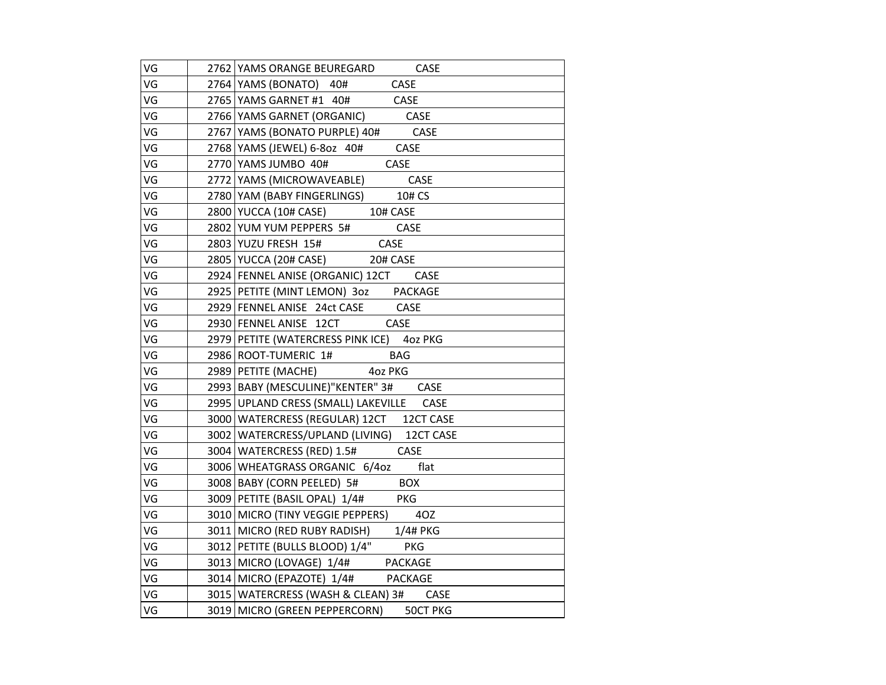| VG | 2762 | YAMS ORANGE BEUREGARD CASE |
|---|---|---|
| VG | 2764 | YAMS (BONATO) 40# CASE |
| VG | 2765 | YAMS GARNET #1 40# CASE |
| VG | 2766 | YAMS GARNET (ORGANIC) CASE |
| VG | 2767 | YAMS (BONATO PURPLE) 40# CASE |
| VG | 2768 | YAMS (JEWEL) 6-8oz 40# CASE |
| VG | 2770 | YAMS JUMBO 40# CASE |
| VG | 2772 | YAMS (MICROWAVEABLE) CASE |
| VG | 2780 | YAM (BABY FINGERLINGS) 10# CS |
| VG | 2800 | YUCCA (10# CASE) 10# CASE |
| VG | 2802 | YUM YUM PEPPERS 5# CASE |
| VG | 2803 | YUZU FRESH 15# CASE |
| VG | 2805 | YUCCA (20# CASE) 20# CASE |
| VG | 2924 | FENNEL ANISE (ORGANIC) 12CT CASE |
| VG | 2925 | PETITE (MINT LEMON) 3oz PACKAGE |
| VG | 2929 | FENNEL ANISE 24ct CASE CASE |
| VG | 2930 | FENNEL ANISE 12CT CASE |
| VG | 2979 | PETITE (WATERCRESS PINK ICE) 4oz PKG |
| VG | 2986 | ROOT-TUMERIC 1# BAG |
| VG | 2989 | PETITE (MACHE) 4oz PKG |
| VG | 2993 | BABY (MESCULINE)"KENTER" 3# CASE |
| VG | 2995 | UPLAND CRESS (SMALL) LAKEVILLE CASE |
| VG | 3000 | WATERCRESS (REGULAR) 12CT 12CT CASE |
| VG | 3002 | WATERCRESS/UPLAND (LIVING) 12CT CASE |
| VG | 3004 | WATERCRESS (RED) 1.5# CASE |
| VG | 3006 | WHEATGRASS ORGANIC 6/4oz flat |
| VG | 3008 | BABY (CORN PEELED) 5# BOX |
| VG | 3009 | PETITE (BASIL OPAL) 1/4# PKG |
| VG | 3010 | MICRO (TINY VEGGIE PEPPERS) 4OZ |
| VG | 3011 | MICRO (RED RUBY RADISH) 1/4# PKG |
| VG | 3012 | PETITE (BULLS BLOOD) 1/4" PKG |
| VG | 3013 | MICRO (LOVAGE) 1/4# PACKAGE |
| VG | 3014 | MICRO (EPAZOTE) 1/4# PACKAGE |
| VG | 3015 | WATERCRESS (WASH & CLEAN) 3# CASE |
| VG | 3019 | MICRO (GREEN PEPPERCORN) 50CT PKG |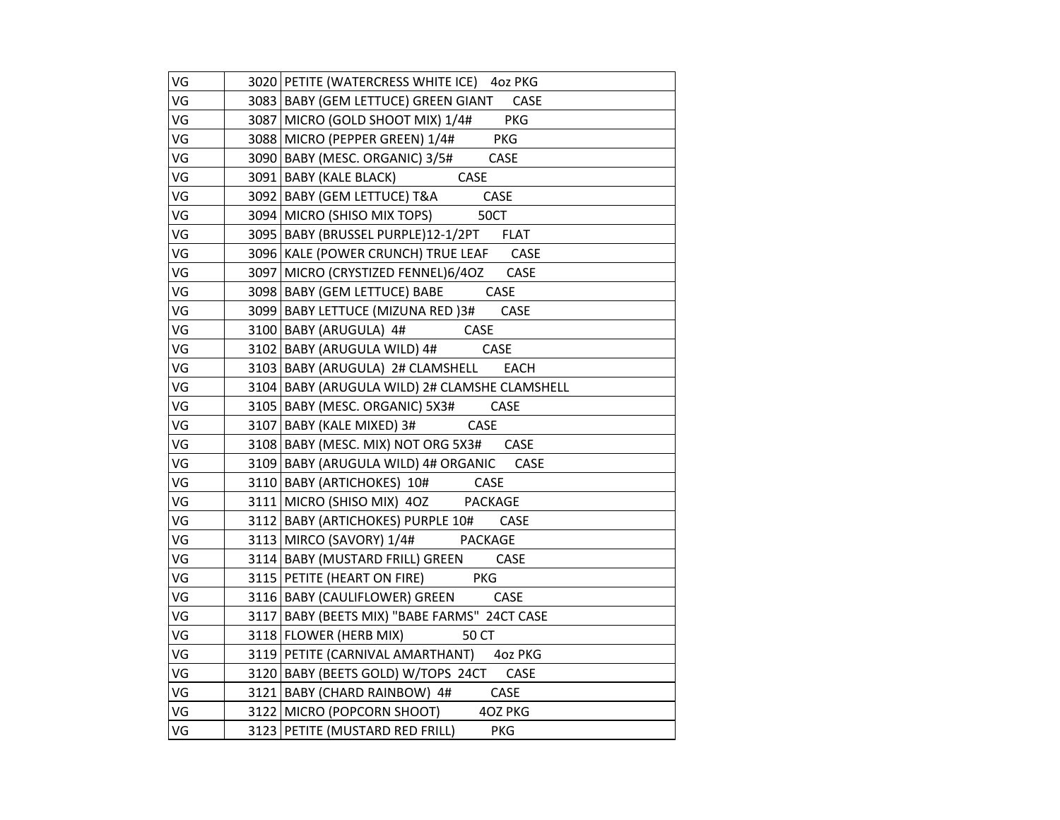| | | |
|---|---|---|
| VG | 3020 | PETITE (WATERCRESS WHITE ICE) 4oz PKG |
| VG | 3083 | BABY (GEM LETTUCE) GREEN GIANT CASE |
| VG | 3087 | MICRO (GOLD SHOOT MIX) 1/4# PKG |
| VG | 3088 | MICRO (PEPPER GREEN) 1/4# PKG |
| VG | 3090 | BABY (MESC. ORGANIC) 3/5# CASE |
| VG | 3091 | BABY (KALE BLACK) CASE |
| VG | 3092 | BABY (GEM LETTUCE) T&A CASE |
| VG | 3094 | MICRO (SHISO MIX TOPS) 50CT |
| VG | 3095 | BABY (BRUSSEL PURPLE)12-1/2PT FLAT |
| VG | 3096 | KALE (POWER CRUNCH) TRUE LEAF CASE |
| VG | 3097 | MICRO (CRYSTIZED FENNEL)6/4OZ CASE |
| VG | 3098 | BABY (GEM LETTUCE) BABE CASE |
| VG | 3099 | BABY LETTUCE (MIZUNA RED )3# CASE |
| VG | 3100 | BABY (ARUGULA) 4# CASE |
| VG | 3102 | BABY (ARUGULA WILD) 4# CASE |
| VG | 3103 | BABY (ARUGULA) 2# CLAMSHELL EACH |
| VG | 3104 | BABY (ARUGULA WILD) 2# CLAMSHE CLAMSHELL |
| VG | 3105 | BABY (MESC. ORGANIC) 5X3# CASE |
| VG | 3107 | BABY (KALE MIXED) 3# CASE |
| VG | 3108 | BABY (MESC. MIX) NOT ORG 5X3# CASE |
| VG | 3109 | BABY (ARUGULA WILD) 4# ORGANIC CASE |
| VG | 3110 | BABY (ARTICHOKES) 10# CASE |
| VG | 3111 | MICRO (SHISO MIX) 4OZ PACKAGE |
| VG | 3112 | BABY (ARTICHOKES) PURPLE 10# CASE |
| VG | 3113 | MIRCO (SAVORY) 1/4# PACKAGE |
| VG | 3114 | BABY (MUSTARD FRILL) GREEN CASE |
| VG | 3115 | PETITE (HEART ON FIRE) PKG |
| VG | 3116 | BABY (CAULIFLOWER) GREEN CASE |
| VG | 3117 | BABY (BEETS MIX) "BABE FARMS" 24CT CASE |
| VG | 3118 | FLOWER (HERB MIX) 50 CT |
| VG | 3119 | PETITE (CARNIVAL AMARTHANT) 4oz PKG |
| VG | 3120 | BABY (BEETS GOLD) W/TOPS 24CT CASE |
| VG | 3121 | BABY (CHARD RAINBOW) 4# CASE |
| VG | 3122 | MICRO (POPCORN SHOOT) 4OZ PKG |
| VG | 3123 | PETITE (MUSTARD RED FRILL) PKG |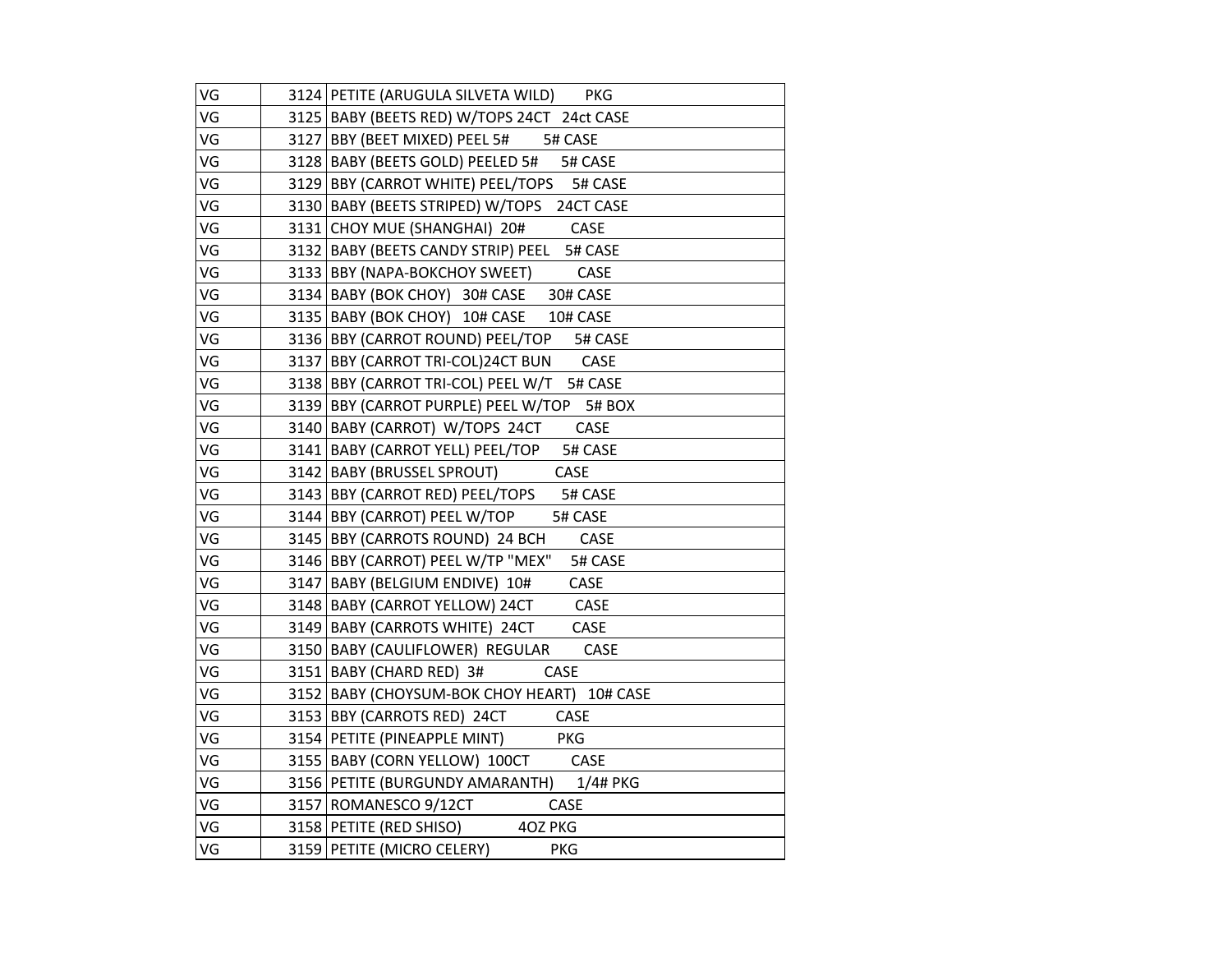| | | |
|---|---|---|
| VG | 3124 | PETITE (ARUGULA SILVETA WILD) PKG |
| VG | 3125 | BABY (BEETS RED) W/TOPS 24CT 24ct CASE |
| VG | 3127 | BBY (BEET MIXED) PEEL 5# 5# CASE |
| VG | 3128 | BABY (BEETS GOLD) PEELED 5# 5# CASE |
| VG | 3129 | BBY (CARROT WHITE) PEEL/TOPS 5# CASE |
| VG | 3130 | BABY (BEETS STRIPED) W/TOPS 24CT CASE |
| VG | 3131 | CHOY MUE (SHANGHAI) 20# CASE |
| VG | 3132 | BABY (BEETS CANDY STRIP) PEEL 5# CASE |
| VG | 3133 | BBY (NAPA-BOKCHOY SWEET) CASE |
| VG | 3134 | BABY (BOK CHOY) 30# CASE 30# CASE |
| VG | 3135 | BABY (BOK CHOY) 10# CASE 10# CASE |
| VG | 3136 | BBY (CARROT ROUND) PEEL/TOP 5# CASE |
| VG | 3137 | BBY (CARROT TRI-COL)24CT BUN CASE |
| VG | 3138 | BBY (CARROT TRI-COL) PEEL W/T 5# CASE |
| VG | 3139 | BBY (CARROT PURPLE) PEEL W/TOP 5# BOX |
| VG | 3140 | BABY (CARROT) W/TOPS 24CT CASE |
| VG | 3141 | BABY (CARROT YELL) PEEL/TOP 5# CASE |
| VG | 3142 | BABY (BRUSSEL SPROUT) CASE |
| VG | 3143 | BBY (CARROT RED) PEEL/TOPS 5# CASE |
| VG | 3144 | BBY (CARROT) PEEL W/TOP 5# CASE |
| VG | 3145 | BBY (CARROTS ROUND) 24 BCH CASE |
| VG | 3146 | BBY (CARROT) PEEL W/TP "MEX" 5# CASE |
| VG | 3147 | BABY (BELGIUM ENDIVE) 10# CASE |
| VG | 3148 | BABY (CARROT YELLOW) 24CT CASE |
| VG | 3149 | BABY (CARROTS WHITE) 24CT CASE |
| VG | 3150 | BABY (CAULIFLOWER) REGULAR CASE |
| VG | 3151 | BABY (CHARD RED) 3# CASE |
| VG | 3152 | BABY (CHOYSUM-BOK CHOY HEART) 10# CASE |
| VG | 3153 | BBY (CARROTS RED) 24CT CASE |
| VG | 3154 | PETITE (PINEAPPLE MINT) PKG |
| VG | 3155 | BABY (CORN YELLOW) 100CT CASE |
| VG | 3156 | PETITE (BURGUNDY AMARANTH) 1/4# PKG |
| VG | 3157 | ROMANESCO 9/12CT CASE |
| VG | 3158 | PETITE (RED SHISO) 4OZ PKG |
| VG | 3159 | PETITE (MICRO CELERY) PKG |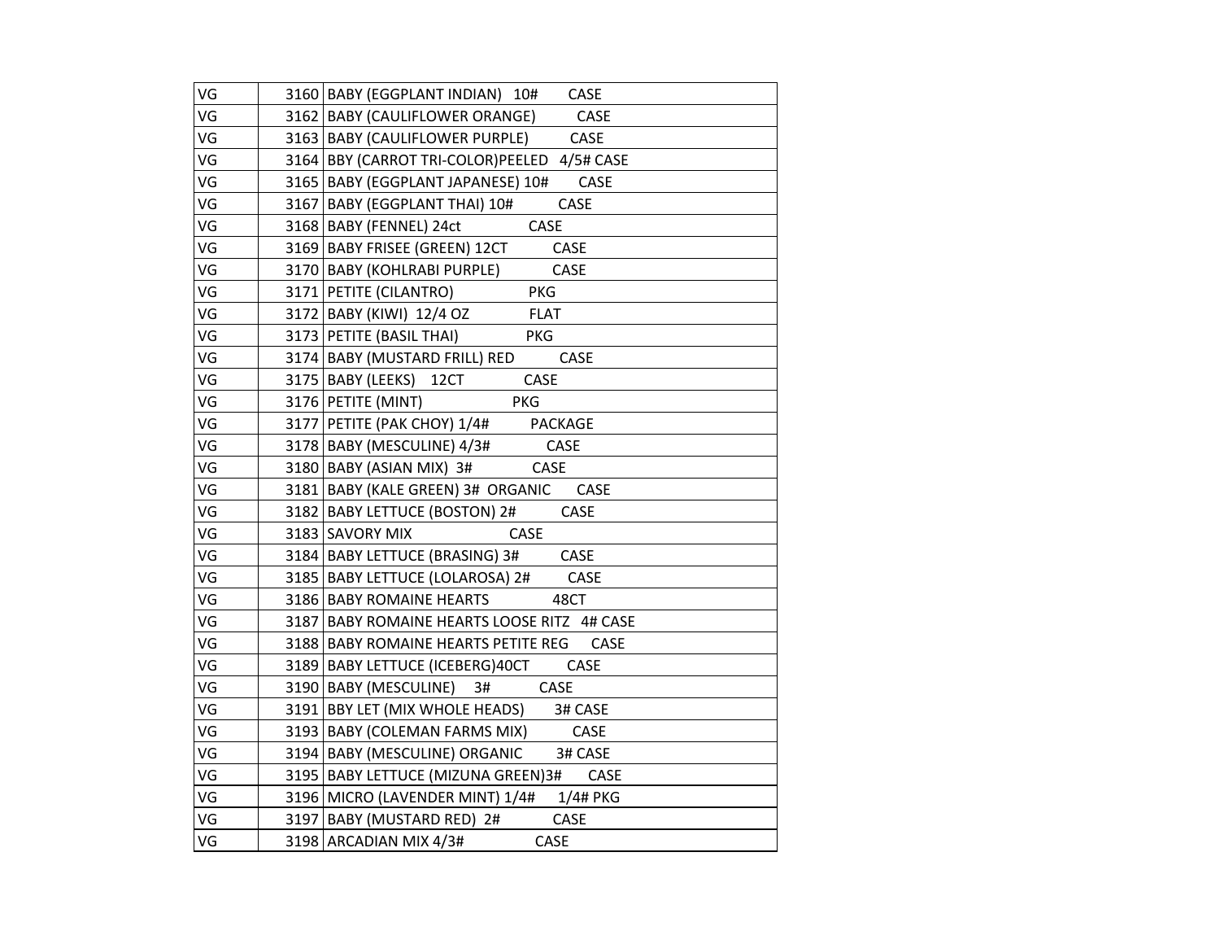| VG | 3160 | BABY (EGGPLANT INDIAN) 10# CASE |
|---|---|---|
| VG | 3162 | BABY (CAULIFLOWER ORANGE) CASE |
| VG | 3163 | BABY (CAULIFLOWER PURPLE) CASE |
| VG | 3164 | BBY (CARROT TRI-COLOR)PEELED 4/5# CASE |
| VG | 3165 | BABY (EGGPLANT JAPANESE) 10# CASE |
| VG | 3167 | BABY (EGGPLANT THAI) 10# CASE |
| VG | 3168 | BABY (FENNEL) 24ct CASE |
| VG | 3169 | BABY FRISEE (GREEN) 12CT CASE |
| VG | 3170 | BABY (KOHLRABI PURPLE) CASE |
| VG | 3171 | PETITE (CILANTRO) PKG |
| VG | 3172 | BABY (KIWI) 12/4 OZ FLAT |
| VG | 3173 | PETITE (BASIL THAI) PKG |
| VG | 3174 | BABY (MUSTARD FRILL) RED CASE |
| VG | 3175 | BABY (LEEKS) 12CT CASE |
| VG | 3176 | PETITE (MINT) PKG |
| VG | 3177 | PETITE (PAK CHOY) 1/4# PACKAGE |
| VG | 3178 | BABY (MESCULINE) 4/3# CASE |
| VG | 3180 | BABY (ASIAN MIX) 3# CASE |
| VG | 3181 | BABY (KALE GREEN) 3# ORGANIC CASE |
| VG | 3182 | BABY LETTUCE (BOSTON) 2# CASE |
| VG | 3183 | SAVORY MIX CASE |
| VG | 3184 | BABY LETTUCE (BRASING) 3# CASE |
| VG | 3185 | BABY LETTUCE (LOLAROSA) 2# CASE |
| VG | 3186 | BABY ROMAINE HEARTS 48CT |
| VG | 3187 | BABY ROMAINE HEARTS LOOSE RITZ 4# CASE |
| VG | 3188 | BABY ROMAINE HEARTS PETITE REG CASE |
| VG | 3189 | BABY LETTUCE (ICEBERG)40CT CASE |
| VG | 3190 | BABY (MESCULINE) 3# CASE |
| VG | 3191 | BBY LET (MIX WHOLE HEADS) 3# CASE |
| VG | 3193 | BABY (COLEMAN FARMS MIX) CASE |
| VG | 3194 | BABY (MESCULINE) ORGANIC 3# CASE |
| VG | 3195 | BABY LETTUCE (MIZUNA GREEN)3# CASE |
| VG | 3196 | MICRO (LAVENDER MINT) 1/4# 1/4# PKG |
| VG | 3197 | BABY (MUSTARD RED) 2# CASE |
| VG | 3198 | ARCADIAN MIX 4/3# CASE |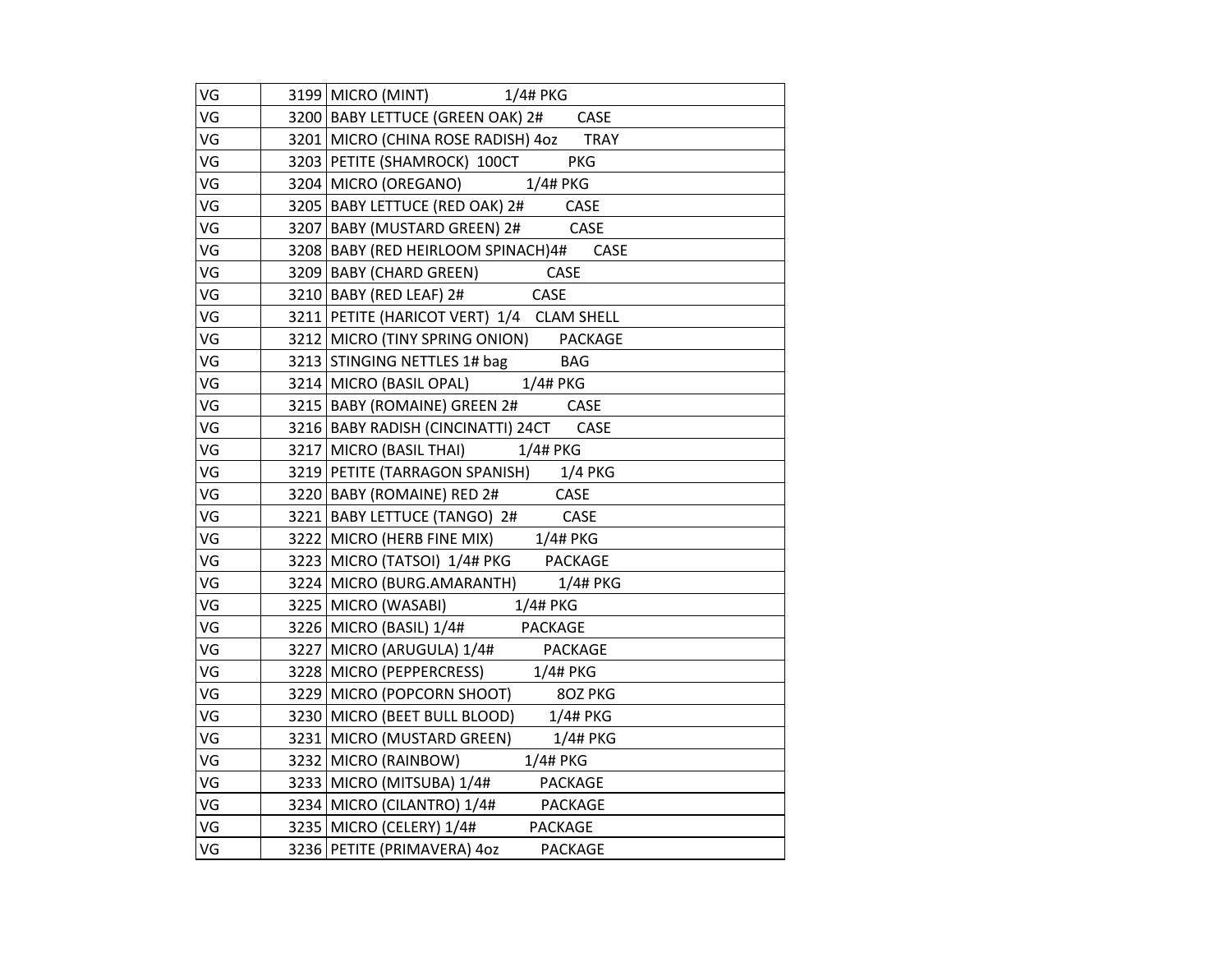| VG | 3199 | MICRO (MINT) 1/4# PKG |
|---|---|---|
| VG | 3200 | BABY LETTUCE (GREEN OAK) 2# CASE |
| VG | 3201 | MICRO (CHINA ROSE RADISH) 4oz TRAY |
| VG | 3203 | PETITE (SHAMROCK) 100CT PKG |
| VG | 3204 | MICRO (OREGANO) 1/4# PKG |
| VG | 3205 | BABY LETTUCE (RED OAK) 2# CASE |
| VG | 3207 | BABY (MUSTARD GREEN) 2# CASE |
| VG | 3208 | BABY (RED HEIRLOOM SPINACH)4# CASE |
| VG | 3209 | BABY (CHARD GREEN) CASE |
| VG | 3210 | BABY (RED LEAF) 2# CASE |
| VG | 3211 | PETITE (HARICOT VERT) 1/4 CLAM SHELL |
| VG | 3212 | MICRO (TINY SPRING ONION) PACKAGE |
| VG | 3213 | STINGING NETTLES 1# bag BAG |
| VG | 3214 | MICRO (BASIL OPAL) 1/4# PKG |
| VG | 3215 | BABY (ROMAINE) GREEN 2# CASE |
| VG | 3216 | BABY RADISH (CINCINATTI) 24CT CASE |
| VG | 3217 | MICRO (BASIL THAI) 1/4# PKG |
| VG | 3219 | PETITE (TARRAGON SPANISH) 1/4 PKG |
| VG | 3220 | BABY (ROMAINE) RED 2# CASE |
| VG | 3221 | BABY LETTUCE (TANGO) 2# CASE |
| VG | 3222 | MICRO (HERB FINE MIX) 1/4# PKG |
| VG | 3223 | MICRO (TATSOI) 1/4# PKG PACKAGE |
| VG | 3224 | MICRO (BURG.AMARANTH) 1/4# PKG |
| VG | 3225 | MICRO (WASABI) 1/4# PKG |
| VG | 3226 | MICRO (BASIL) 1/4# PACKAGE |
| VG | 3227 | MICRO (ARUGULA) 1/4# PACKAGE |
| VG | 3228 | MICRO (PEPPERCRESS) 1/4# PKG |
| VG | 3229 | MICRO (POPCORN SHOOT) 8OZ PKG |
| VG | 3230 | MICRO (BEET BULL BLOOD) 1/4# PKG |
| VG | 3231 | MICRO (MUSTARD GREEN) 1/4# PKG |
| VG | 3232 | MICRO (RAINBOW) 1/4# PKG |
| VG | 3233 | MICRO (MITSUBA) 1/4# PACKAGE |
| VG | 3234 | MICRO (CILANTRO) 1/4# PACKAGE |
| VG | 3235 | MICRO (CELERY) 1/4# PACKAGE |
| VG | 3236 | PETITE (PRIMAVERA) 4oz PACKAGE |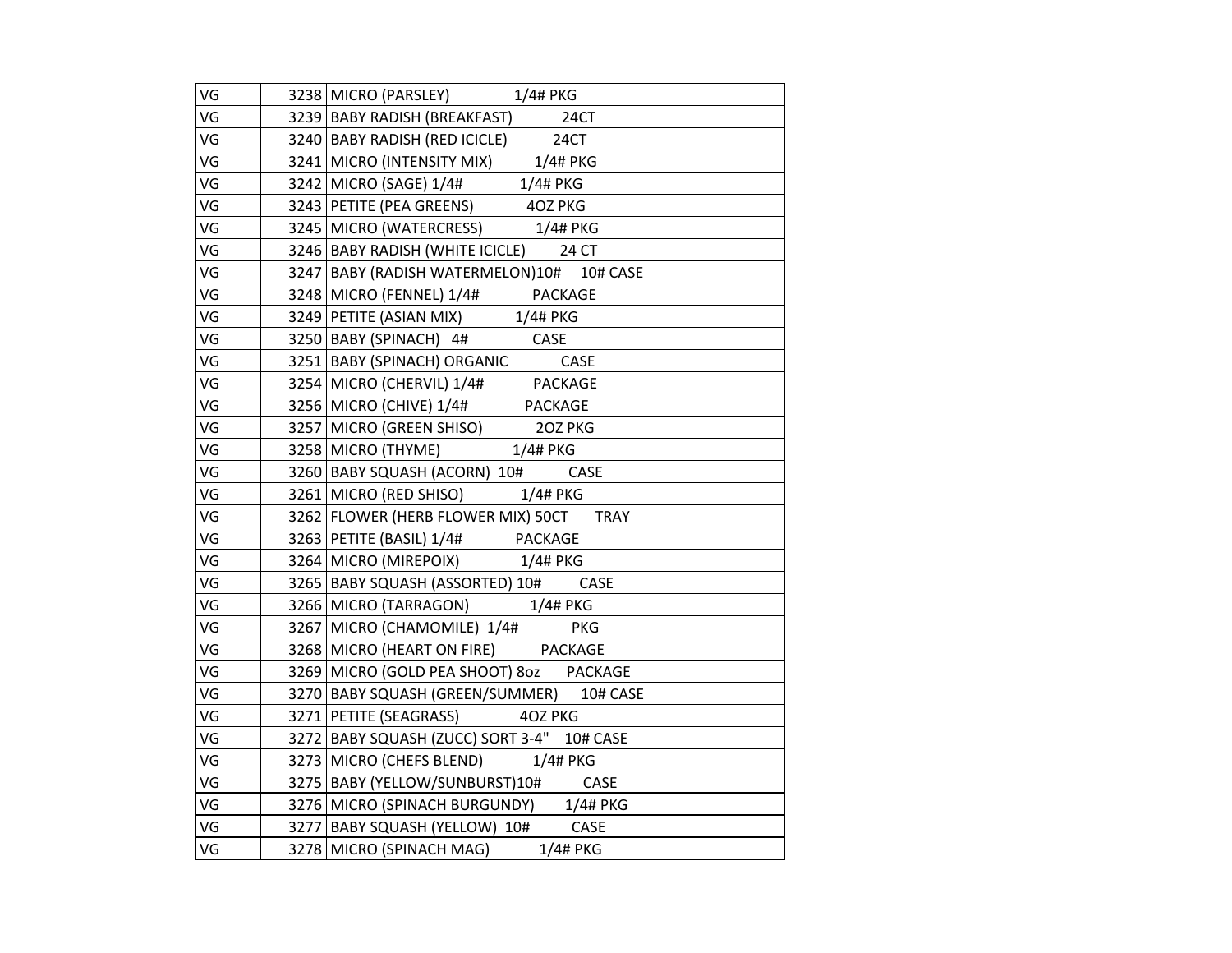| | | |
|---|---|---|
| VG | 3238 | MICRO (PARSLEY) 1/4# PKG |
| VG | 3239 | BABY RADISH (BREAKFAST) 24CT |
| VG | 3240 | BABY RADISH (RED ICICLE) 24CT |
| VG | 3241 | MICRO (INTENSITY MIX) 1/4# PKG |
| VG | 3242 | MICRO (SAGE) 1/4# 1/4# PKG |
| VG | 3243 | PETITE (PEA GREENS) 4OZ PKG |
| VG | 3245 | MICRO (WATERCRESS) 1/4# PKG |
| VG | 3246 | BABY RADISH (WHITE ICICLE) 24 CT |
| VG | 3247 | BABY (RADISH WATERMELON)10# 10# CASE |
| VG | 3248 | MICRO (FENNEL) 1/4# PACKAGE |
| VG | 3249 | PETITE (ASIAN MIX) 1/4# PKG |
| VG | 3250 | BABY (SPINACH) 4# CASE |
| VG | 3251 | BABY (SPINACH) ORGANIC CASE |
| VG | 3254 | MICRO (CHERVIL) 1/4# PACKAGE |
| VG | 3256 | MICRO (CHIVE) 1/4# PACKAGE |
| VG | 3257 | MICRO (GREEN SHISO) 2OZ PKG |
| VG | 3258 | MICRO (THYME) 1/4# PKG |
| VG | 3260 | BABY SQUASH (ACORN) 10# CASE |
| VG | 3261 | MICRO (RED SHISO) 1/4# PKG |
| VG | 3262 | FLOWER (HERB FLOWER MIX) 50CT TRAY |
| VG | 3263 | PETITE (BASIL) 1/4# PACKAGE |
| VG | 3264 | MICRO (MIREPOIX) 1/4# PKG |
| VG | 3265 | BABY SQUASH (ASSORTED) 10# CASE |
| VG | 3266 | MICRO (TARRAGON) 1/4# PKG |
| VG | 3267 | MICRO (CHAMOMILE) 1/4# PKG |
| VG | 3268 | MICRO (HEART ON FIRE) PACKAGE |
| VG | 3269 | MICRO (GOLD PEA SHOOT) 8oz PACKAGE |
| VG | 3270 | BABY SQUASH (GREEN/SUMMER) 10# CASE |
| VG | 3271 | PETITE (SEAGRASS) 4OZ PKG |
| VG | 3272 | BABY SQUASH (ZUCC) SORT 3-4" 10# CASE |
| VG | 3273 | MICRO (CHEFS BLEND) 1/4# PKG |
| VG | 3275 | BABY (YELLOW/SUNBURST)10# CASE |
| VG | 3276 | MICRO (SPINACH BURGUNDY) 1/4# PKG |
| VG | 3277 | BABY SQUASH (YELLOW) 10# CASE |
| VG | 3278 | MICRO (SPINACH MAG) 1/4# PKG |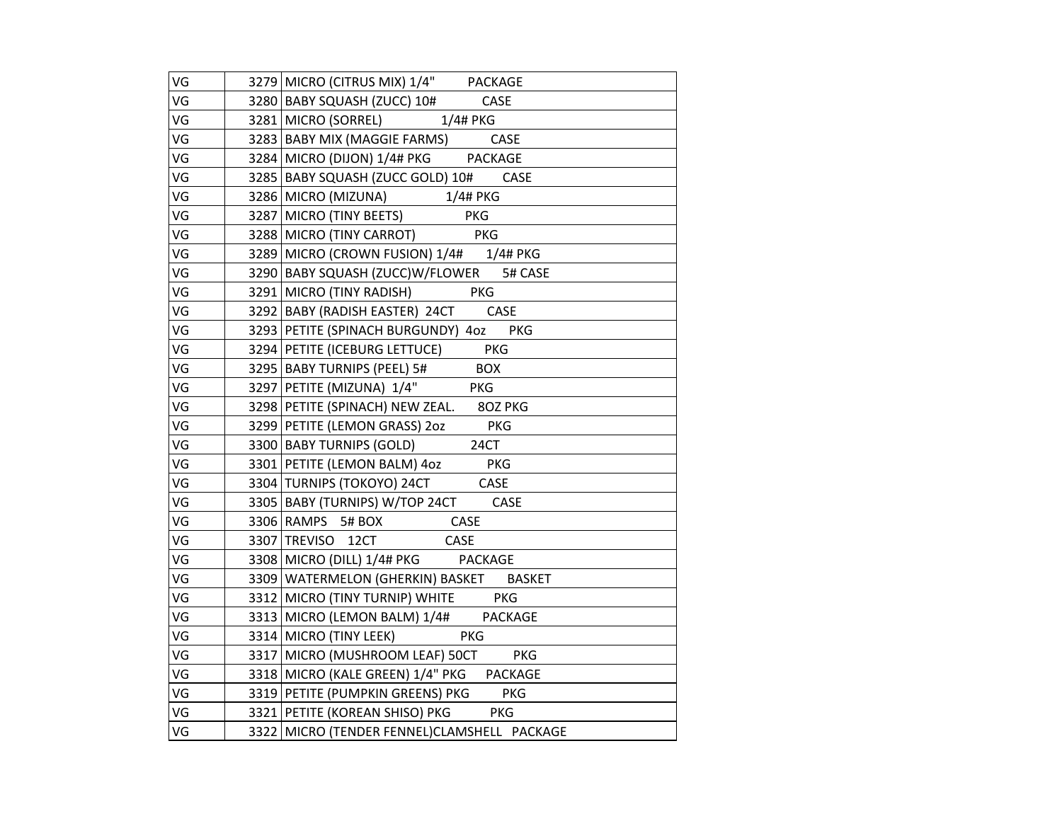| VG | 3279 | MICRO (CITRUS MIX) 1/4" PACKAGE |
|---|---|---|
| VG | 3280 | BABY SQUASH (ZUCC) 10# CASE |
| VG | 3281 | MICRO (SORREL) 1/4# PKG |
| VG | 3283 | BABY MIX (MAGGIE FARMS) CASE |
| VG | 3284 | MICRO (DIJON) 1/4# PKG PACKAGE |
| VG | 3285 | BABY SQUASH (ZUCC GOLD) 10# CASE |
| VG | 3286 | MICRO (MIZUNA) 1/4# PKG |
| VG | 3287 | MICRO (TINY BEETS) PKG |
| VG | 3288 | MICRO (TINY CARROT) PKG |
| VG | 3289 | MICRO (CROWN FUSION) 1/4# 1/4# PKG |
| VG | 3290 | BABY SQUASH (ZUCC)W/FLOWER 5# CASE |
| VG | 3291 | MICRO (TINY RADISH) PKG |
| VG | 3292 | BABY (RADISH EASTER) 24CT CASE |
| VG | 3293 | PETITE (SPINACH BURGUNDY) 4oz PKG |
| VG | 3294 | PETITE (ICEBURG LETTUCE) PKG |
| VG | 3295 | BABY TURNIPS (PEEL) 5# BOX |
| VG | 3297 | PETITE (MIZUNA) 1/4" PKG |
| VG | 3298 | PETITE (SPINACH) NEW ZEAL. 8OZ PKG |
| VG | 3299 | PETITE (LEMON GRASS) 2oz PKG |
| VG | 3300 | BABY TURNIPS (GOLD) 24CT |
| VG | 3301 | PETITE (LEMON BALM) 4oz PKG |
| VG | 3304 | TURNIPS (TOKOYO) 24CT CASE |
| VG | 3305 | BABY (TURNIPS) W/TOP 24CT CASE |
| VG | 3306 | RAMPS 5# BOX CASE |
| VG | 3307 | TREVISO 12CT CASE |
| VG | 3308 | MICRO (DILL) 1/4# PKG PACKAGE |
| VG | 3309 | WATERMELON (GHERKIN) BASKET BASKET |
| VG | 3312 | MICRO (TINY TURNIP) WHITE PKG |
| VG | 3313 | MICRO (LEMON BALM) 1/4# PACKAGE |
| VG | 3314 | MICRO (TINY LEEK) PKG |
| VG | 3317 | MICRO (MUSHROOM LEAF) 50CT PKG |
| VG | 3318 | MICRO (KALE GREEN) 1/4" PKG PACKAGE |
| VG | 3319 | PETITE (PUMPKIN GREENS) PKG PKG |
| VG | 3321 | PETITE (KOREAN SHISO) PKG PKG |
| VG | 3322 | MICRO (TENDER FENNEL)CLAMSHELL PACKAGE |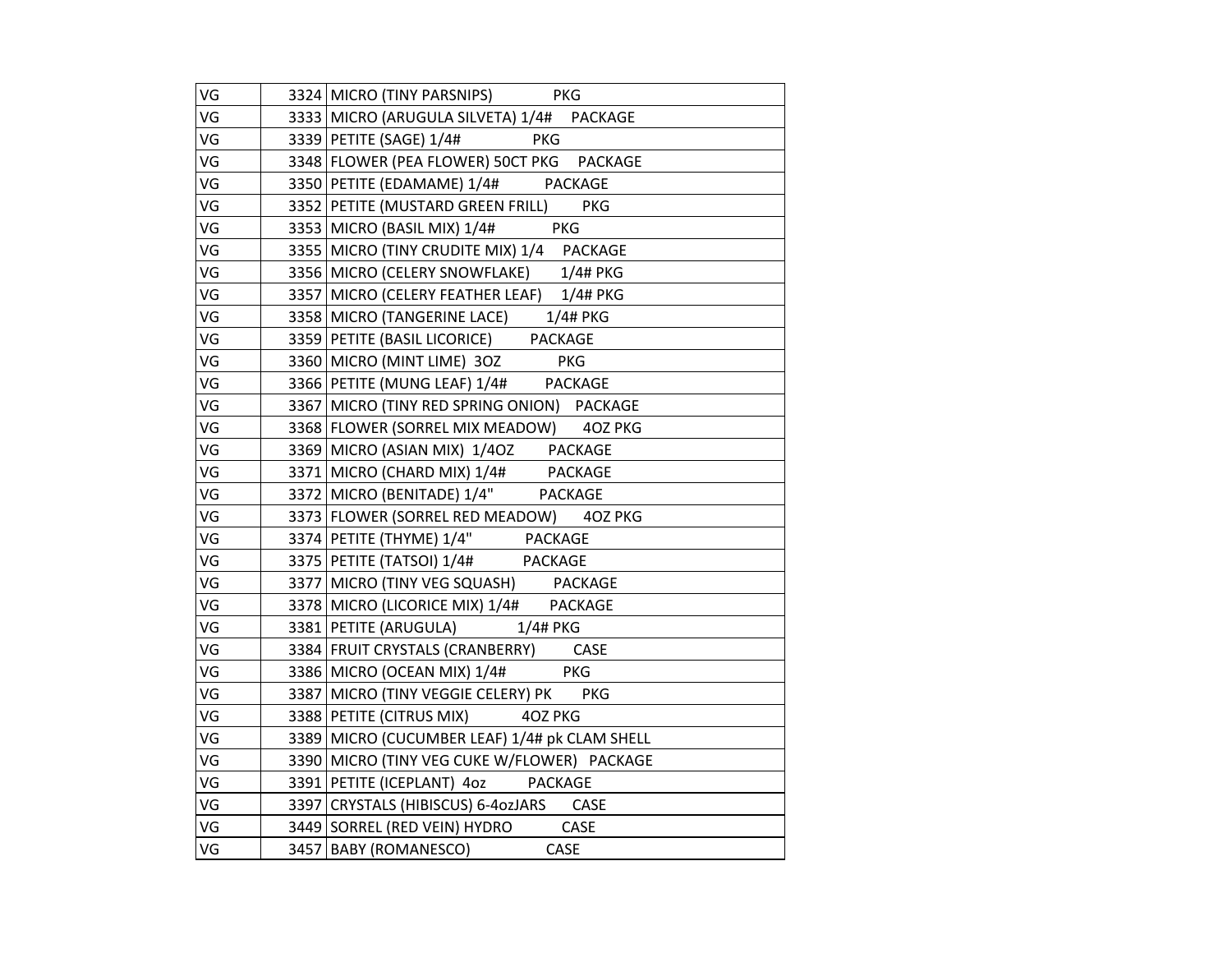| | | |
|---|---|---|
| VG | 3324 | MICRO (TINY PARSNIPS) PKG |
| VG | 3333 | MICRO (ARUGULA SILVETA) 1/4# PACKAGE |
| VG | 3339 | PETITE (SAGE) 1/4# PKG |
| VG | 3348 | FLOWER (PEA FLOWER) 50CT PKG PACKAGE |
| VG | 3350 | PETITE (EDAMAME) 1/4# PACKAGE |
| VG | 3352 | PETITE (MUSTARD GREEN FRILL) PKG |
| VG | 3353 | MICRO (BASIL MIX) 1/4# PKG |
| VG | 3355 | MICRO (TINY CRUDITE MIX) 1/4 PACKAGE |
| VG | 3356 | MICRO (CELERY SNOWFLAKE) 1/4# PKG |
| VG | 3357 | MICRO (CELERY FEATHER LEAF) 1/4# PKG |
| VG | 3358 | MICRO (TANGERINE LACE) 1/4# PKG |
| VG | 3359 | PETITE (BASIL LICORICE) PACKAGE |
| VG | 3360 | MICRO (MINT LIME) 3OZ PKG |
| VG | 3366 | PETITE (MUNG LEAF) 1/4# PACKAGE |
| VG | 3367 | MICRO (TINY RED SPRING ONION) PACKAGE |
| VG | 3368 | FLOWER (SORREL MIX MEADOW) 4OZ PKG |
| VG | 3369 | MICRO (ASIAN MIX) 1/4OZ PACKAGE |
| VG | 3371 | MICRO (CHARD MIX) 1/4# PACKAGE |
| VG | 3372 | MICRO (BENITADE) 1/4" PACKAGE |
| VG | 3373 | FLOWER (SORREL RED MEADOW) 4OZ PKG |
| VG | 3374 | PETITE (THYME) 1/4" PACKAGE |
| VG | 3375 | PETITE (TATSOI) 1/4# PACKAGE |
| VG | 3377 | MICRO (TINY VEG SQUASH) PACKAGE |
| VG | 3378 | MICRO (LICORICE MIX) 1/4# PACKAGE |
| VG | 3381 | PETITE (ARUGULA) 1/4# PKG |
| VG | 3384 | FRUIT CRYSTALS (CRANBERRY) CASE |
| VG | 3386 | MICRO (OCEAN MIX) 1/4# PKG |
| VG | 3387 | MICRO (TINY VEGGIE CELERY) PK PKG |
| VG | 3388 | PETITE (CITRUS MIX) 4OZ PKG |
| VG | 3389 | MICRO (CUCUMBER LEAF) 1/4# pk CLAM SHELL |
| VG | 3390 | MICRO (TINY VEG CUKE W/FLOWER) PACKAGE |
| VG | 3391 | PETITE (ICEPLANT) 4oz PACKAGE |
| VG | 3397 | CRYSTALS (HIBISCUS) 6-4ozJARS CASE |
| VG | 3449 | SORREL (RED VEIN) HYDRO CASE |
| VG | 3457 | BABY (ROMANESCO) CASE |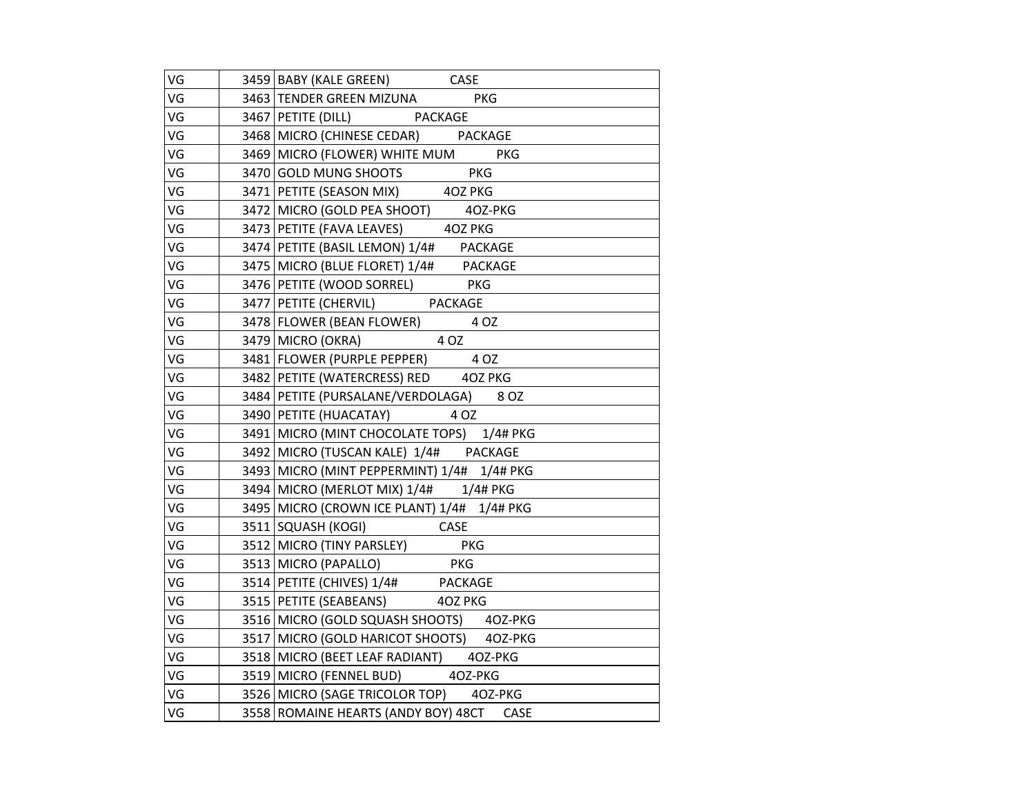| | | |
|---|---|---|
| VG | 3459 | BABY (KALE GREEN) CASE |
| VG | 3463 | TENDER GREEN MIZUNA PKG |
| VG | 3467 | PETITE (DILL) PACKAGE |
| VG | 3468 | MICRO (CHINESE CEDAR) PACKAGE |
| VG | 3469 | MICRO (FLOWER) WHITE MUM PKG |
| VG | 3470 | GOLD MUNG SHOOTS PKG |
| VG | 3471 | PETITE (SEASON MIX) 4OZ PKG |
| VG | 3472 | MICRO (GOLD PEA SHOOT) 4OZ-PKG |
| VG | 3473 | PETITE (FAVA LEAVES) 4OZ PKG |
| VG | 3474 | PETITE (BASIL LEMON) 1/4# PACKAGE |
| VG | 3475 | MICRO (BLUE FLORET) 1/4# PACKAGE |
| VG | 3476 | PETITE (WOOD SORREL) PKG |
| VG | 3477 | PETITE (CHERVIL) PACKAGE |
| VG | 3478 | FLOWER (BEAN FLOWER) 4 OZ |
| VG | 3479 | MICRO (OKRA) 4 OZ |
| VG | 3481 | FLOWER (PURPLE PEPPER) 4 OZ |
| VG | 3482 | PETITE (WATERCRESS) RED 4OZ PKG |
| VG | 3484 | PETITE (PURSALANE/VERDOLAGA) 8 OZ |
| VG | 3490 | PETITE (HUACATAY) 4 OZ |
| VG | 3491 | MICRO (MINT CHOCOLATE TOPS) 1/4# PKG |
| VG | 3492 | MICRO (TUSCAN KALE) 1/4# PACKAGE |
| VG | 3493 | MICRO (MINT PEPPERMINT) 1/4# 1/4# PKG |
| VG | 3494 | MICRO (MERLOT MIX) 1/4# 1/4# PKG |
| VG | 3495 | MICRO (CROWN ICE PLANT) 1/4# 1/4# PKG |
| VG | 3511 | SQUASH (KOGI) CASE |
| VG | 3512 | MICRO (TINY PARSLEY) PKG |
| VG | 3513 | MICRO (PAPALLO) PKG |
| VG | 3514 | PETITE (CHIVES) 1/4# PACKAGE |
| VG | 3515 | PETITE (SEABEANS) 4OZ PKG |
| VG | 3516 | MICRO (GOLD SQUASH SHOOTS) 4OZ-PKG |
| VG | 3517 | MICRO (GOLD HARICOT SHOOTS) 4OZ-PKG |
| VG | 3518 | MICRO (BEET LEAF RADIANT) 4OZ-PKG |
| VG | 3519 | MICRO (FENNEL BUD) 4OZ-PKG |
| VG | 3526 | MICRO (SAGE TRICOLOR TOP) 4OZ-PKG |
| VG | 3558 | ROMAINE HEARTS (ANDY BOY) 48CT CASE |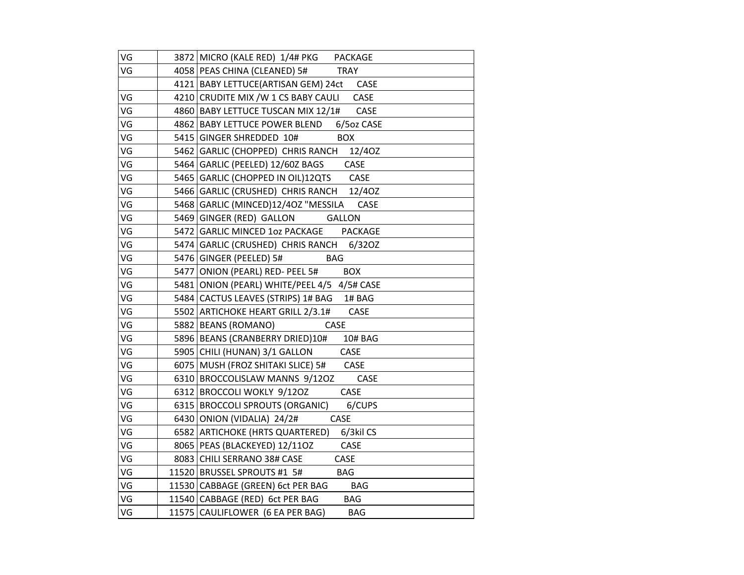| | | |
|---|---|---|
| VG | 3872 | MICRO (KALE RED) 1/4# PKG PACKAGE |
| VG | 4058 | PEAS CHINA (CLEANED) 5# TRAY |
| | 4121 | BABY LETTUCE(ARTISAN GEM) 24ct CASE |
| VG | 4210 | CRUDITE MIX /W 1 CS BABY CAULI CASE |
| VG | 4860 | BABY LETTUCE TUSCAN MIX 12/1# CASE |
| VG | 4862 | BABY LETTUCE POWER BLEND 6/5oz CASE |
| VG | 5415 | GINGER SHREDDED 10# BOX |
| VG | 5462 | GARLIC (CHOPPED) CHRIS RANCH 12/4OZ |
| VG | 5464 | GARLIC (PEELED) 12/60Z BAGS CASE |
| VG | 5465 | GARLIC (CHOPPED IN OIL)12QTS CASE |
| VG | 5466 | GARLIC (CRUSHED) CHRIS RANCH 12/4OZ |
| VG | 5468 | GARLIC (MINCED)12/4OZ "MESSILA CASE |
| VG | 5469 | GINGER (RED) GALLON GALLON |
| VG | 5472 | GARLIC MINCED 1oz PACKAGE PACKAGE |
| VG | 5474 | GARLIC (CRUSHED) CHRIS RANCH 6/32OZ |
| VG | 5476 | GINGER (PEELED) 5# BAG |
| VG | 5477 | ONION (PEARL) RED- PEEL 5# BOX |
| VG | 5481 | ONION (PEARL) WHITE/PEEL 4/5 4/5# CASE |
| VG | 5484 | CACTUS LEAVES (STRIPS) 1# BAG 1# BAG |
| VG | 5502 | ARTICHOKE HEART GRILL 2/3.1# CASE |
| VG | 5882 | BEANS (ROMANO) CASE |
| VG | 5896 | BEANS (CRANBERRY DRIED)10# 10# BAG |
| VG | 5905 | CHILI (HUNAN) 3/1 GALLON CASE |
| VG | 6075 | MUSH (FROZ SHITAKI SLICE) 5# CASE |
| VG | 6310 | BROCCOLISLAW MANNS 9/12OZ CASE |
| VG | 6312 | BROCCOLI WOKLY 9/12OZ CASE |
| VG | 6315 | BROCCOLI SPROUTS (ORGANIC) 6/CUPS |
| VG | 6430 | ONION (VIDALIA) 24/2# CASE |
| VG | 6582 | ARTICHOKE (HRTS QUARTERED) 6/3kil CS |
| VG | 8065 | PEAS (BLACKEYED) 12/11OZ CASE |
| VG | 8083 | CHILI SERRANO 38# CASE CASE |
| VG | 11520 | BRUSSEL SPROUTS #1 5# BAG |
| VG | 11530 | CABBAGE (GREEN) 6ct PER BAG BAG |
| VG | 11540 | CABBAGE (RED) 6ct PER BAG BAG |
| VG | 11575 | CAULIFLOWER (6 EA PER BAG) BAG |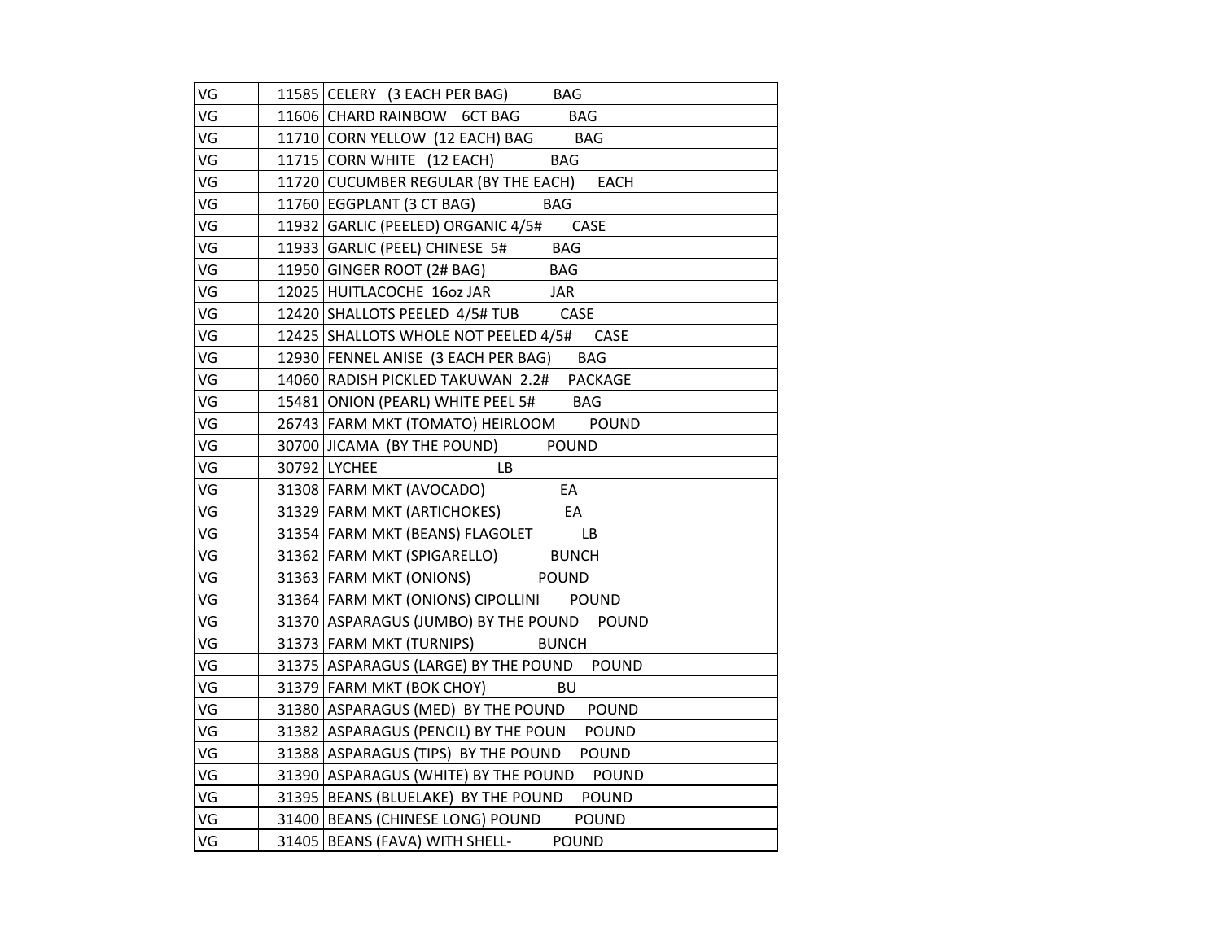| | | |
|---|---|---|
| VG | 11585 | CELERY (3 EACH PER BAG) BAG |
| VG | 11606 | CHARD RAINBOW 6CT BAG BAG |
| VG | 11710 | CORN YELLOW (12 EACH) BAG BAG |
| VG | 11715 | CORN WHITE (12 EACH) BAG |
| VG | 11720 | CUCUMBER REGULAR (BY THE EACH) EACH |
| VG | 11760 | EGGPLANT (3 CT BAG) BAG |
| VG | 11932 | GARLIC (PEELED) ORGANIC 4/5# CASE |
| VG | 11933 | GARLIC (PEEL) CHINESE 5# BAG |
| VG | 11950 | GINGER ROOT (2# BAG) BAG |
| VG | 12025 | HUITLACOCHE 16oz JAR JAR |
| VG | 12420 | SHALLOTS PEELED 4/5# TUB CASE |
| VG | 12425 | SHALLOTS WHOLE NOT PEELED 4/5# CASE |
| VG | 12930 | FENNEL ANISE (3 EACH PER BAG) BAG |
| VG | 14060 | RADISH PICKLED TAKUWAN 2.2# PACKAGE |
| VG | 15481 | ONION (PEARL) WHITE PEEL 5# BAG |
| VG | 26743 | FARM MKT (TOMATO) HEIRLOOM POUND |
| VG | 30700 | JICAMA (BY THE POUND) POUND |
| VG | 30792 | LYCHEE LB |
| VG | 31308 | FARM MKT (AVOCADO) EA |
| VG | 31329 | FARM MKT (ARTICHOKES) EA |
| VG | 31354 | FARM MKT (BEANS) FLAGOLET LB |
| VG | 31362 | FARM MKT (SPIGARELLO) BUNCH |
| VG | 31363 | FARM MKT (ONIONS) POUND |
| VG | 31364 | FARM MKT (ONIONS) CIPOLLINI POUND |
| VG | 31370 | ASPARAGUS (JUMBO) BY THE POUND POUND |
| VG | 31373 | FARM MKT (TURNIPS) BUNCH |
| VG | 31375 | ASPARAGUS (LARGE) BY THE POUND POUND |
| VG | 31379 | FARM MKT (BOK CHOY) BU |
| VG | 31380 | ASPARAGUS (MED) BY THE POUND POUND |
| VG | 31382 | ASPARAGUS (PENCIL) BY THE POUN POUND |
| VG | 31388 | ASPARAGUS (TIPS) BY THE POUND POUND |
| VG | 31390 | ASPARAGUS (WHITE) BY THE POUND POUND |
| VG | 31395 | BEANS (BLUELAKE) BY THE POUND POUND |
| VG | 31400 | BEANS (CHINESE LONG) POUND POUND |
| VG | 31405 | BEANS (FAVA) WITH SHELL- POUND |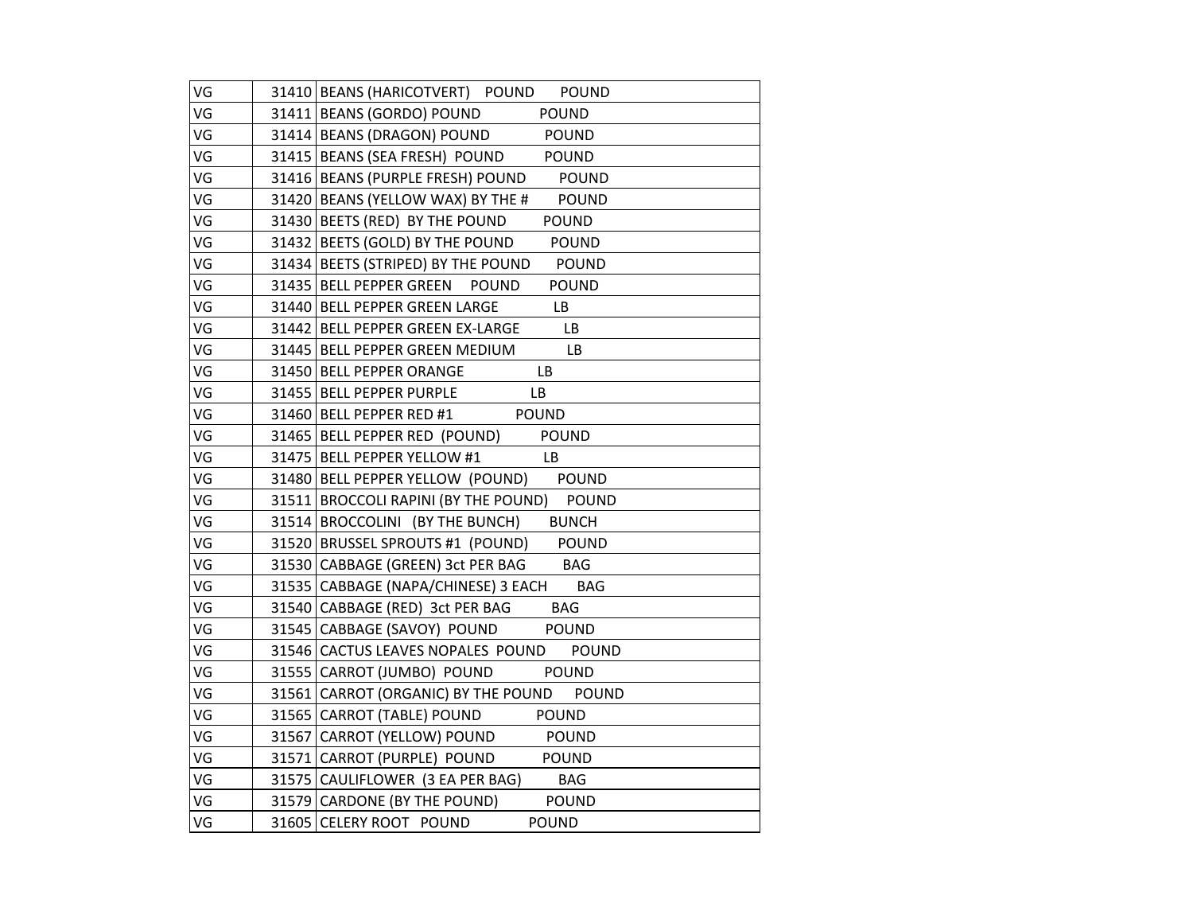| VG | 31410 | BEANS (HARICOTVERT) POUND POUND |
|---|---|---|
| VG | 31411 | BEANS (GORDO) POUND POUND |
| VG | 31414 | BEANS (DRAGON) POUND POUND |
| VG | 31415 | BEANS (SEA FRESH) POUND POUND |
| VG | 31416 | BEANS (PURPLE FRESH) POUND POUND |
| VG | 31420 | BEANS (YELLOW WAX) BY THE # POUND |
| VG | 31430 | BEETS (RED) BY THE POUND POUND |
| VG | 31432 | BEETS (GOLD) BY THE POUND POUND |
| VG | 31434 | BEETS (STRIPED) BY THE POUND POUND |
| VG | 31435 | BELL PEPPER GREEN POUND POUND |
| VG | 31440 | BELL PEPPER GREEN LARGE LB |
| VG | 31442 | BELL PEPPER GREEN EX-LARGE LB |
| VG | 31445 | BELL PEPPER GREEN MEDIUM LB |
| VG | 31450 | BELL PEPPER ORANGE LB |
| VG | 31455 | BELL PEPPER PURPLE LB |
| VG | 31460 | BELL PEPPER RED #1 POUND |
| VG | 31465 | BELL PEPPER RED (POUND) POUND |
| VG | 31475 | BELL PEPPER YELLOW #1 LB |
| VG | 31480 | BELL PEPPER YELLOW (POUND) POUND |
| VG | 31511 | BROCCOLI RAPINI (BY THE POUND) POUND |
| VG | 31514 | BROCCOLINI (BY THE BUNCH) BUNCH |
| VG | 31520 | BRUSSEL SPROUTS #1 (POUND) POUND |
| VG | 31530 | CABBAGE (GREEN) 3ct PER BAG BAG |
| VG | 31535 | CABBAGE (NAPA/CHINESE) 3 EACH BAG |
| VG | 31540 | CABBAGE (RED) 3ct PER BAG BAG |
| VG | 31545 | CABBAGE (SAVOY) POUND POUND |
| VG | 31546 | CACTUS LEAVES NOPALES POUND POUND |
| VG | 31555 | CARROT (JUMBO) POUND POUND |
| VG | 31561 | CARROT (ORGANIC) BY THE POUND POUND |
| VG | 31565 | CARROT (TABLE) POUND POUND |
| VG | 31567 | CARROT (YELLOW) POUND POUND |
| VG | 31571 | CARROT (PURPLE) POUND POUND |
| VG | 31575 | CAULIFLOWER (3 EA PER BAG) BAG |
| VG | 31579 | CARDONE (BY THE POUND) POUND |
| VG | 31605 | CELERY ROOT POUND POUND |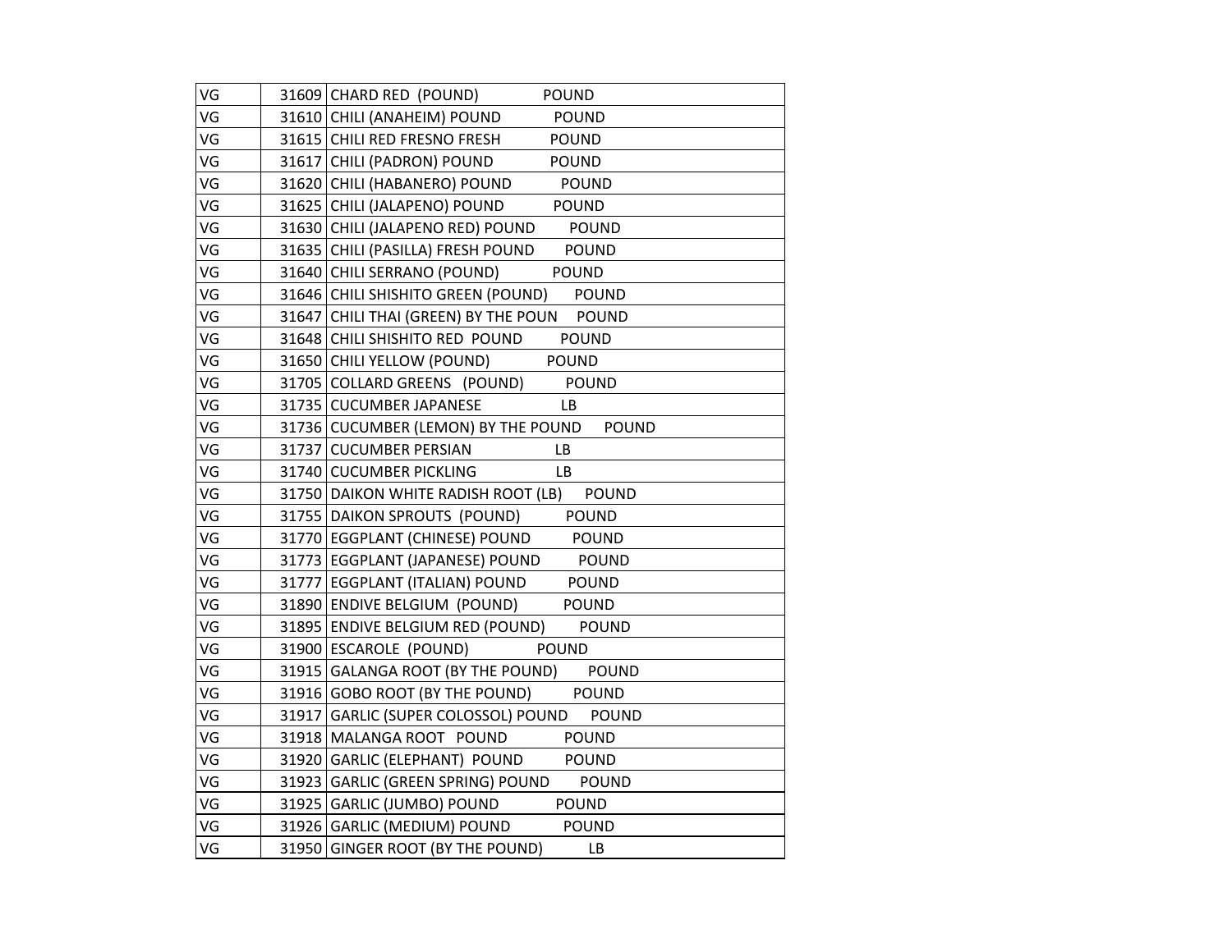| | | | |
|---|---|---|---|
| VG | 31609 | CHARD RED (POUND) | POUND |
| VG | 31610 | CHILI (ANAHEIM) POUND | POUND |
| VG | 31615 | CHILI RED FRESNO FRESH | POUND |
| VG | 31617 | CHILI (PADRON) POUND | POUND |
| VG | 31620 | CHILI (HABANERO) POUND | POUND |
| VG | 31625 | CHILI (JALAPENO) POUND | POUND |
| VG | 31630 | CHILI (JALAPENO RED) POUND | POUND |
| VG | 31635 | CHILI (PASILLA) FRESH POUND | POUND |
| VG | 31640 | CHILI SERRANO (POUND) | POUND |
| VG | 31646 | CHILI SHISHITO GREEN (POUND) | POUND |
| VG | 31647 | CHILI THAI (GREEN) BY THE POUN | POUND |
| VG | 31648 | CHILI SHISHITO RED POUND | POUND |
| VG | 31650 | CHILI YELLOW (POUND) | POUND |
| VG | 31705 | COLLARD GREENS (POUND) | POUND |
| VG | 31735 | CUCUMBER JAPANESE | LB |
| VG | 31736 | CUCUMBER (LEMON) BY THE POUND | POUND |
| VG | 31737 | CUCUMBER PERSIAN | LB |
| VG | 31740 | CUCUMBER PICKLING | LB |
| VG | 31750 | DAIKON WHITE RADISH ROOT (LB) | POUND |
| VG | 31755 | DAIKON SPROUTS (POUND) | POUND |
| VG | 31770 | EGGPLANT (CHINESE) POUND | POUND |
| VG | 31773 | EGGPLANT (JAPANESE) POUND | POUND |
| VG | 31777 | EGGPLANT (ITALIAN) POUND | POUND |
| VG | 31890 | ENDIVE BELGIUM (POUND) | POUND |
| VG | 31895 | ENDIVE BELGIUM RED (POUND) | POUND |
| VG | 31900 | ESCAROLE (POUND) | POUND |
| VG | 31915 | GALANGA ROOT (BY THE POUND) | POUND |
| VG | 31916 | GOBO ROOT (BY THE POUND) | POUND |
| VG | 31917 | GARLIC (SUPER COLOSSOL) POUND | POUND |
| VG | 31918 | MALANGA ROOT POUND | POUND |
| VG | 31920 | GARLIC (ELEPHANT) POUND | POUND |
| VG | 31923 | GARLIC (GREEN SPRING) POUND | POUND |
| VG | 31925 | GARLIC (JUMBO) POUND | POUND |
| VG | 31926 | GARLIC (MEDIUM) POUND | POUND |
| VG | 31950 | GINGER ROOT (BY THE POUND) | LB |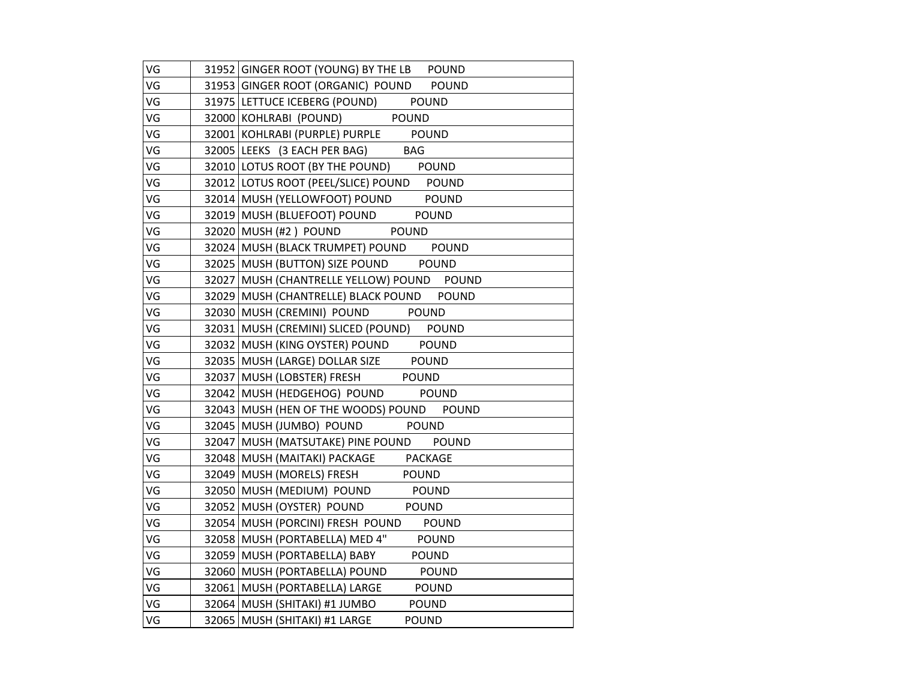| | | | |
|---|---|---|---|
| VG | 31952 | GINGER ROOT (YOUNG) BY THE LB | POUND |
| VG | 31953 | GINGER ROOT (ORGANIC) POUND | POUND |
| VG | 31975 | LETTUCE ICEBERG (POUND) | POUND |
| VG | 32000 | KOHLRABI (POUND) | POUND |
| VG | 32001 | KOHLRABI (PURPLE) PURPLE | POUND |
| VG | 32005 | LEEKS (3 EACH PER BAG) | BAG |
| VG | 32010 | LOTUS ROOT (BY THE POUND) | POUND |
| VG | 32012 | LOTUS ROOT (PEEL/SLICE) POUND | POUND |
| VG | 32014 | MUSH (YELLOWFOOT) POUND | POUND |
| VG | 32019 | MUSH (BLUEFOOT) POUND | POUND |
| VG | 32020 | MUSH (#2 ) POUND | POUND |
| VG | 32024 | MUSH (BLACK TRUMPET) POUND | POUND |
| VG | 32025 | MUSH (BUTTON) SIZE POUND | POUND |
| VG | 32027 | MUSH (CHANTRELLE YELLOW) POUND | POUND |
| VG | 32029 | MUSH (CHANTRELLE) BLACK POUND | POUND |
| VG | 32030 | MUSH (CREMINI) POUND | POUND |
| VG | 32031 | MUSH (CREMINI) SLICED (POUND) | POUND |
| VG | 32032 | MUSH (KING OYSTER) POUND | POUND |
| VG | 32035 | MUSH (LARGE) DOLLAR SIZE | POUND |
| VG | 32037 | MUSH (LOBSTER) FRESH | POUND |
| VG | 32042 | MUSH (HEDGEHOG) POUND | POUND |
| VG | 32043 | MUSH (HEN OF THE WOODS) POUND | POUND |
| VG | 32045 | MUSH (JUMBO) POUND | POUND |
| VG | 32047 | MUSH (MATSUTAKE) PINE POUND | POUND |
| VG | 32048 | MUSH (MAITAKI) PACKAGE | PACKAGE |
| VG | 32049 | MUSH (MORELS) FRESH | POUND |
| VG | 32050 | MUSH (MEDIUM) POUND | POUND |
| VG | 32052 | MUSH (OYSTER) POUND | POUND |
| VG | 32054 | MUSH (PORCINI) FRESH POUND | POUND |
| VG | 32058 | MUSH (PORTABELLA) MED 4" | POUND |
| VG | 32059 | MUSH (PORTABELLA) BABY | POUND |
| VG | 32060 | MUSH (PORTABELLA) POUND | POUND |
| VG | 32061 | MUSH (PORTABELLA) LARGE | POUND |
| VG | 32064 | MUSH (SHITAKI) #1 JUMBO | POUND |
| VG | 32065 | MUSH (SHITAKI) #1 LARGE | POUND |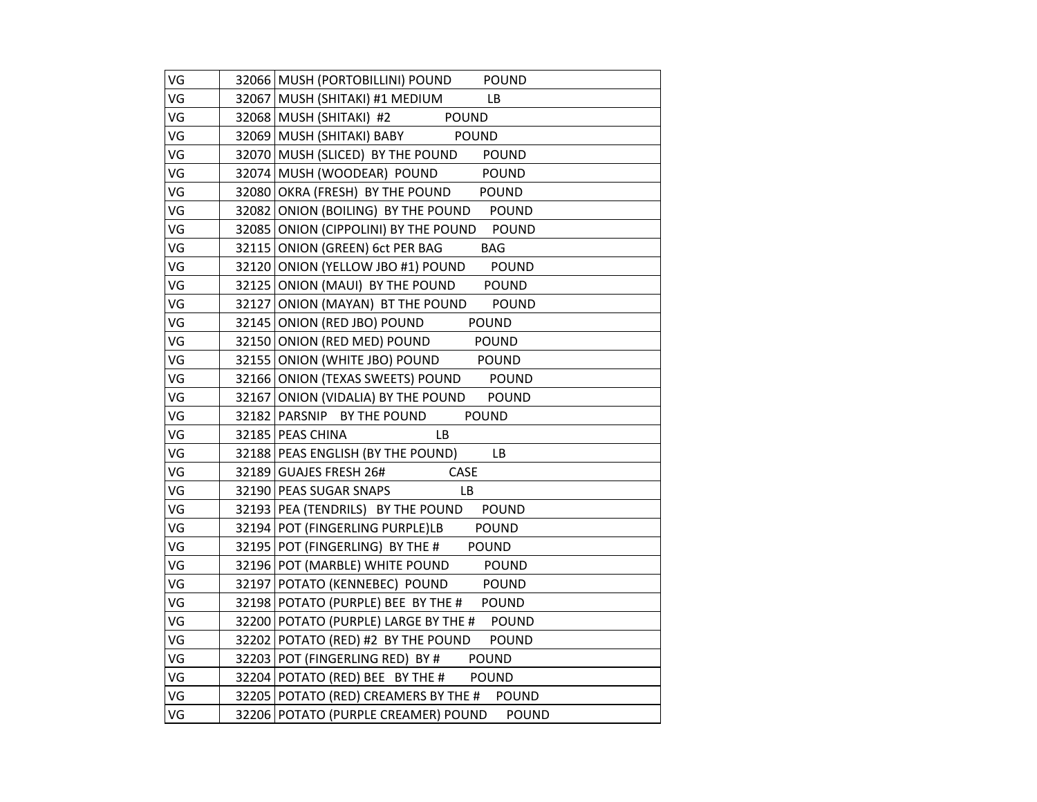| | | |
|---|---|---|
| VG | 32066 | MUSH (PORTOBILLINI) POUND POUND |
| VG | 32067 | MUSH (SHITAKI) #1 MEDIUM LB |
| VG | 32068 | MUSH (SHITAKI) #2 POUND |
| VG | 32069 | MUSH (SHITAKI) BABY POUND |
| VG | 32070 | MUSH (SLICED) BY THE POUND POUND |
| VG | 32074 | MUSH (WOODEAR) POUND POUND |
| VG | 32080 | OKRA (FRESH) BY THE POUND POUND |
| VG | 32082 | ONION (BOILING) BY THE POUND POUND |
| VG | 32085 | ONION (CIPPOLINI) BY THE POUND POUND |
| VG | 32115 | ONION (GREEN) 6ct PER BAG BAG |
| VG | 32120 | ONION (YELLOW JBO #1) POUND POUND |
| VG | 32125 | ONION (MAUI) BY THE POUND POUND |
| VG | 32127 | ONION (MAYAN) BT THE POUND POUND |
| VG | 32145 | ONION (RED JBO) POUND POUND |
| VG | 32150 | ONION (RED MED) POUND POUND |
| VG | 32155 | ONION (WHITE JBO) POUND POUND |
| VG | 32166 | ONION (TEXAS SWEETS) POUND POUND |
| VG | 32167 | ONION (VIDALIA) BY THE POUND POUND |
| VG | 32182 | PARSNIP BY THE POUND POUND |
| VG | 32185 | PEAS CHINA LB |
| VG | 32188 | PEAS ENGLISH (BY THE POUND) LB |
| VG | 32189 | GUAJES FRESH 26# CASE |
| VG | 32190 | PEAS SUGAR SNAPS LB |
| VG | 32193 | PEA (TENDRILS) BY THE POUND POUND |
| VG | 32194 | POT (FINGERLING PURPLE)LB POUND |
| VG | 32195 | POT (FINGERLING) BY THE # POUND |
| VG | 32196 | POT (MARBLE) WHITE POUND POUND |
| VG | 32197 | POTATO (KENNEBEC) POUND POUND |
| VG | 32198 | POTATO (PURPLE) BEE BY THE # POUND |
| VG | 32200 | POTATO (PURPLE) LARGE BY THE # POUND |
| VG | 32202 | POTATO (RED) #2 BY THE POUND POUND |
| VG | 32203 | POT (FINGERLING RED) BY # POUND |
| VG | 32204 | POTATO (RED) BEE BY THE # POUND |
| VG | 32205 | POTATO (RED) CREAMERS BY THE # POUND |
| VG | 32206 | POTATO (PURPLE CREAMER) POUND POUND |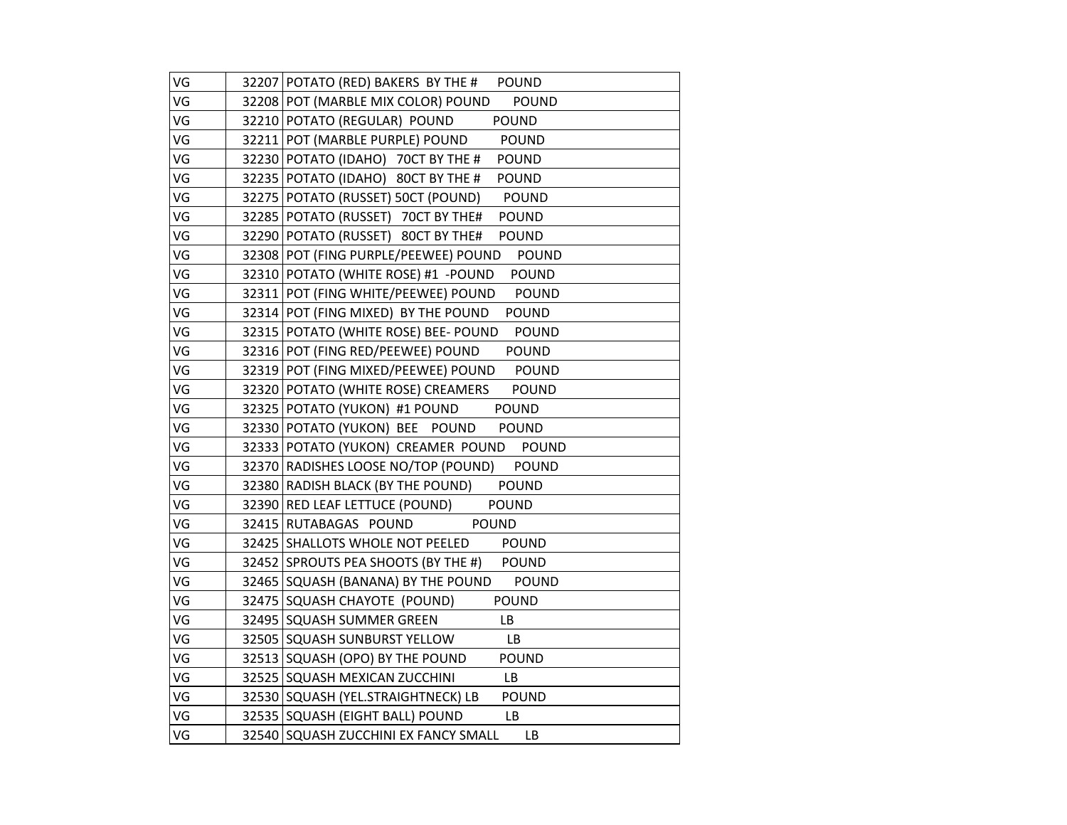| VG | 32207 | POTATO (RED) BAKERS BY THE # POUND |
|---|---|---|
| VG | 32208 | POT (MARBLE MIX COLOR) POUND POUND |
| VG | 32210 | POTATO (REGULAR) POUND POUND |
| VG | 32211 | POT (MARBLE PURPLE) POUND POUND |
| VG | 32230 | POTATO (IDAHO) 70CT BY THE # POUND |
| VG | 32235 | POTATO (IDAHO) 80CT BY THE # POUND |
| VG | 32275 | POTATO (RUSSET) 50CT (POUND) POUND |
| VG | 32285 | POTATO (RUSSET) 70CT BY THE# POUND |
| VG | 32290 | POTATO (RUSSET) 80CT BY THE# POUND |
| VG | 32308 | POT (FING PURPLE/PEEWEE) POUND POUND |
| VG | 32310 | POTATO (WHITE ROSE) #1 -POUND POUND |
| VG | 32311 | POT (FING WHITE/PEEWEE) POUND POUND |
| VG | 32314 | POT (FING MIXED) BY THE POUND POUND |
| VG | 32315 | POTATO (WHITE ROSE) BEE- POUND POUND |
| VG | 32316 | POT (FING RED/PEEWEE) POUND POUND |
| VG | 32319 | POT (FING MIXED/PEEWEE) POUND POUND |
| VG | 32320 | POTATO (WHITE ROSE) CREAMERS POUND |
| VG | 32325 | POTATO (YUKON) #1 POUND POUND |
| VG | 32330 | POTATO (YUKON) BEE POUND POUND |
| VG | 32333 | POTATO (YUKON) CREAMER POUND POUND |
| VG | 32370 | RADISHES LOOSE NO/TOP (POUND) POUND |
| VG | 32380 | RADISH BLACK (BY THE POUND) POUND |
| VG | 32390 | RED LEAF LETTUCE (POUND) POUND |
| VG | 32415 | RUTABAGAS POUND POUND |
| VG | 32425 | SHALLOTS WHOLE NOT PEELED POUND |
| VG | 32452 | SPROUTS PEA SHOOTS (BY THE #) POUND |
| VG | 32465 | SQUASH (BANANA) BY THE POUND POUND |
| VG | 32475 | SQUASH CHAYOTE (POUND) POUND |
| VG | 32495 | SQUASH SUMMER GREEN LB |
| VG | 32505 | SQUASH SUNBURST YELLOW LB |
| VG | 32513 | SQUASH (OPO) BY THE POUND POUND |
| VG | 32525 | SQUASH MEXICAN ZUCCHINI LB |
| VG | 32530 | SQUASH (YEL.STRAIGHTNECK) LB POUND |
| VG | 32535 | SQUASH (EIGHT BALL) POUND LB |
| VG | 32540 | SQUASH ZUCCHINI EX FANCY SMALL LB |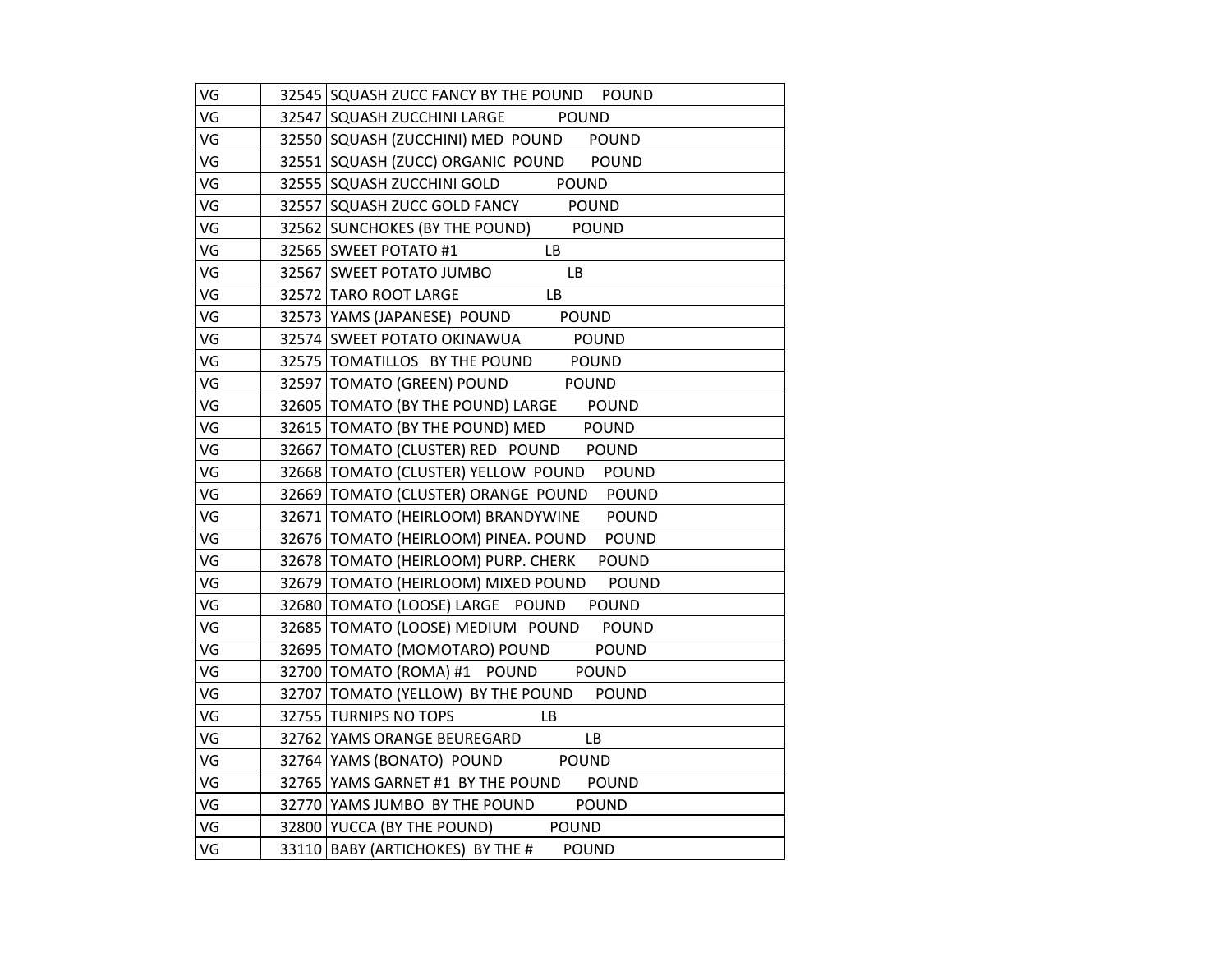| VG | 32545 | SQUASH ZUCC FANCY BY THE POUND POUND |
|---|---|---|
| VG | 32547 | SQUASH ZUCCHINI LARGE POUND |
| VG | 32550 | SQUASH (ZUCCHINI) MED POUND POUND |
| VG | 32551 | SQUASH (ZUCC) ORGANIC POUND POUND |
| VG | 32555 | SQUASH ZUCCHINI GOLD POUND |
| VG | 32557 | SQUASH ZUCC GOLD FANCY POUND |
| VG | 32562 | SUNCHOKES (BY THE POUND) POUND |
| VG | 32565 | SWEET POTATO #1 LB |
| VG | 32567 | SWEET POTATO JUMBO LB |
| VG | 32572 | TARO ROOT LARGE LB |
| VG | 32573 | YAMS (JAPANESE) POUND POUND |
| VG | 32574 | SWEET POTATO OKINAWUA POUND |
| VG | 32575 | TOMATILLOS BY THE POUND POUND |
| VG | 32597 | TOMATO (GREEN) POUND POUND |
| VG | 32605 | TOMATO (BY THE POUND) LARGE POUND |
| VG | 32615 | TOMATO (BY THE POUND) MED POUND |
| VG | 32667 | TOMATO (CLUSTER) RED POUND POUND |
| VG | 32668 | TOMATO (CLUSTER) YELLOW POUND POUND |
| VG | 32669 | TOMATO (CLUSTER) ORANGE POUND POUND |
| VG | 32671 | TOMATO (HEIRLOOM) BRANDYWINE POUND |
| VG | 32676 | TOMATO (HEIRLOOM) PINEA. POUND POUND |
| VG | 32678 | TOMATO (HEIRLOOM) PURP. CHERK POUND |
| VG | 32679 | TOMATO (HEIRLOOM) MIXED POUND POUND |
| VG | 32680 | TOMATO (LOOSE) LARGE POUND POUND |
| VG | 32685 | TOMATO (LOOSE) MEDIUM POUND POUND |
| VG | 32695 | TOMATO (MOMOTARO) POUND POUND |
| VG | 32700 | TOMATO (ROMA) #1 POUND POUND |
| VG | 32707 | TOMATO (YELLOW) BY THE POUND POUND |
| VG | 32755 | TURNIPS NO TOPS LB |
| VG | 32762 | YAMS ORANGE BEUREGARD LB |
| VG | 32764 | YAMS (BONATO) POUND POUND |
| VG | 32765 | YAMS GARNET #1 BY THE POUND POUND |
| VG | 32770 | YAMS JUMBO BY THE POUND POUND |
| VG | 32800 | YUCCA (BY THE POUND) POUND |
| VG | 33110 | BABY (ARTICHOKES) BY THE # POUND |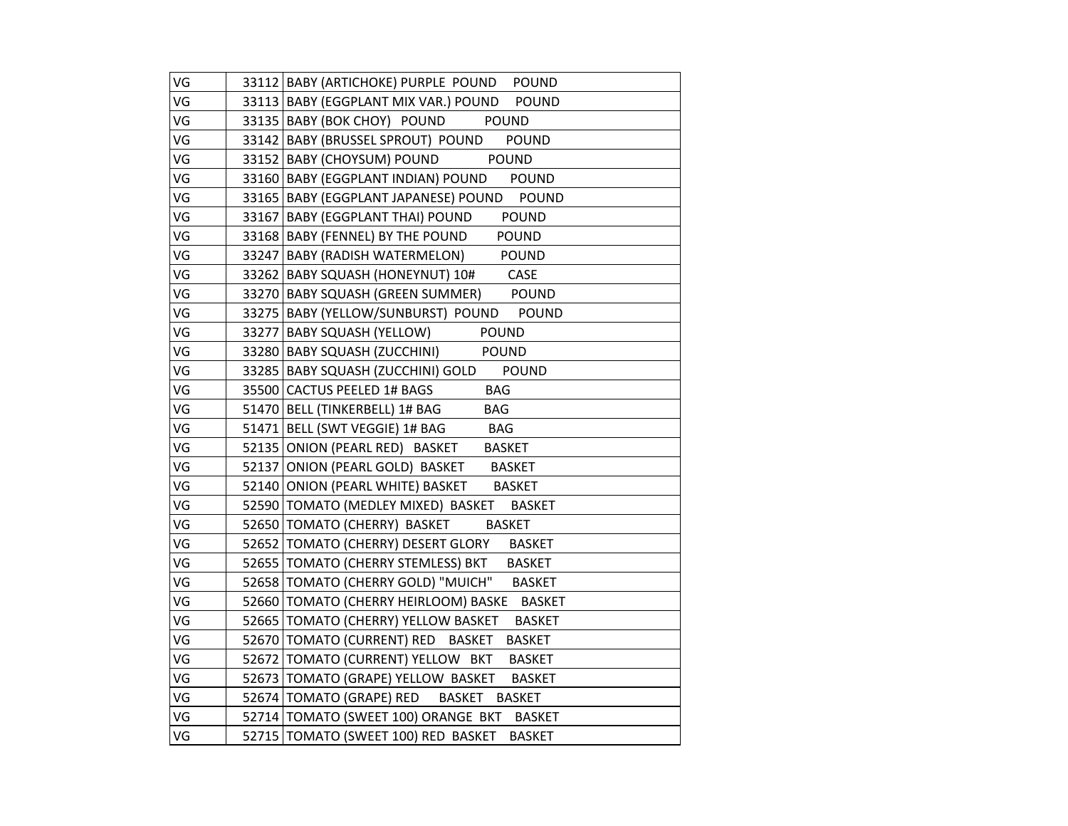| VG | 33112 | BABY (ARTICHOKE) PURPLE POUND POUND |
|---|---|---|
| VG | 33113 | BABY (EGGPLANT MIX VAR.) POUND POUND |
| VG | 33135 | BABY (BOK CHOY) POUND POUND |
| VG | 33142 | BABY (BRUSSEL SPROUT) POUND POUND |
| VG | 33152 | BABY (CHOYSUM) POUND POUND |
| VG | 33160 | BABY (EGGPLANT INDIAN) POUND POUND |
| VG | 33165 | BABY (EGGPLANT JAPANESE) POUND POUND |
| VG | 33167 | BABY (EGGPLANT THAI) POUND POUND |
| VG | 33168 | BABY (FENNEL) BY THE POUND POUND |
| VG | 33247 | BABY (RADISH WATERMELON) POUND |
| VG | 33262 | BABY SQUASH (HONEYNUT) 10# CASE |
| VG | 33270 | BABY SQUASH (GREEN SUMMER) POUND |
| VG | 33275 | BABY (YELLOW/SUNBURST) POUND POUND |
| VG | 33277 | BABY SQUASH (YELLOW) POUND |
| VG | 33280 | BABY SQUASH (ZUCCHINI) POUND |
| VG | 33285 | BABY SQUASH (ZUCCHINI) GOLD POUND |
| VG | 35500 | CACTUS PEELED 1# BAGS BAG |
| VG | 51470 | BELL (TINKERBELL) 1# BAG BAG |
| VG | 51471 | BELL (SWT VEGGIE) 1# BAG BAG |
| VG | 52135 | ONION (PEARL RED) BASKET BASKET |
| VG | 52137 | ONION (PEARL GOLD) BASKET BASKET |
| VG | 52140 | ONION (PEARL WHITE) BASKET BASKET |
| VG | 52590 | TOMATO (MEDLEY MIXED) BASKET BASKET |
| VG | 52650 | TOMATO (CHERRY) BASKET BASKET |
| VG | 52652 | TOMATO (CHERRY) DESERT GLORY BASKET |
| VG | 52655 | TOMATO (CHERRY STEMLESS) BKT BASKET |
| VG | 52658 | TOMATO (CHERRY GOLD) "MUICH" BASKET |
| VG | 52660 | TOMATO (CHERRY HEIRLOOM) BASKE BASKET |
| VG | 52665 | TOMATO (CHERRY) YELLOW BASKET BASKET |
| VG | 52670 | TOMATO (CURRENT) RED BASKET BASKET |
| VG | 52672 | TOMATO (CURRENT) YELLOW BKT BASKET |
| VG | 52673 | TOMATO (GRAPE) YELLOW BASKET BASKET |
| VG | 52674 | TOMATO (GRAPE) RED BASKET BASKET |
| VG | 52714 | TOMATO (SWEET 100) ORANGE BKT BASKET |
| VG | 52715 | TOMATO (SWEET 100) RED BASKET BASKET |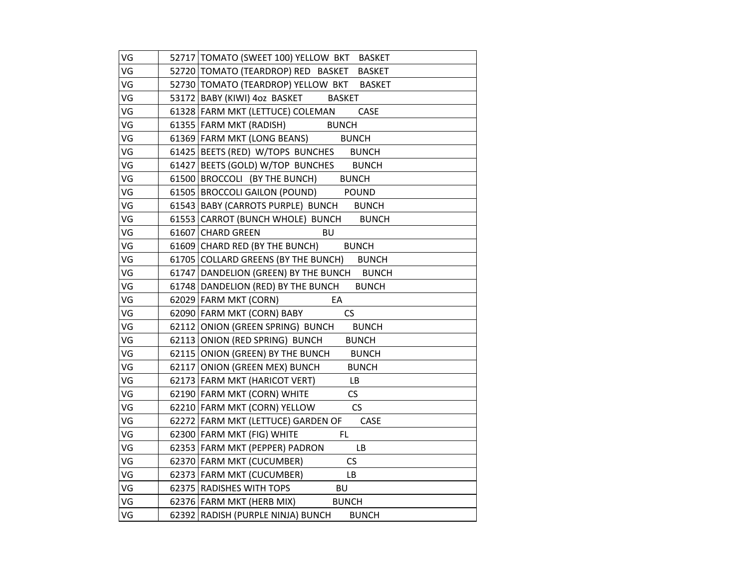| VG | 52717 | TOMATO (SWEET 100) YELLOW BKT BASKET |
|---|---|---|
| VG | 52720 | TOMATO (TEARDROP) RED BASKET BASKET |
| VG | 52730 | TOMATO (TEARDROP) YELLOW BKT BASKET |
| VG | 53172 | BABY (KIWI) 4oz BASKET BASKET |
| VG | 61328 | FARM MKT (LETTUCE) COLEMAN CASE |
| VG | 61355 | FARM MKT (RADISH) BUNCH |
| VG | 61369 | FARM MKT (LONG BEANS) BUNCH |
| VG | 61425 | BEETS (RED) W/TOPS BUNCHES BUNCH |
| VG | 61427 | BEETS (GOLD) W/TOP BUNCHES BUNCH |
| VG | 61500 | BROCCOLI (BY THE BUNCH) BUNCH |
| VG | 61505 | BROCCOLI GAILON (POUND) POUND |
| VG | 61543 | BABY (CARROTS PURPLE) BUNCH BUNCH |
| VG | 61553 | CARROT (BUNCH WHOLE) BUNCH BUNCH |
| VG | 61607 | CHARD GREEN BU |
| VG | 61609 | CHARD RED (BY THE BUNCH) BUNCH |
| VG | 61705 | COLLARD GREENS (BY THE BUNCH) BUNCH |
| VG | 61747 | DANDELION (GREEN) BY THE BUNCH BUNCH |
| VG | 61748 | DANDELION (RED) BY THE BUNCH BUNCH |
| VG | 62029 | FARM MKT (CORN) EA |
| VG | 62090 | FARM MKT (CORN) BABY CS |
| VG | 62112 | ONION (GREEN SPRING) BUNCH BUNCH |
| VG | 62113 | ONION (RED SPRING) BUNCH BUNCH |
| VG | 62115 | ONION (GREEN) BY THE BUNCH BUNCH |
| VG | 62117 | ONION (GREEN MEX) BUNCH BUNCH |
| VG | 62173 | FARM MKT (HARICOT VERT) LB |
| VG | 62190 | FARM MKT (CORN) WHITE CS |
| VG | 62210 | FARM MKT (CORN) YELLOW CS |
| VG | 62272 | FARM MKT (LETTUCE) GARDEN OF CASE |
| VG | 62300 | FARM MKT (FIG) WHITE FL |
| VG | 62353 | FARM MKT (PEPPER) PADRON LB |
| VG | 62370 | FARM MKT (CUCUMBER) CS |
| VG | 62373 | FARM MKT (CUCUMBER) LB |
| VG | 62375 | RADISHES WITH TOPS BU |
| VG | 62376 | FARM MKT (HERB MIX) BUNCH |
| VG | 62392 | RADISH (PURPLE NINJA) BUNCH BUNCH |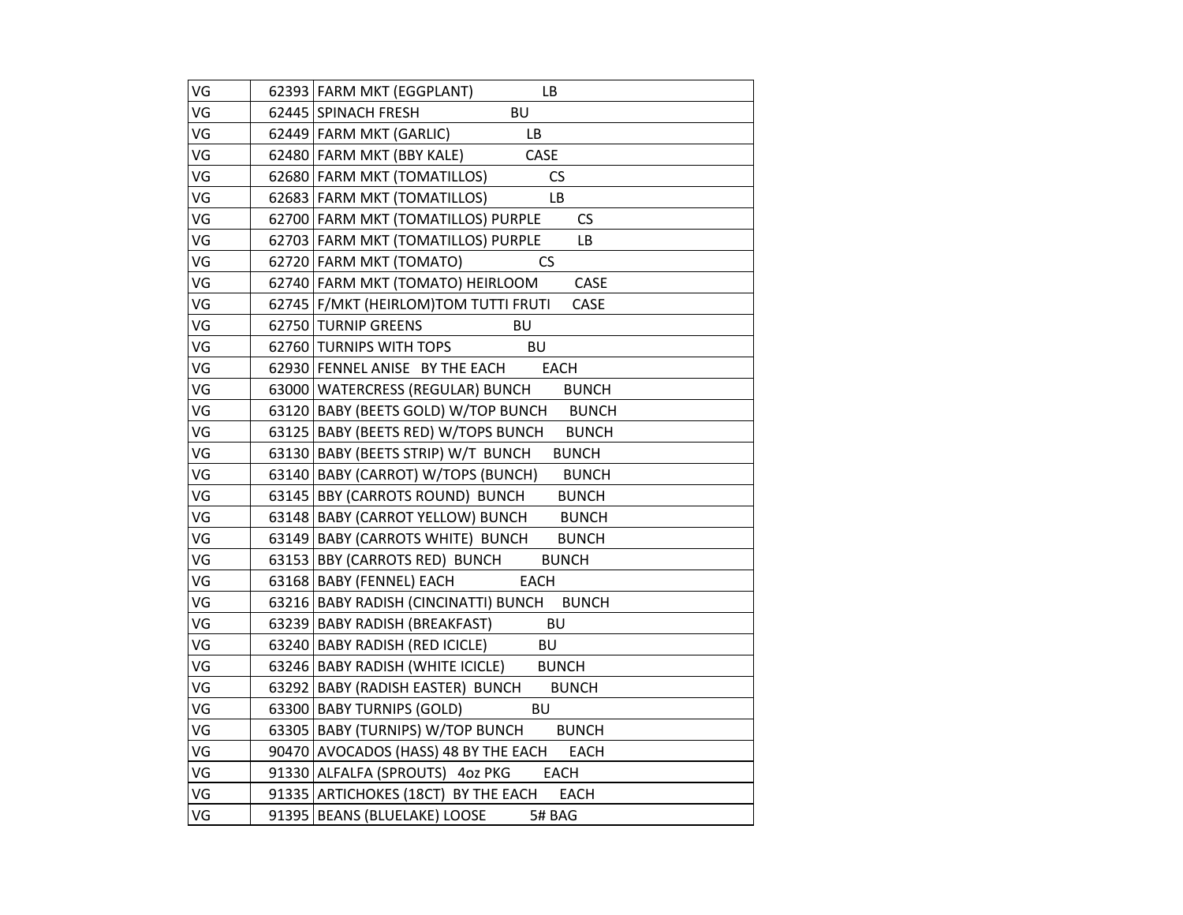| | | |
|---|---|---|
| VG | 62393 | FARM MKT (EGGPLANT) LB |
| VG | 62445 | SPINACH FRESH BU |
| VG | 62449 | FARM MKT (GARLIC) LB |
| VG | 62480 | FARM MKT (BBY KALE) CASE |
| VG | 62680 | FARM MKT (TOMATILLOS) CS |
| VG | 62683 | FARM MKT (TOMATILLOS) LB |
| VG | 62700 | FARM MKT (TOMATILLOS) PURPLE CS |
| VG | 62703 | FARM MKT (TOMATILLOS) PURPLE LB |
| VG | 62720 | FARM MKT (TOMATO) CS |
| VG | 62740 | FARM MKT (TOMATO) HEIRLOOM CASE |
| VG | 62745 | F/MKT (HEIRLOM)TOM TUTTI FRUTI CASE |
| VG | 62750 | TURNIP GREENS BU |
| VG | 62760 | TURNIPS WITH TOPS BU |
| VG | 62930 | FENNEL ANISE BY THE EACH EACH |
| VG | 63000 | WATERCRESS (REGULAR) BUNCH BUNCH |
| VG | 63120 | BABY (BEETS GOLD) W/TOP BUNCH BUNCH |
| VG | 63125 | BABY (BEETS RED) W/TOPS BUNCH BUNCH |
| VG | 63130 | BABY (BEETS STRIP) W/T BUNCH BUNCH |
| VG | 63140 | BABY (CARROT) W/TOPS (BUNCH) BUNCH |
| VG | 63145 | BBY (CARROTS ROUND) BUNCH BUNCH |
| VG | 63148 | BABY (CARROT YELLOW) BUNCH BUNCH |
| VG | 63149 | BABY (CARROTS WHITE) BUNCH BUNCH |
| VG | 63153 | BBY (CARROTS RED) BUNCH BUNCH |
| VG | 63168 | BABY (FENNEL) EACH EACH |
| VG | 63216 | BABY RADISH (CINCINATTI) BUNCH BUNCH |
| VG | 63239 | BABY RADISH (BREAKFAST) BU |
| VG | 63240 | BABY RADISH (RED ICICLE) BU |
| VG | 63246 | BABY RADISH (WHITE ICICLE) BUNCH |
| VG | 63292 | BABY (RADISH EASTER) BUNCH BUNCH |
| VG | 63300 | BABY TURNIPS (GOLD) BU |
| VG | 63305 | BABY (TURNIPS) W/TOP BUNCH BUNCH |
| VG | 90470 | AVOCADOS (HASS) 48 BY THE EACH EACH |
| VG | 91330 | ALFALFA (SPROUTS) 4oz PKG EACH |
| VG | 91335 | ARTICHOKES (18CT) BY THE EACH EACH |
| VG | 91395 | BEANS (BLUELAKE) LOOSE 5# BAG |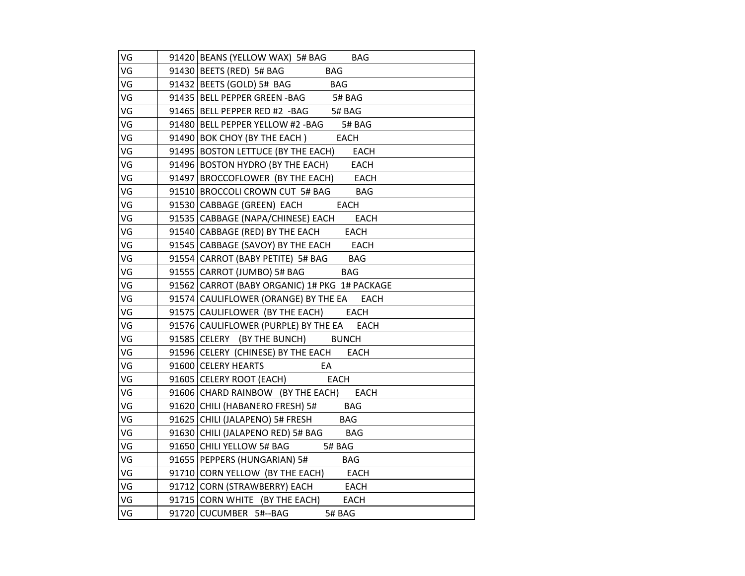| VG | 91420 | BEANS (YELLOW WAX) 5# BAG BAG |
|---|---|---|
| VG | 91430 | BEETS (RED) 5# BAG BAG |
| VG | 91432 | BEETS (GOLD) 5# BAG BAG |
| VG | 91435 | BELL PEPPER GREEN -BAG 5# BAG |
| VG | 91465 | BELL PEPPER RED #2 -BAG 5# BAG |
| VG | 91480 | BELL PEPPER YELLOW #2 -BAG 5# BAG |
| VG | 91490 | BOK CHOY (BY THE EACH ) EACH |
| VG | 91495 | BOSTON LETTUCE (BY THE EACH) EACH |
| VG | 91496 | BOSTON HYDRO (BY THE EACH) EACH |
| VG | 91497 | BROCCOFLOWER (BY THE EACH) EACH |
| VG | 91510 | BROCCOLI CROWN CUT 5# BAG BAG |
| VG | 91530 | CABBAGE (GREEN) EACH EACH |
| VG | 91535 | CABBAGE (NAPA/CHINESE) EACH EACH |
| VG | 91540 | CABBAGE (RED) BY THE EACH EACH |
| VG | 91545 | CABBAGE (SAVOY) BY THE EACH EACH |
| VG | 91554 | CARROT (BABY PETITE) 5# BAG BAG |
| VG | 91555 | CARROT (JUMBO) 5# BAG BAG |
| VG | 91562 | CARROT (BABY ORGANIC) 1# PKG 1# PACKAGE |
| VG | 91574 | CAULIFLOWER (ORANGE) BY THE EA EACH |
| VG | 91575 | CAULIFLOWER (BY THE EACH) EACH |
| VG | 91576 | CAULIFLOWER (PURPLE) BY THE EA EACH |
| VG | 91585 | CELERY (BY THE BUNCH) BUNCH |
| VG | 91596 | CELERY (CHINESE) BY THE EACH EACH |
| VG | 91600 | CELERY HEARTS EA |
| VG | 91605 | CELERY ROOT (EACH) EACH |
| VG | 91606 | CHARD RAINBOW (BY THE EACH) EACH |
| VG | 91620 | CHILI (HABANERO FRESH) 5# BAG |
| VG | 91625 | CHILI (JALAPENO) 5# FRESH BAG |
| VG | 91630 | CHILI (JALAPENO RED) 5# BAG BAG |
| VG | 91650 | CHILI YELLOW 5# BAG 5# BAG |
| VG | 91655 | PEPPERS (HUNGARIAN) 5# BAG |
| VG | 91710 | CORN YELLOW (BY THE EACH) EACH |
| VG | 91712 | CORN (STRAWBERRY) EACH EACH |
| VG | 91715 | CORN WHITE (BY THE EACH) EACH |
| VG | 91720 | CUCUMBER 5#--BAG 5# BAG |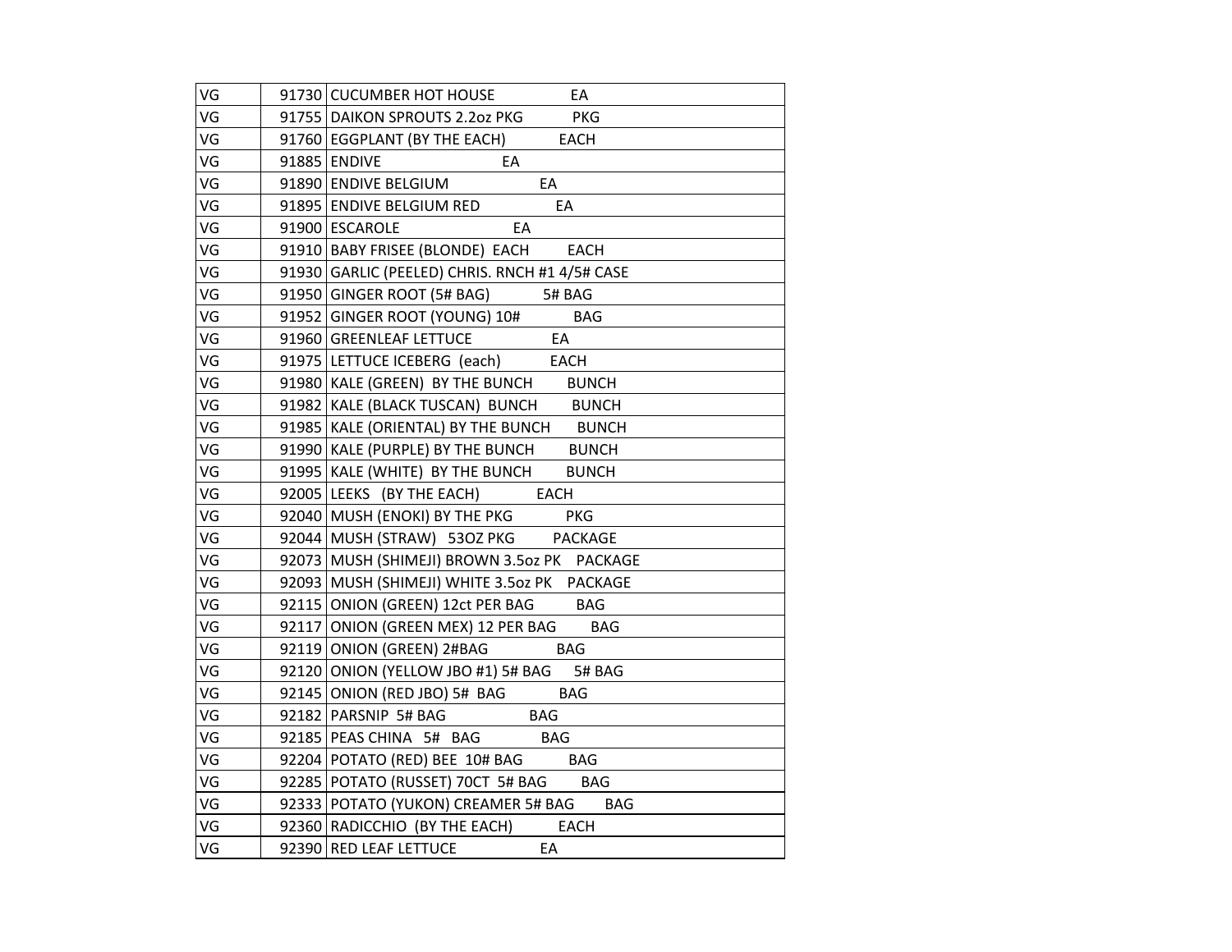| | | |
|---|---|---|
| VG | 91730 | CUCUMBER HOT HOUSE EA |
| VG | 91755 | DAIKON SPROUTS 2.2oz PKG PKG |
| VG | 91760 | EGGPLANT (BY THE EACH) EACH |
| VG | 91885 | ENDIVE EA |
| VG | 91890 | ENDIVE BELGIUM EA |
| VG | 91895 | ENDIVE BELGIUM RED EA |
| VG | 91900 | ESCAROLE EA |
| VG | 91910 | BABY FRISEE (BLONDE) EACH EACH |
| VG | 91930 | GARLIC (PEELED) CHRIS. RNCH #1 4/5# CASE |
| VG | 91950 | GINGER ROOT (5# BAG) 5# BAG |
| VG | 91952 | GINGER ROOT (YOUNG) 10# BAG |
| VG | 91960 | GREENLEAF LETTUCE EA |
| VG | 91975 | LETTUCE ICEBERG (each) EACH |
| VG | 91980 | KALE (GREEN) BY THE BUNCH BUNCH |
| VG | 91982 | KALE (BLACK TUSCAN) BUNCH BUNCH |
| VG | 91985 | KALE (ORIENTAL) BY THE BUNCH BUNCH |
| VG | 91990 | KALE (PURPLE) BY THE BUNCH BUNCH |
| VG | 91995 | KALE (WHITE) BY THE BUNCH BUNCH |
| VG | 92005 | LEEKS (BY THE EACH) EACH |
| VG | 92040 | MUSH (ENOKI) BY THE PKG PKG |
| VG | 92044 | MUSH (STRAW) 53OZ PKG PACKAGE |
| VG | 92073 | MUSH (SHIMEJI) BROWN 3.5oz PK PACKAGE |
| VG | 92093 | MUSH (SHIMEJI) WHITE 3.5oz PK PACKAGE |
| VG | 92115 | ONION (GREEN) 12ct PER BAG BAG |
| VG | 92117 | ONION (GREEN MEX) 12 PER BAG BAG |
| VG | 92119 | ONION (GREEN) 2#BAG BAG |
| VG | 92120 | ONION (YELLOW JBO #1) 5# BAG 5# BAG |
| VG | 92145 | ONION (RED JBO) 5# BAG BAG |
| VG | 92182 | PARSNIP 5# BAG BAG |
| VG | 92185 | PEAS CHINA 5# BAG BAG |
| VG | 92204 | POTATO (RED) BEE 10# BAG BAG |
| VG | 92285 | POTATO (RUSSET) 70CT 5# BAG BAG |
| VG | 92333 | POTATO (YUKON) CREAMER 5# BAG BAG |
| VG | 92360 | RADICCHIO (BY THE EACH) EACH |
| VG | 92390 | RED LEAF LETTUCE EA |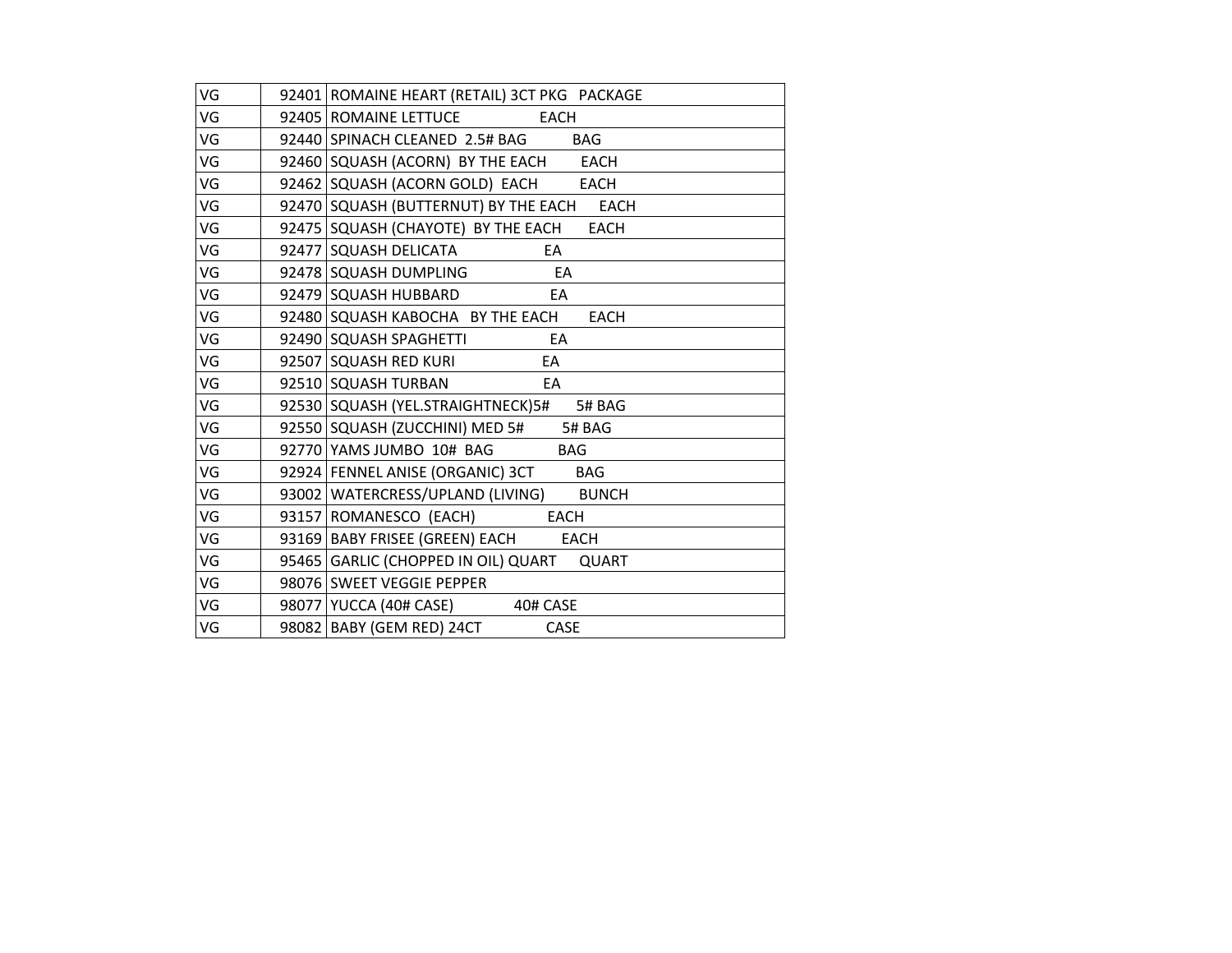| | | |
|---|---|---|
| VG | 92401 | ROMAINE HEART (RETAIL) 3CT PKG PACKAGE |
| VG | 92405 | ROMAINE LETTUCE EACH |
| VG | 92440 | SPINACH CLEANED 2.5# BAG BAG |
| VG | 92460 | SQUASH (ACORN) BY THE EACH EACH |
| VG | 92462 | SQUASH (ACORN GOLD) EACH EACH |
| VG | 92470 | SQUASH (BUTTERNUT) BY THE EACH EACH |
| VG | 92475 | SQUASH (CHAYOTE) BY THE EACH EACH |
| VG | 92477 | SQUASH DELICATA EA |
| VG | 92478 | SQUASH DUMPLING EA |
| VG | 92479 | SQUASH HUBBARD EA |
| VG | 92480 | SQUASH KABOCHA BY THE EACH EACH |
| VG | 92490 | SQUASH SPAGHETTI EA |
| VG | 92507 | SQUASH RED KURI EA |
| VG | 92510 | SQUASH TURBAN EA |
| VG | 92530 | SQUASH (YEL.STRAIGHTNECK)5# 5# BAG |
| VG | 92550 | SQUASH (ZUCCHINI) MED 5# 5# BAG |
| VG | 92770 | YAMS JUMBO 10# BAG BAG |
| VG | 92924 | FENNEL ANISE (ORGANIC) 3CT BAG |
| VG | 93002 | WATERCRESS/UPLAND (LIVING) BUNCH |
| VG | 93157 | ROMANESCO (EACH) EACH |
| VG | 93169 | BABY FRISEE (GREEN) EACH EACH |
| VG | 95465 | GARLIC (CHOPPED IN OIL) QUART QUART |
| VG | 98076 | SWEET VEGGIE PEPPER |
| VG | 98077 | YUCCA (40# CASE) 40# CASE |
| VG | 98082 | BABY (GEM RED) 24CT CASE |